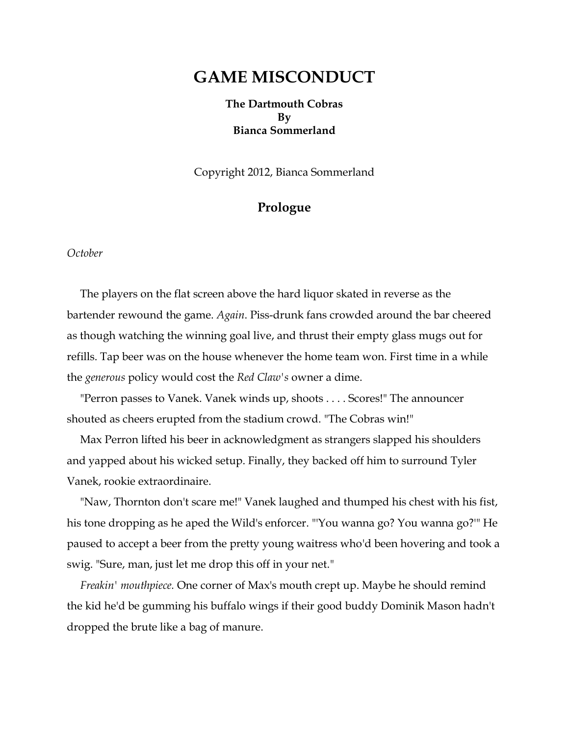# GAME MISCONDUCT

**The Dartmouth Cobras**
**By**
**Bianca Sommerland**

Copyright 2012, Bianca Sommerland

## Prologue

*October*

The players on the flat screen above the hard liquor skated in reverse as the bartender rewound the game. *Again*. Piss-drunk fans crowded around the bar cheered as though watching the winning goal live, and thrust their empty glass mugs out for refills. Tap beer was on the house whenever the home team won. First time in a while the *generous* policy would cost the *Red Claw's* owner a dime.

"Perron passes to Vanek. Vanek winds up, shoots . . . . Scores!" The announcer shouted as cheers erupted from the stadium crowd. "The Cobras win!"

Max Perron lifted his beer in acknowledgment as strangers slapped his shoulders and yapped about his wicked setup. Finally, they backed off him to surround Tyler Vanek, rookie extraordinaire.

"Naw, Thornton don't scare me!" Vanek laughed and thumped his chest with his fist, his tone dropping as he aped the Wild's enforcer. "'You wanna go? You wanna go?'" He paused to accept a beer from the pretty young waitress who'd been hovering and took a swig. "Sure, man, just let me drop this off in your net."

*Freakin' mouthpiece.* One corner of Max's mouth crept up. Maybe he should remind the kid he'd be gumming his buffalo wings if their good buddy Dominik Mason hadn't dropped the brute like a bag of manure.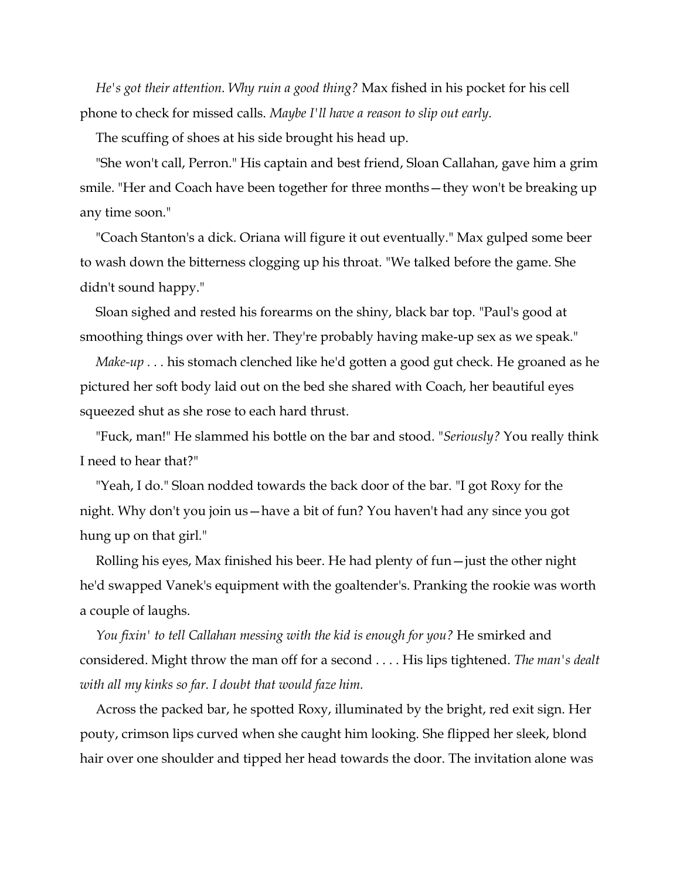*He's got their attention. Why ruin a good thing?* Max fished in his pocket for his cell phone to check for missed calls. *Maybe I'll have a reason to slip out early.*

The scuffing of shoes at his side brought his head up.

"She won't call, Perron." His captain and best friend, Sloan Callahan, gave him a grim smile. "Her and Coach have been together for three months—they won't be breaking up any time soon."

"Coach Stanton's a dick. Oriana will figure it out eventually." Max gulped some beer to wash down the bitterness clogging up his throat. "We talked before the game. She didn't sound happy."

Sloan sighed and rested his forearms on the shiny, black bar top. "Paul's good at smoothing things over with her. They're probably having make-up sex as we speak."

*Make-up . . .* his stomach clenched like he'd gotten a good gut check. He groaned as he pictured her soft body laid out on the bed she shared with Coach, her beautiful eyes squeezed shut as she rose to each hard thrust.

"Fuck, man!" He slammed his bottle on the bar and stood. "*Seriously?* You really think I need to hear that?"

"Yeah, I do." Sloan nodded towards the back door of the bar. "I got Roxy for the night. Why don't you join us—have a bit of fun? You haven't had any since you got hung up on that girl."

Rolling his eyes, Max finished his beer. He had plenty of fun—just the other night he'd swapped Vanek's equipment with the goaltender's. Pranking the rookie was worth a couple of laughs.

*You fixin' to tell Callahan messing with the kid is enough for you?* He smirked and considered. Might throw the man off for a second . . . . His lips tightened. *The man's dealt with all my kinks so far. I doubt that would faze him.*

Across the packed bar, he spotted Roxy, illuminated by the bright, red exit sign. Her pouty, crimson lips curved when she caught him looking. She flipped her sleek, blond hair over one shoulder and tipped her head towards the door. The invitation alone was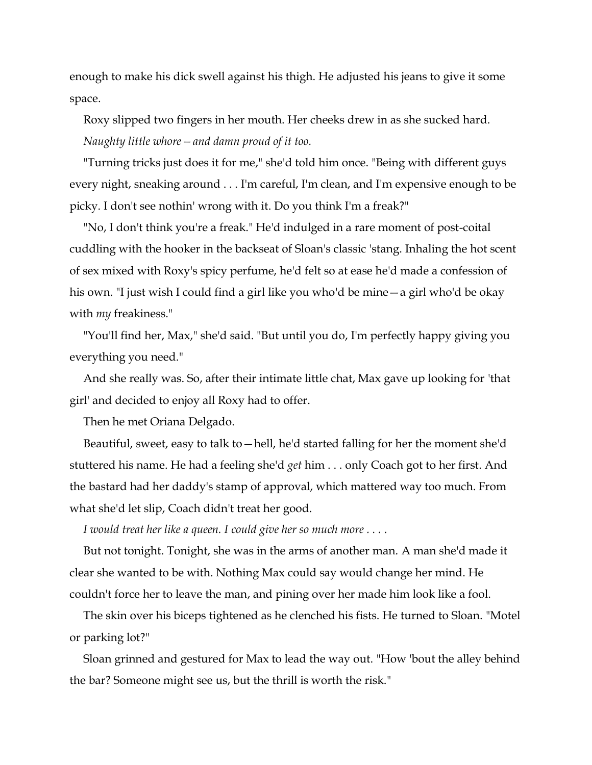enough to make his dick swell against his thigh. He adjusted his jeans to give it some space.

Roxy slipped two fingers in her mouth. Her cheeks drew in as she sucked hard.

*Naughty little whore—and damn proud of it too.*

"Turning tricks just does it for me," she'd told him once. "Being with different guys every night, sneaking around . . . I'm careful, I'm clean, and I'm expensive enough to be picky. I don't see nothin' wrong with it. Do you think I'm a freak?"

"No, I don't think you're a freak." He'd indulged in a rare moment of post-coital cuddling with the hooker in the backseat of Sloan's classic 'stang. Inhaling the hot scent of sex mixed with Roxy's spicy perfume, he'd felt so at ease he'd made a confession of his own. "I just wish I could find a girl like you who'd be mine—a girl who'd be okay with *my* freakiness."

"You'll find her, Max," she'd said. "But until you do, I'm perfectly happy giving you everything you need."

And she really was. So, after their intimate little chat, Max gave up looking for 'that girl' and decided to enjoy all Roxy had to offer.

Then he met Oriana Delgado.

Beautiful, sweet, easy to talk to—hell, he'd started falling for her the moment she'd stuttered his name. He had a feeling she'd *get* him . . . only Coach got to her first. And the bastard had her daddy's stamp of approval, which mattered way too much. From what she'd let slip, Coach didn't treat her good.

*I would treat her like a queen. I could give her so much more . . . .*

But not tonight. Tonight, she was in the arms of another man. A man she'd made it clear she wanted to be with. Nothing Max could say would change her mind. He couldn't force her to leave the man, and pining over her made him look like a fool.

The skin over his biceps tightened as he clenched his fists. He turned to Sloan. "Motel or parking lot?"

Sloan grinned and gestured for Max to lead the way out. "How 'bout the alley behind the bar? Someone might see us, but the thrill is worth the risk."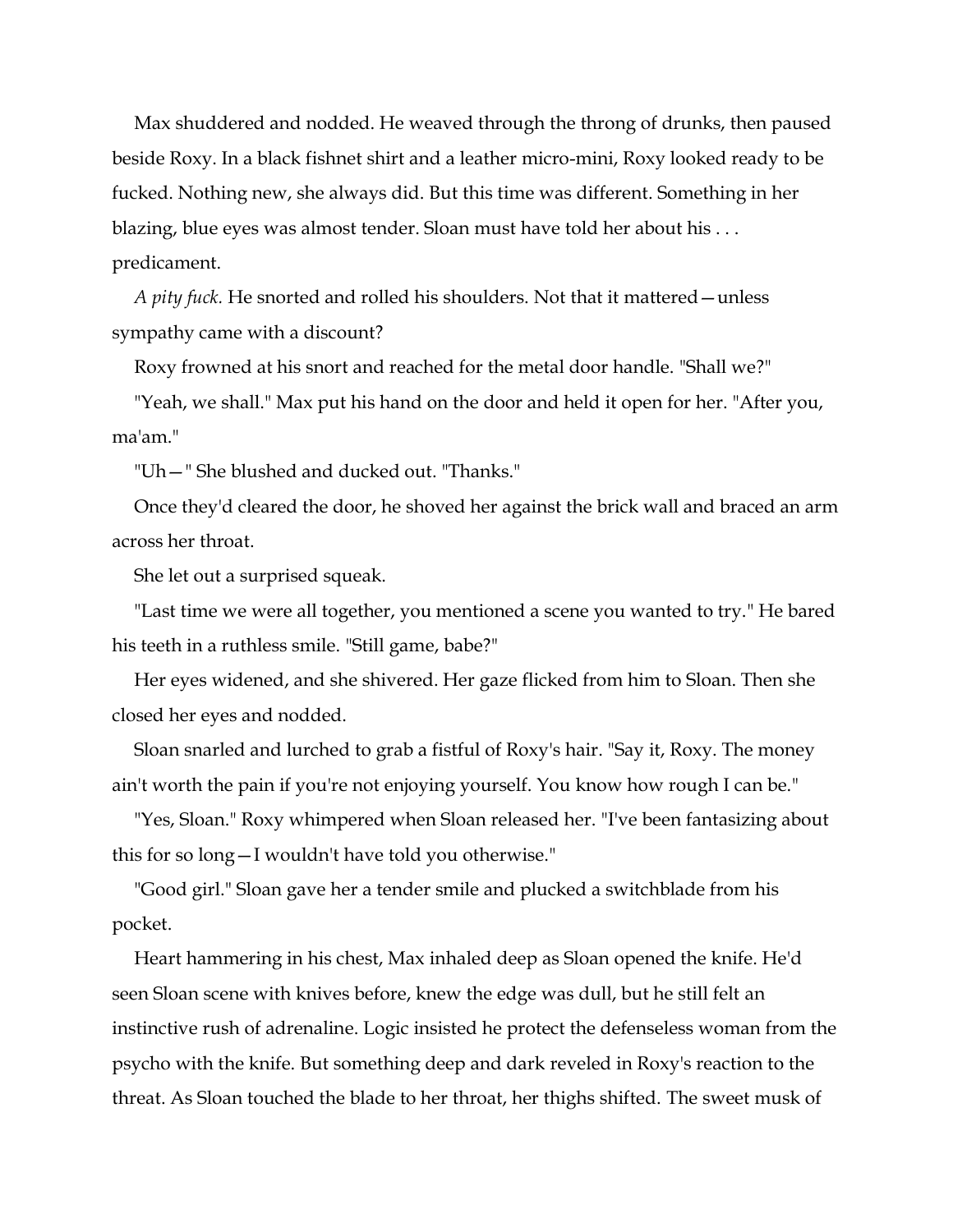Max shuddered and nodded. He weaved through the throng of drunks, then paused beside Roxy. In a black fishnet shirt and a leather micro-mini, Roxy looked ready to be fucked. Nothing new, she always did. But this time was different. Something in her blazing, blue eyes was almost tender. Sloan must have told her about his . . . predicament.

*A pity fuck.* He snorted and rolled his shoulders. Not that it mattered—unless sympathy came with a discount?

Roxy frowned at his snort and reached for the metal door handle. "Shall we?"

"Yeah, we shall." Max put his hand on the door and held it open for her. "After you, ma'am."

"Uh— " She blushed and ducked out. "Thanks."

Once they'd cleared the door, he shoved her against the brick wall and braced an arm across her throat.

She let out a surprised squeak.

"Last time we were all together, you mentioned a scene you wanted to try." He bared his teeth in a ruthless smile. "Still game, babe?"

Her eyes widened, and she shivered. Her gaze flicked from him to Sloan. Then she closed her eyes and nodded.

Sloan snarled and lurched to grab a fistful of Roxy's hair. "Say it, Roxy. The money ain't worth the pain if you're not enjoying yourself. You know how rough I can be."

"Yes, Sloan." Roxy whimpered when Sloan released her. "I've been fantasizing about this for so long—I wouldn't have told you otherwise."

"Good girl." Sloan gave her a tender smile and plucked a switchblade from his pocket.

Heart hammering in his chest, Max inhaled deep as Sloan opened the knife. He'd seen Sloan scene with knives before, knew the edge was dull, but he still felt an instinctive rush of adrenaline. Logic insisted he protect the defenseless woman from the psycho with the knife. But something deep and dark reveled in Roxy's reaction to the threat. As Sloan touched the blade to her throat, her thighs shifted. The sweet musk of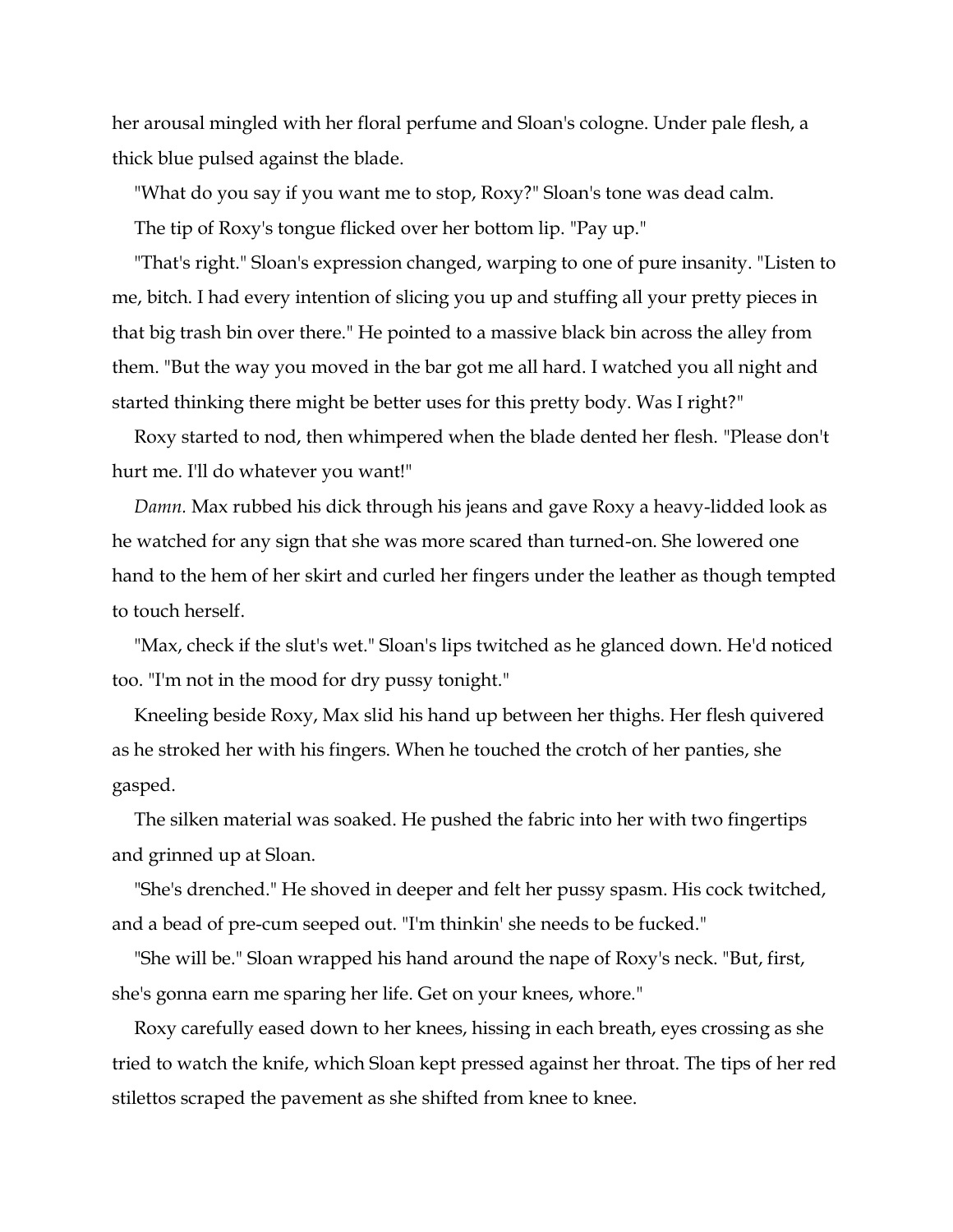her arousal mingled with her floral perfume and Sloan's cologne. Under pale flesh, a thick blue pulsed against the blade.

"What do you say if you want me to stop, Roxy?" Sloan's tone was dead calm.

The tip of Roxy's tongue flicked over her bottom lip. "Pay up."

"That's right." Sloan's expression changed, warping to one of pure insanity. "Listen to me, bitch. I had every intention of slicing you up and stuffing all your pretty pieces in that big trash bin over there." He pointed to a massive black bin across the alley from them. "But the way you moved in the bar got me all hard. I watched you all night and started thinking there might be better uses for this pretty body. Was I right?"

Roxy started to nod, then whimpered when the blade dented her flesh. "Please don't hurt me. I'll do whatever you want!"

*Damn.* Max rubbed his dick through his jeans and gave Roxy a heavy-lidded look as he watched for any sign that she was more scared than turned-on. She lowered one hand to the hem of her skirt and curled her fingers under the leather as though tempted to touch herself.

"Max, check if the slut's wet." Sloan's lips twitched as he glanced down. He'd noticed too. "I'm not in the mood for dry pussy tonight."

Kneeling beside Roxy, Max slid his hand up between her thighs. Her flesh quivered as he stroked her with his fingers. When he touched the crotch of her panties, she gasped.

The silken material was soaked. He pushed the fabric into her with two fingertips and grinned up at Sloan.

"She's drenched." He shoved in deeper and felt her pussy spasm. His cock twitched, and a bead of pre-cum seeped out. "I'm thinkin' she needs to be fucked."

"She will be." Sloan wrapped his hand around the nape of Roxy's neck. "But, first, she's gonna earn me sparing her life. Get on your knees, whore."

Roxy carefully eased down to her knees, hissing in each breath, eyes crossing as she tried to watch the knife, which Sloan kept pressed against her throat. The tips of her red stilettos scraped the pavement as she shifted from knee to knee.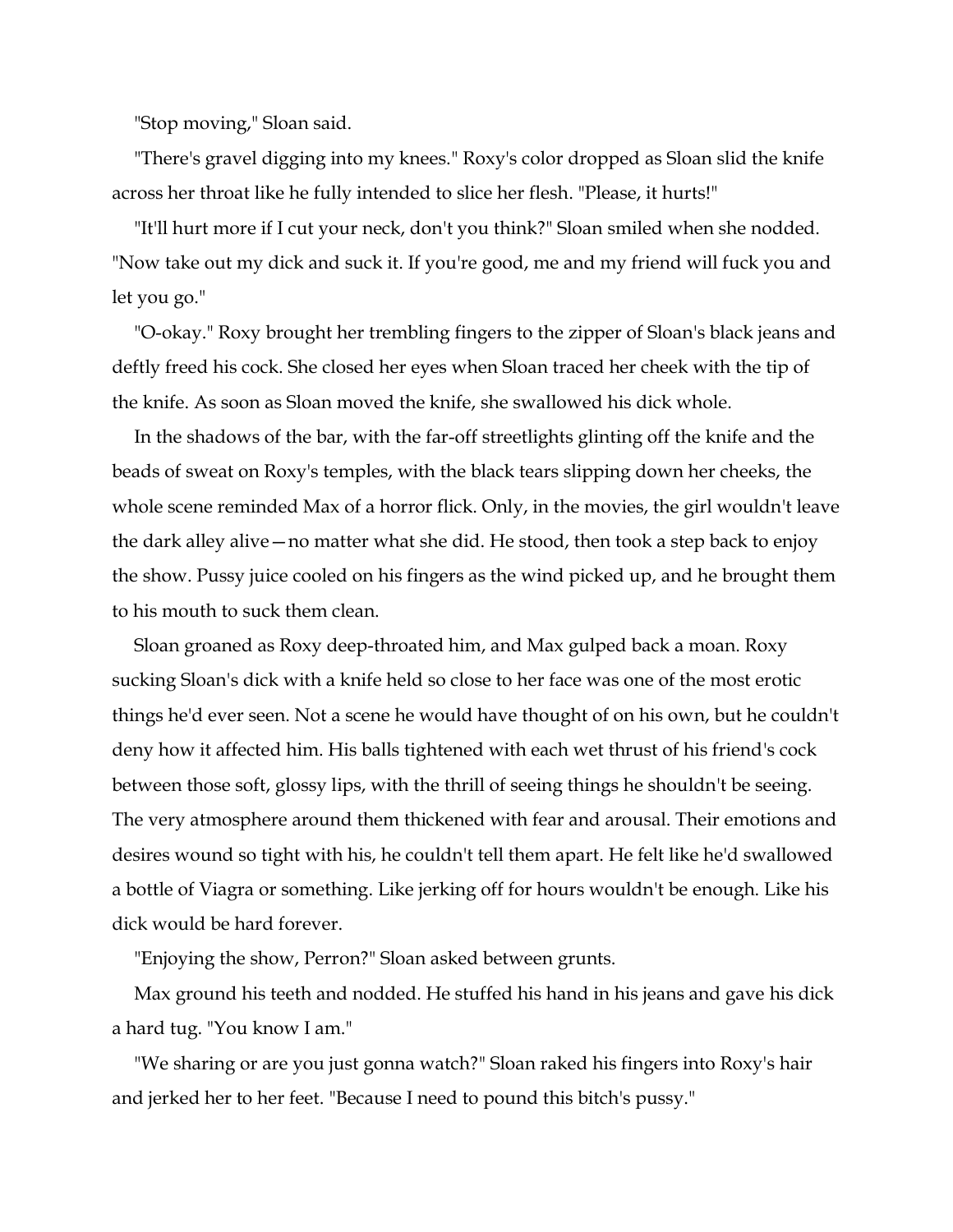"Stop moving," Sloan said.

"There's gravel digging into my knees." Roxy's color dropped as Sloan slid the knife across her throat like he fully intended to slice her flesh. "Please, it hurts!"

"It'll hurt more if I cut your neck, don't you think?" Sloan smiled when she nodded. "Now take out my dick and suck it. If you're good, me and my friend will fuck you and let you go."

"O-okay." Roxy brought her trembling fingers to the zipper of Sloan's black jeans and deftly freed his cock. She closed her eyes when Sloan traced her cheek with the tip of the knife. As soon as Sloan moved the knife, she swallowed his dick whole.

In the shadows of the bar, with the far-off streetlights glinting off the knife and the beads of sweat on Roxy's temples, with the black tears slipping down her cheeks, the whole scene reminded Max of a horror flick. Only, in the movies, the girl wouldn't leave the dark alley alive—no matter what she did. He stood, then took a step back to enjoy the show. Pussy juice cooled on his fingers as the wind picked up, and he brought them to his mouth to suck them clean.

Sloan groaned as Roxy deep-throated him, and Max gulped back a moan. Roxy sucking Sloan's dick with a knife held so close to her face was one of the most erotic things he'd ever seen. Not a scene he would have thought of on his own, but he couldn't deny how it affected him. His balls tightened with each wet thrust of his friend's cock between those soft, glossy lips, with the thrill of seeing things he shouldn't be seeing. The very atmosphere around them thickened with fear and arousal. Their emotions and desires wound so tight with his, he couldn't tell them apart. He felt like he'd swallowed a bottle of Viagra or something. Like jerking off for hours wouldn't be enough. Like his dick would be hard forever.

"Enjoying the show, Perron?" Sloan asked between grunts.

Max ground his teeth and nodded. He stuffed his hand in his jeans and gave his dick a hard tug. "You know I am."

"We sharing or are you just gonna watch?" Sloan raked his fingers into Roxy's hair and jerked her to her feet. "Because I need to pound this bitch's pussy."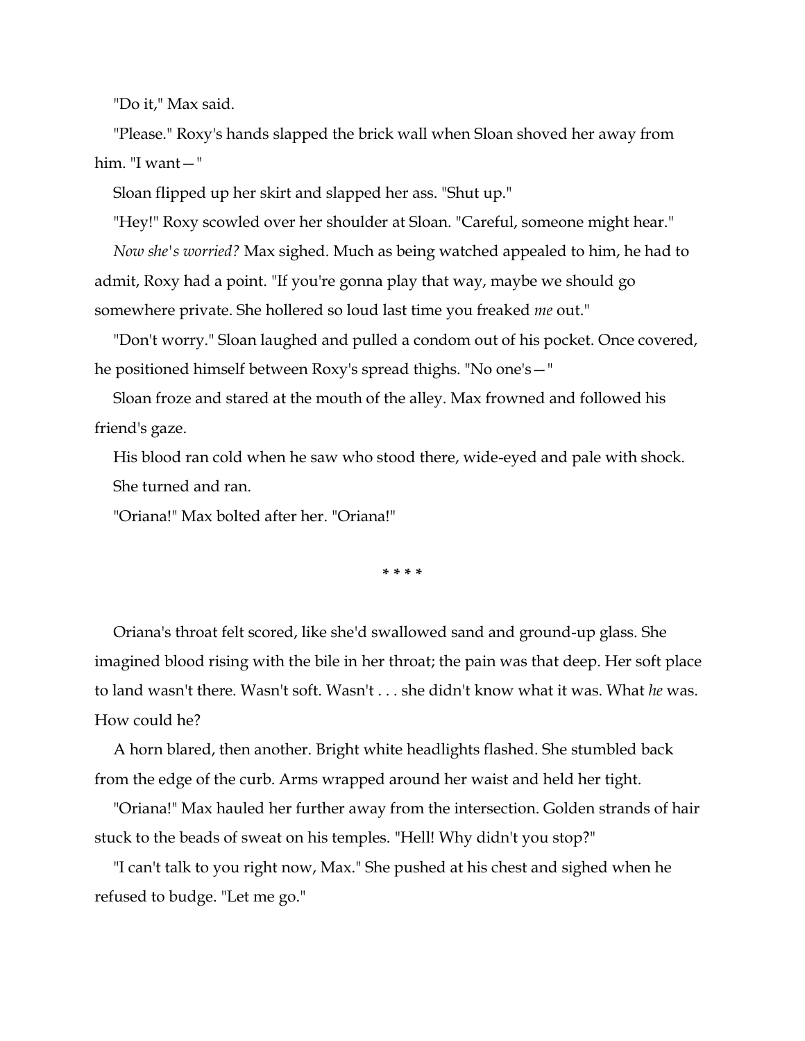"Do it," Max said.

"Please." Roxy's hands slapped the brick wall when Sloan shoved her away from him. "I want— "

Sloan flipped up her skirt and slapped her ass. "Shut up."

"Hey!" Roxy scowled over her shoulder at Sloan. "Careful, someone might hear."

*Now she's worried?* Max sighed. Much as being watched appealed to him, he had to admit, Roxy had a point. "If you're gonna play that way, maybe we should go somewhere private. She hollered so loud last time you freaked *me* out."

"Don't worry." Sloan laughed and pulled a condom out of his pocket. Once covered, he positioned himself between Roxy's spread thighs. "No one's— "

Sloan froze and stared at the mouth of the alley. Max frowned and followed his friend's gaze.

His blood ran cold when he saw who stood there, wide-eyed and pale with shock.

She turned and ran.

"Oriana!" Max bolted after her. "Oriana!"

* * * *

Oriana's throat felt scored, like she'd swallowed sand and ground-up glass. She imagined blood rising with the bile in her throat; the pain was that deep. Her soft place to land wasn't there. Wasn't soft. Wasn't . . . she didn't know what it was. What *he* was. How could he?

A horn blared, then another. Bright white headlights flashed. She stumbled back from the edge of the curb. Arms wrapped around her waist and held her tight.

"Oriana!" Max hauled her further away from the intersection. Golden strands of hair stuck to the beads of sweat on his temples. "Hell! Why didn't you stop?"

"I can't talk to you right now, Max." She pushed at his chest and sighed when he refused to budge. "Let me go."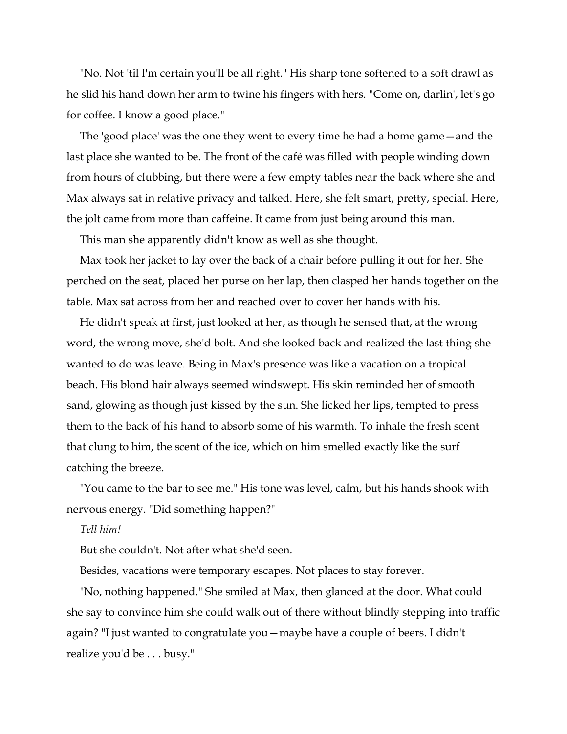"No. Not 'til I'm certain you'll be all right." His sharp tone softened to a soft drawl as he slid his hand down her arm to twine his fingers with hers. "Come on, darlin', let's go for coffee. I know a good place."

The 'good place' was the one they went to every time he had a home game—and the last place she wanted to be. The front of the café was filled with people winding down from hours of clubbing, but there were a few empty tables near the back where she and Max always sat in relative privacy and talked. Here, she felt smart, pretty, special. Here, the jolt came from more than caffeine. It came from just being around this man.

This man she apparently didn't know as well as she thought.

Max took her jacket to lay over the back of a chair before pulling it out for her. She perched on the seat, placed her purse on her lap, then clasped her hands together on the table. Max sat across from her and reached over to cover her hands with his.

He didn't speak at first, just looked at her, as though he sensed that, at the wrong word, the wrong move, she'd bolt. And she looked back and realized the last thing she wanted to do was leave. Being in Max's presence was like a vacation on a tropical beach. His blond hair always seemed windswept. His skin reminded her of smooth sand, glowing as though just kissed by the sun. She licked her lips, tempted to press them to the back of his hand to absorb some of his warmth. To inhale the fresh scent that clung to him, the scent of the ice, which on him smelled exactly like the surf catching the breeze.

"You came to the bar to see me." His tone was level, calm, but his hands shook with nervous energy. "Did something happen?"

*Tell him!*

But she couldn't. Not after what she'd seen.

Besides, vacations were temporary escapes. Not places to stay forever.

"No, nothing happened." She smiled at Max, then glanced at the door. What could she say to convince him she could walk out of there without blindly stepping into traffic again? "I just wanted to congratulate you—maybe have a couple of beers. I didn't realize you'd be . . . busy."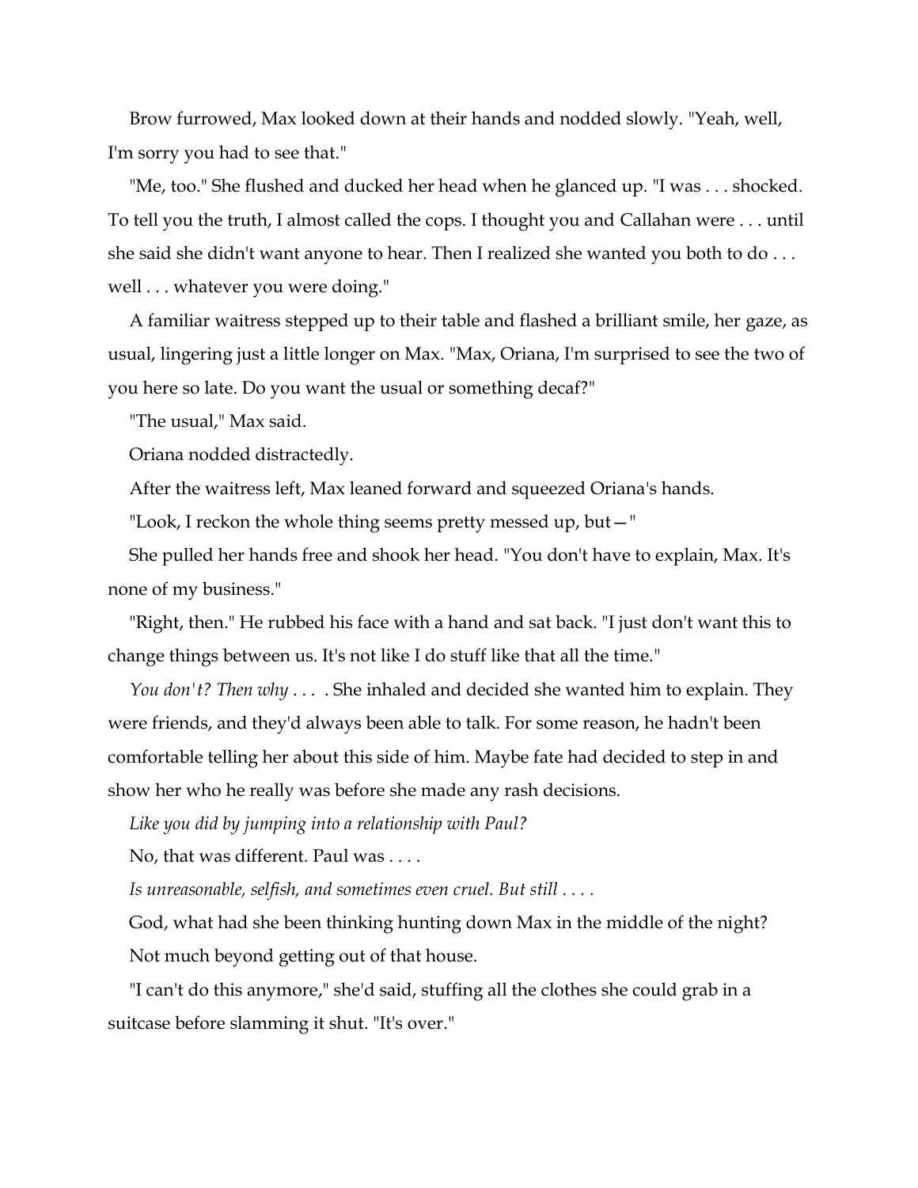Brow furrowed, Max looked down at their hands and nodded slowly. "Yeah, well, I'm sorry you had to see that."

"Me, too." She flushed and ducked her head when he glanced up. "I was . . . shocked. To tell you the truth, I almost called the cops. I thought you and Callahan were . . . until she said she didn't want anyone to hear. Then I realized she wanted you both to do . . . well . . . whatever you were doing."

A familiar waitress stepped up to their table and flashed a brilliant smile, her gaze, as usual, lingering just a little longer on Max. "Max, Oriana, I'm surprised to see the two of you here so late. Do you want the usual or something decaf?"

"The usual," Max said.

Oriana nodded distractedly.

After the waitress left, Max leaned forward and squeezed Oriana's hands.

"Look, I reckon the whole thing seems pretty messed up, but—"

She pulled her hands free and shook her head. "You don't have to explain, Max. It's none of my business."

"Right, then." He rubbed his face with a hand and sat back. "I just don't want this to change things between us. It's not like I do stuff like that all the time."

*You don't? Then why . . . .* She inhaled and decided she wanted him to explain. They were friends, and they'd always been able to talk. For some reason, he hadn't been comfortable telling her about this side of him. Maybe fate had decided to step in and show her who he really was before she made any rash decisions.

*Like you did by jumping into a relationship with Paul?*

No, that was different. Paul was . . . .

*Is unreasonable, selfish, and sometimes even cruel. But still . . . .*

God, what had she been thinking hunting down Max in the middle of the night?

Not much beyond getting out of that house.

"I can't do this anymore," she'd said, stuffing all the clothes she could grab in a suitcase before slamming it shut. "It's over."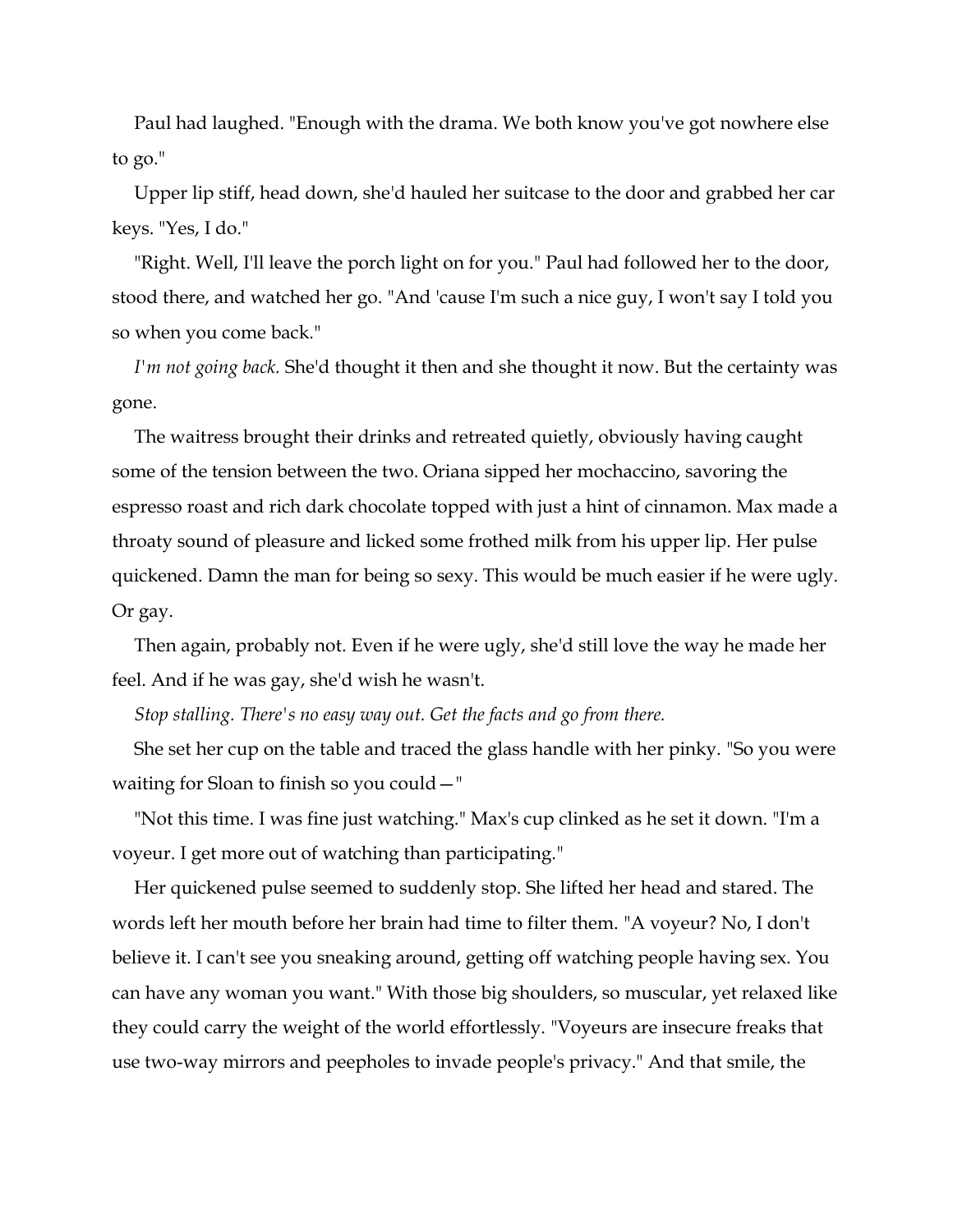Paul had laughed. "Enough with the drama. We both know you've got nowhere else to go."

Upper lip stiff, head down, she'd hauled her suitcase to the door and grabbed her car keys. "Yes, I do."

"Right. Well, I'll leave the porch light on for you." Paul had followed her to the door, stood there, and watched her go. "And 'cause I'm such a nice guy, I won't say I told you so when you come back."

*I'm not going back.* She'd thought it then and she thought it now. But the certainty was gone.

The waitress brought their drinks and retreated quietly, obviously having caught some of the tension between the two. Oriana sipped her mochaccino, savoring the espresso roast and rich dark chocolate topped with just a hint of cinnamon. Max made a throaty sound of pleasure and licked some frothed milk from his upper lip. Her pulse quickened. Damn the man for being so sexy. This would be much easier if he were ugly. Or gay.

Then again, probably not. Even if he were ugly, she'd still love the way he made her feel. And if he was gay, she'd wish he wasn't.

*Stop stalling. There's no easy way out. Get the facts and go from there.*

She set her cup on the table and traced the glass handle with her pinky. "So you were waiting for Sloan to finish so you could—"

"Not this time. I was fine just watching." Max's cup clinked as he set it down. "I'm a voyeur. I get more out of watching than participating."

Her quickened pulse seemed to suddenly stop. She lifted her head and stared. The words left her mouth before her brain had time to filter them. "A voyeur? No, I don't believe it. I can't see you sneaking around, getting off watching people having sex. You can have any woman you want." With those big shoulders, so muscular, yet relaxed like they could carry the weight of the world effortlessly. "Voyeurs are insecure freaks that use two-way mirrors and peepholes to invade people's privacy." And that smile, the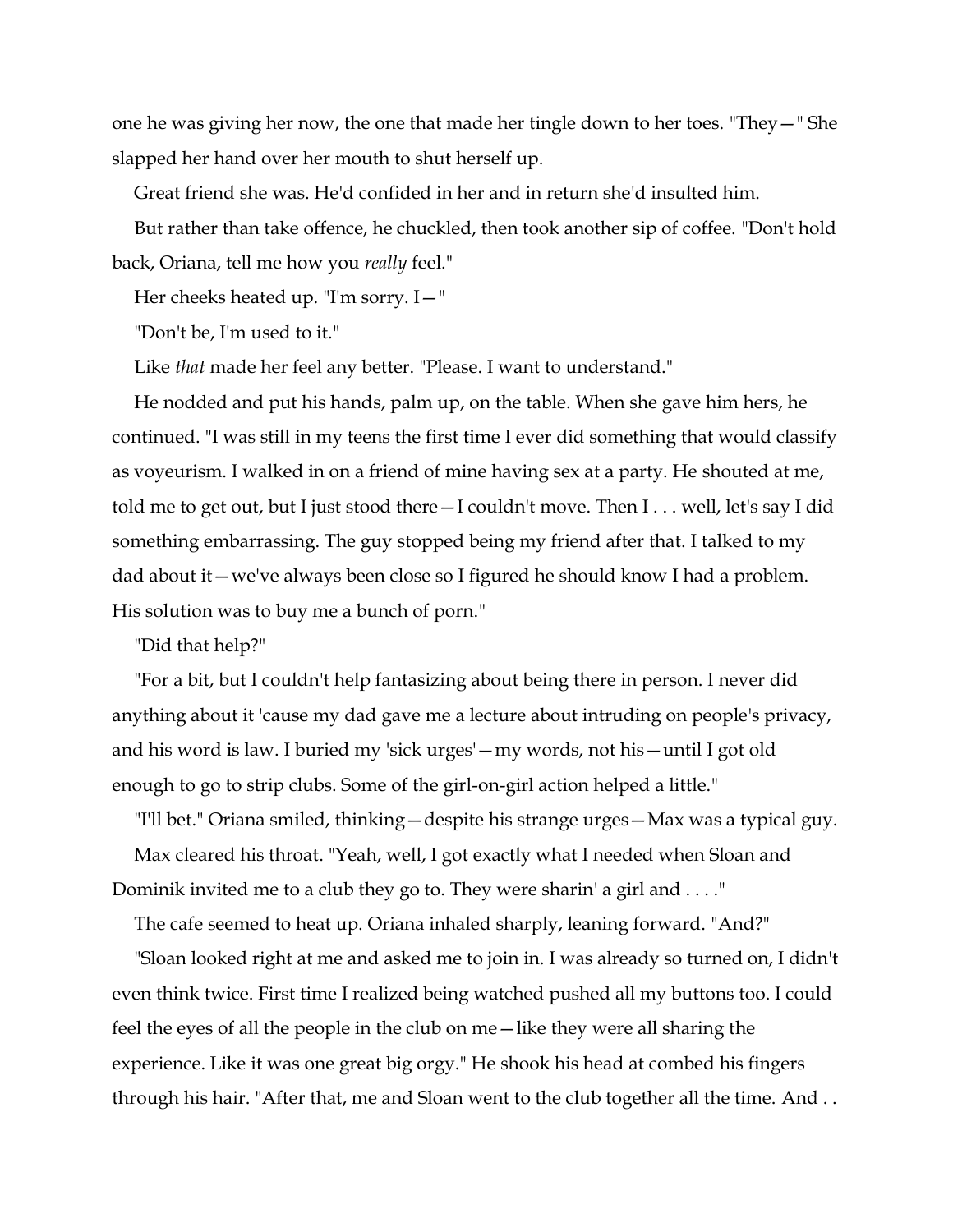one he was giving her now, the one that made her tingle down to her toes. "They—" She slapped her hand over her mouth to shut herself up.

Great friend she was. He'd confided in her and in return she'd insulted him.

But rather than take offence, he chuckled, then took another sip of coffee. "Don't hold back, Oriana, tell me how you *really* feel."

Her cheeks heated up. "I'm sorry. I—"

"Don't be, I'm used to it."

Like *that* made her feel any better. "Please. I want to understand."

He nodded and put his hands, palm up, on the table. When she gave him hers, he continued. "I was still in my teens the first time I ever did something that would classify as voyeurism. I walked in on a friend of mine having sex at a party. He shouted at me, told me to get out, but I just stood there—I couldn't move. Then I . . . well, let's say I did something embarrassing. The guy stopped being my friend after that. I talked to my dad about it—we've always been close so I figured he should know I had a problem. His solution was to buy me a bunch of porn."

"Did that help?"

"For a bit, but I couldn't help fantasizing about being there in person. I never did anything about it 'cause my dad gave me a lecture about intruding on people's privacy, and his word is law. I buried my 'sick urges'—my words, not his—until I got old enough to go to strip clubs. Some of the girl-on-girl action helped a little."

"I'll bet." Oriana smiled, thinking—despite his strange urges—Max was a typical guy.

Max cleared his throat. "Yeah, well, I got exactly what I needed when Sloan and Dominik invited me to a club they go to. They were sharin' a girl and . . . ."

The cafe seemed to heat up. Oriana inhaled sharply, leaning forward. "And?"

"Sloan looked right at me and asked me to join in. I was already so turned on, I didn't even think twice. First time I realized being watched pushed all my buttons too. I could feel the eyes of all the people in the club on me—like they were all sharing the experience. Like it was one great big orgy." He shook his head at combed his fingers through his hair. "After that, me and Sloan went to the club together all the time. And . .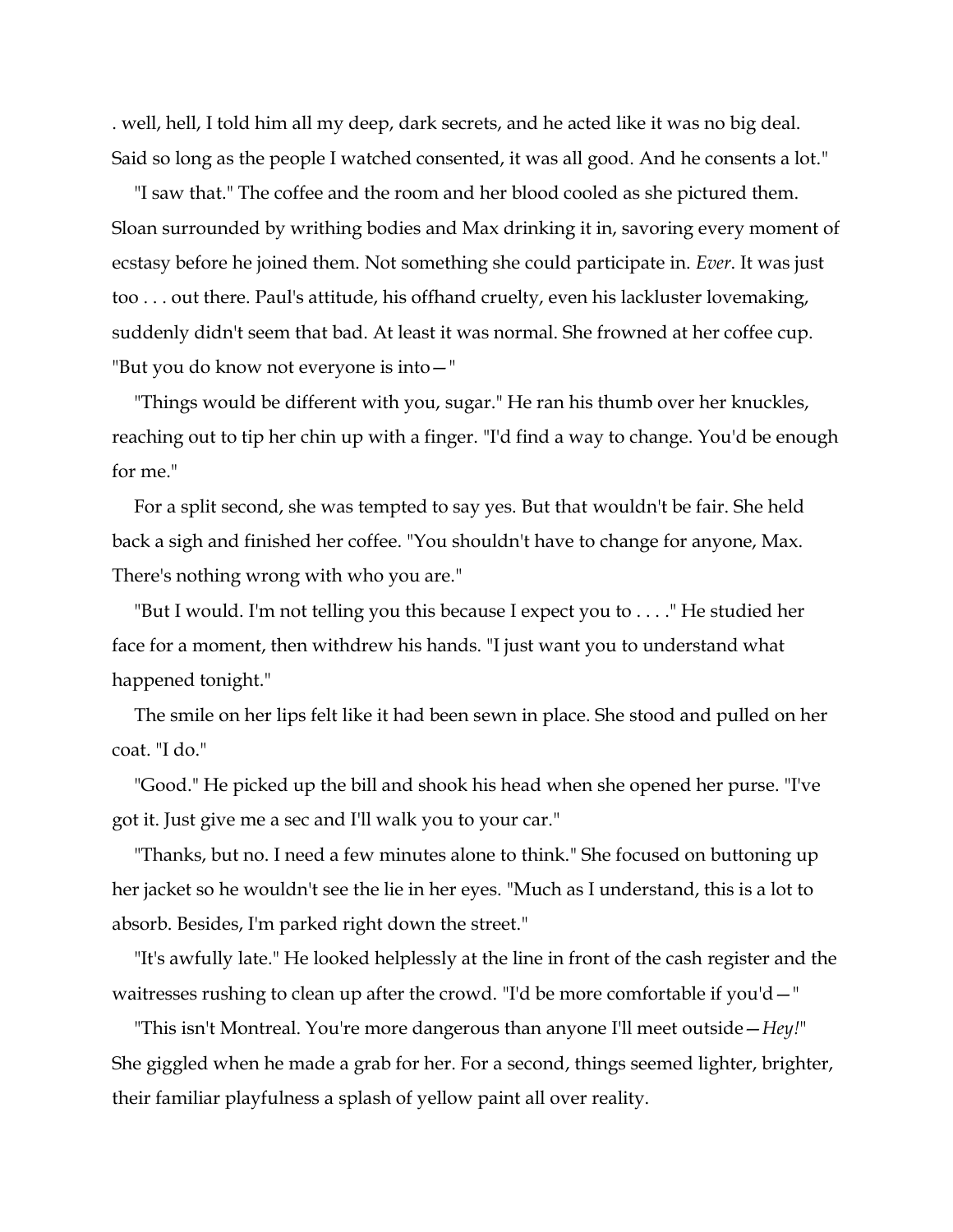. well, hell, I told him all my deep, dark secrets, and he acted like it was no big deal. Said so long as the people I watched consented, it was all good. And he consents a lot."

"I saw that." The coffee and the room and her blood cooled as she pictured them. Sloan surrounded by writhing bodies and Max drinking it in, savoring every moment of ecstasy before he joined them. Not something she could participate in. *Ever*. It was just too . . . out there. Paul's attitude, his offhand cruelty, even his lackluster lovemaking, suddenly didn't seem that bad. At least it was normal. She frowned at her coffee cup. "But you do know not everyone is into—"

"Things would be different with you, sugar." He ran his thumb over her knuckles, reaching out to tip her chin up with a finger. "I'd find a way to change. You'd be enough for me."

For a split second, she was tempted to say yes. But that wouldn't be fair. She held back a sigh and finished her coffee. "You shouldn't have to change for anyone, Max. There's nothing wrong with who you are."

"But I would. I'm not telling you this because I expect you to . . . ." He studied her face for a moment, then withdrew his hands. "I just want you to understand what happened tonight."

The smile on her lips felt like it had been sewn in place. She stood and pulled on her coat. "I do."

"Good." He picked up the bill and shook his head when she opened her purse. "I've got it. Just give me a sec and I'll walk you to your car."

"Thanks, but no. I need a few minutes alone to think." She focused on buttoning up her jacket so he wouldn't see the lie in her eyes. "Much as I understand, this is a lot to absorb. Besides, I'm parked right down the street."

"It's awfully late." He looked helplessly at the line in front of the cash register and the waitresses rushing to clean up after the crowd. "I'd be more comfortable if you'd—"

"This isn't Montreal. You're more dangerous than anyone I'll meet outside—*Hey!*" She giggled when he made a grab for her. For a second, things seemed lighter, brighter, their familiar playfulness a splash of yellow paint all over reality.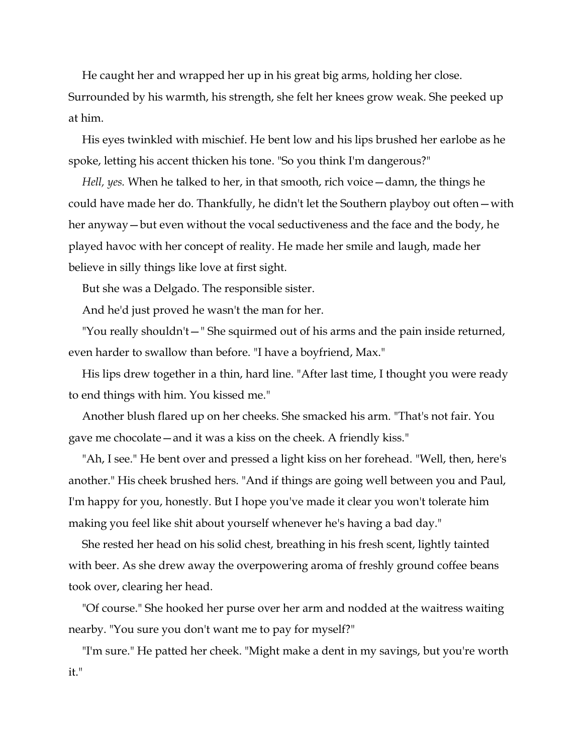He caught her and wrapped her up in his great big arms, holding her close. Surrounded by his warmth, his strength, she felt her knees grow weak. She peeked up at him.

His eyes twinkled with mischief. He bent low and his lips brushed her earlobe as he spoke, letting his accent thicken his tone. "So you think I'm dangerous?"

*Hell, yes.* When he talked to her, in that smooth, rich voice—damn, the things he could have made her do. Thankfully, he didn't let the Southern playboy out often—with her anyway—but even without the vocal seductiveness and the face and the body, he played havoc with her concept of reality. He made her smile and laugh, made her believe in silly things like love at first sight.

But she was a Delgado. The responsible sister.

And he'd just proved he wasn't the man for her.

"You really shouldn't—" She squirmed out of his arms and the pain inside returned, even harder to swallow than before. "I have a boyfriend, Max."

His lips drew together in a thin, hard line. "After last time, I thought you were ready to end things with him. You kissed me."

Another blush flared up on her cheeks. She smacked his arm. "That's not fair. You gave me chocolate—and it was a kiss on the cheek. A friendly kiss."

"Ah, I see." He bent over and pressed a light kiss on her forehead. "Well, then, here's another." His cheek brushed hers. "And if things are going well between you and Paul, I'm happy for you, honestly. But I hope you've made it clear you won't tolerate him making you feel like shit about yourself whenever he's having a bad day."

She rested her head on his solid chest, breathing in his fresh scent, lightly tainted with beer. As she drew away the overpowering aroma of freshly ground coffee beans took over, clearing her head.

"Of course." She hooked her purse over her arm and nodded at the waitress waiting nearby. "You sure you don't want me to pay for myself?"

"I'm sure." He patted her cheek. "Might make a dent in my savings, but you're worth it."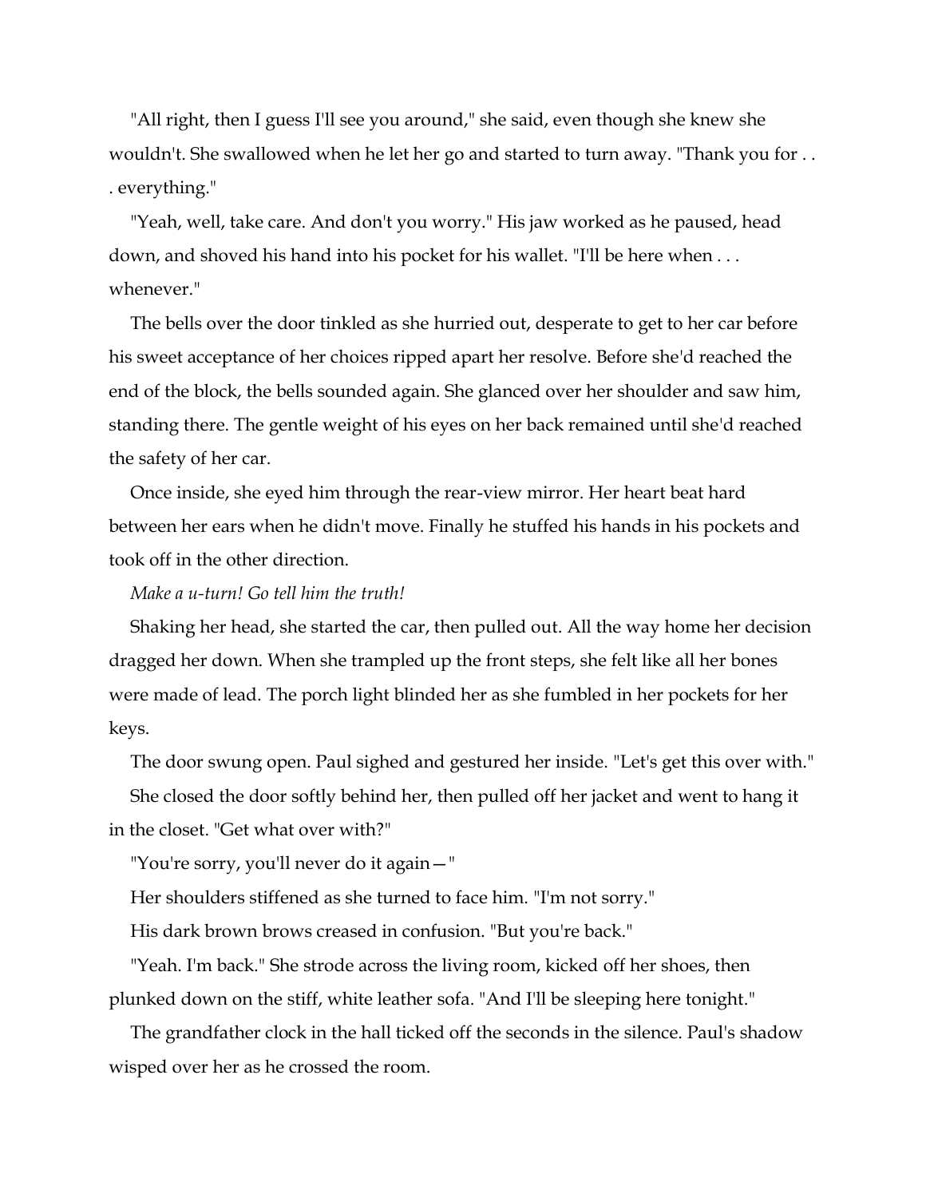"All right, then I guess I'll see you around," she said, even though she knew she wouldn't. She swallowed when he let her go and started to turn away. "Thank you for . . . everything."

"Yeah, well, take care. And don't you worry." His jaw worked as he paused, head down, and shoved his hand into his pocket for his wallet. "I'll be here when . . . whenever."

The bells over the door tinkled as she hurried out, desperate to get to her car before his sweet acceptance of her choices ripped apart her resolve. Before she'd reached the end of the block, the bells sounded again. She glanced over her shoulder and saw him, standing there. The gentle weight of his eyes on her back remained until she'd reached the safety of her car.

Once inside, she eyed him through the rear-view mirror. Her heart beat hard between her ears when he didn't move. Finally he stuffed his hands in his pockets and took off in the other direction.

*Make a u-turn! Go tell him the truth!*

Shaking her head, she started the car, then pulled out. All the way home her decision dragged her down. When she trampled up the front steps, she felt like all her bones were made of lead. The porch light blinded her as she fumbled in her pockets for her keys.

The door swung open. Paul sighed and gestured her inside. "Let's get this over with."

She closed the door softly behind her, then pulled off her jacket and went to hang it in the closet. "Get what over with?"

"You're sorry, you'll never do it again—"

Her shoulders stiffened as she turned to face him. "I'm not sorry."

His dark brown brows creased in confusion. "But you're back."

"Yeah. I'm back." She strode across the living room, kicked off her shoes, then plunked down on the stiff, white leather sofa. "And I'll be sleeping here tonight."

The grandfather clock in the hall ticked off the seconds in the silence. Paul's shadow wisped over her as he crossed the room.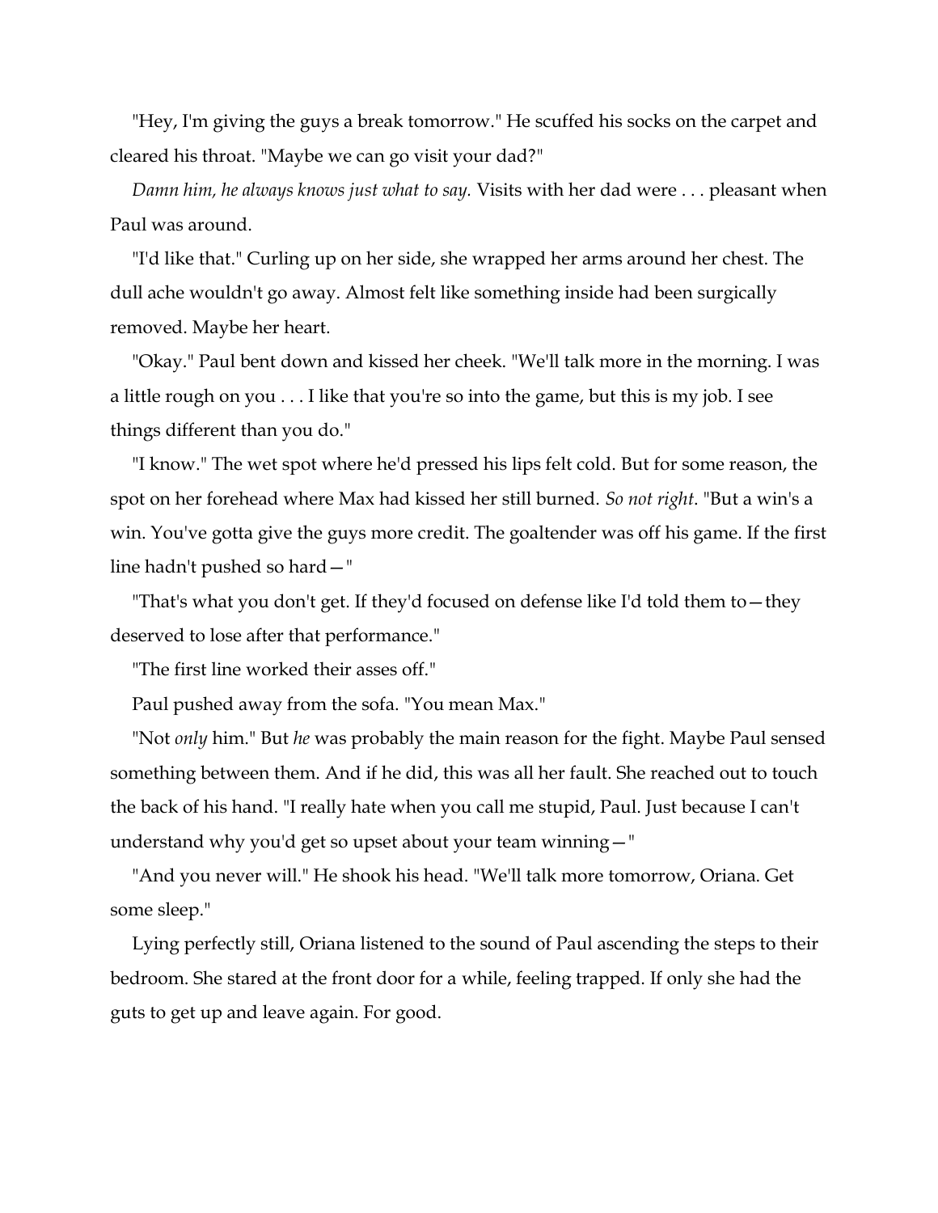"Hey, I'm giving the guys a break tomorrow." He scuffed his socks on the carpet and cleared his throat. "Maybe we can go visit your dad?"

*Damn him, he always knows just what to say.* Visits with her dad were . . . pleasant when Paul was around.

"I'd like that." Curling up on her side, she wrapped her arms around her chest. The dull ache wouldn't go away. Almost felt like something inside had been surgically removed. Maybe her heart.

"Okay." Paul bent down and kissed her cheek. "We'll talk more in the morning. I was a little rough on you . . . I like that you're so into the game, but this is my job. I see things different than you do."

"I know." The wet spot where he'd pressed his lips felt cold. But for some reason, the spot on her forehead where Max had kissed her still burned. *So not right*. "But a win's a win. You've gotta give the guys more credit. The goaltender was off his game. If the first line hadn't pushed so hard—"

"That's what you don't get. If they'd focused on defense like I'd told them to—they deserved to lose after that performance."

"The first line worked their asses off."

Paul pushed away from the sofa. "You mean Max."

"Not *only* him." But *he* was probably the main reason for the fight. Maybe Paul sensed something between them. And if he did, this was all her fault. She reached out to touch the back of his hand. "I really hate when you call me stupid, Paul. Just because I can't understand why you'd get so upset about your team winning—"

"And you never will." He shook his head. "We'll talk more tomorrow, Oriana. Get some sleep."

Lying perfectly still, Oriana listened to the sound of Paul ascending the steps to their bedroom. She stared at the front door for a while, feeling trapped. If only she had the guts to get up and leave again. For good.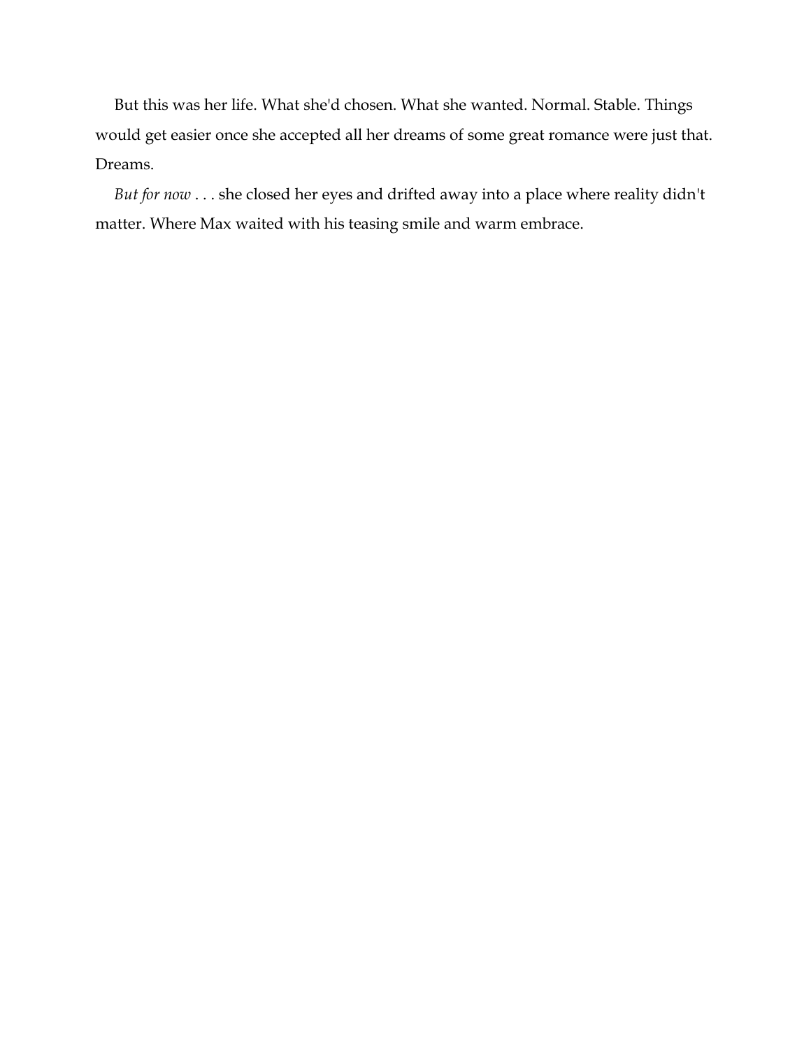But this was her life. What she'd chosen. What she wanted. Normal. Stable. Things would get easier once she accepted all her dreams of some great romance were just that. Dreams.

*But for now* . . . she closed her eyes and drifted away into a place where reality didn't matter. Where Max waited with his teasing smile and warm embrace.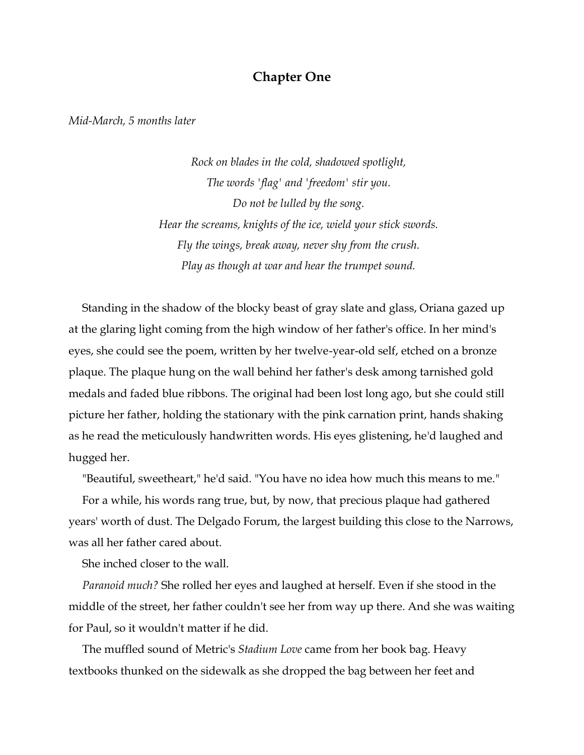# Chapter One

*Mid-March, 5 months later*

*Rock on blades in the cold, shadowed spotlight,*
*The words 'flag' and 'freedom' stir you.*
*Do not be lulled by the song.*
*Hear the screams, knights of the ice, wield your stick swords.*
*Fly the wings, break away, never shy from the crush.*
*Play as though at war and hear the trumpet sound.*

Standing in the shadow of the blocky beast of gray slate and glass, Oriana gazed up at the glaring light coming from the high window of her father's office. In her mind's eyes, she could see the poem, written by her twelve-year-old self, etched on a bronze plaque. The plaque hung on the wall behind her father's desk among tarnished gold medals and faded blue ribbons. The original had been lost long ago, but she could still picture her father, holding the stationary with the pink carnation print, hands shaking as he read the meticulously handwritten words. His eyes glistening, he'd laughed and hugged her.

"Beautiful, sweetheart," he'd said. "You have no idea how much this means to me."

For a while, his words rang true, but, by now, that precious plaque had gathered years' worth of dust. The Delgado Forum, the largest building this close to the Narrows, was all her father cared about.

She inched closer to the wall.

*Paranoid much?* She rolled her eyes and laughed at herself. Even if she stood in the middle of the street, her father couldn't see her from way up there. And she was waiting for Paul, so it wouldn't matter if he did.

The muffled sound of Metric's *Stadium Love* came from her book bag. Heavy textbooks thunked on the sidewalk as she dropped the bag between her feet and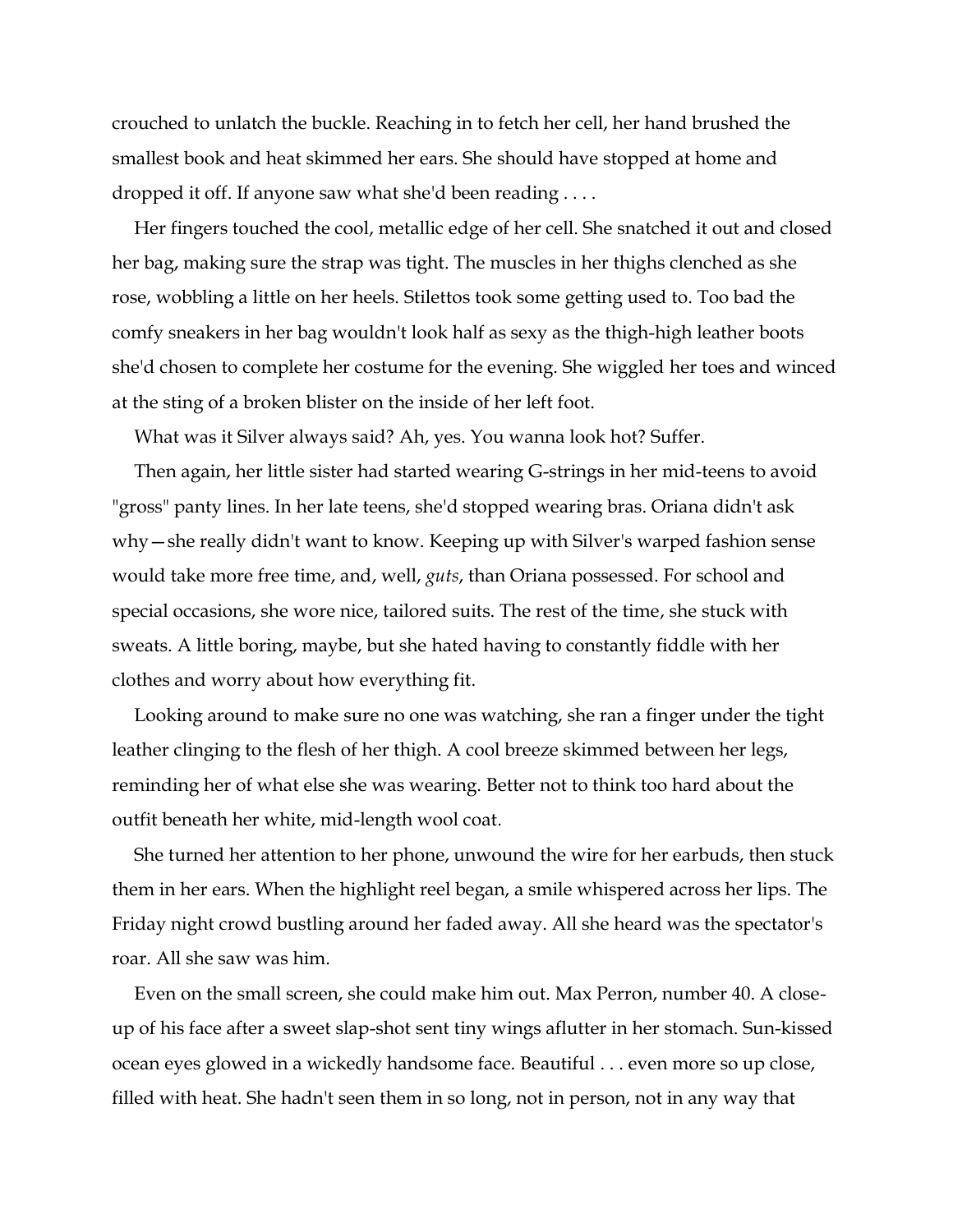crouched to unlatch the buckle. Reaching in to fetch her cell, her hand brushed the smallest book and heat skimmed her ears. She should have stopped at home and dropped it off. If anyone saw what she'd been reading . . . .

Her fingers touched the cool, metallic edge of her cell. She snatched it out and closed her bag, making sure the strap was tight. The muscles in her thighs clenched as she rose, wobbling a little on her heels. Stilettos took some getting used to. Too bad the comfy sneakers in her bag wouldn't look half as sexy as the thigh-high leather boots she'd chosen to complete her costume for the evening. She wiggled her toes and winced at the sting of a broken blister on the inside of her left foot.

What was it Silver always said? Ah, yes. You wanna look hot? Suffer.

Then again, her little sister had started wearing G-strings in her mid-teens to avoid "gross" panty lines. In her late teens, she'd stopped wearing bras. Oriana didn't ask why—she really didn't want to know. Keeping up with Silver's warped fashion sense would take more free time, and, well, *guts*, than Oriana possessed. For school and special occasions, she wore nice, tailored suits. The rest of the time, she stuck with sweats. A little boring, maybe, but she hated having to constantly fiddle with her clothes and worry about how everything fit.

Looking around to make sure no one was watching, she ran a finger under the tight leather clinging to the flesh of her thigh. A cool breeze skimmed between her legs, reminding her of what else she was wearing. Better not to think too hard about the outfit beneath her white, mid-length wool coat.

She turned her attention to her phone, unwound the wire for her earbuds, then stuck them in her ears. When the highlight reel began, a smile whispered across her lips. The Friday night crowd bustling around her faded away. All she heard was the spectator's roar. All she saw was him.

Even on the small screen, she could make him out. Max Perron, number 40. A close-up of his face after a sweet slap-shot sent tiny wings aflutter in her stomach. Sun-kissed ocean eyes glowed in a wickedly handsome face. Beautiful . . . even more so up close, filled with heat. She hadn't seen them in so long, not in person, not in any way that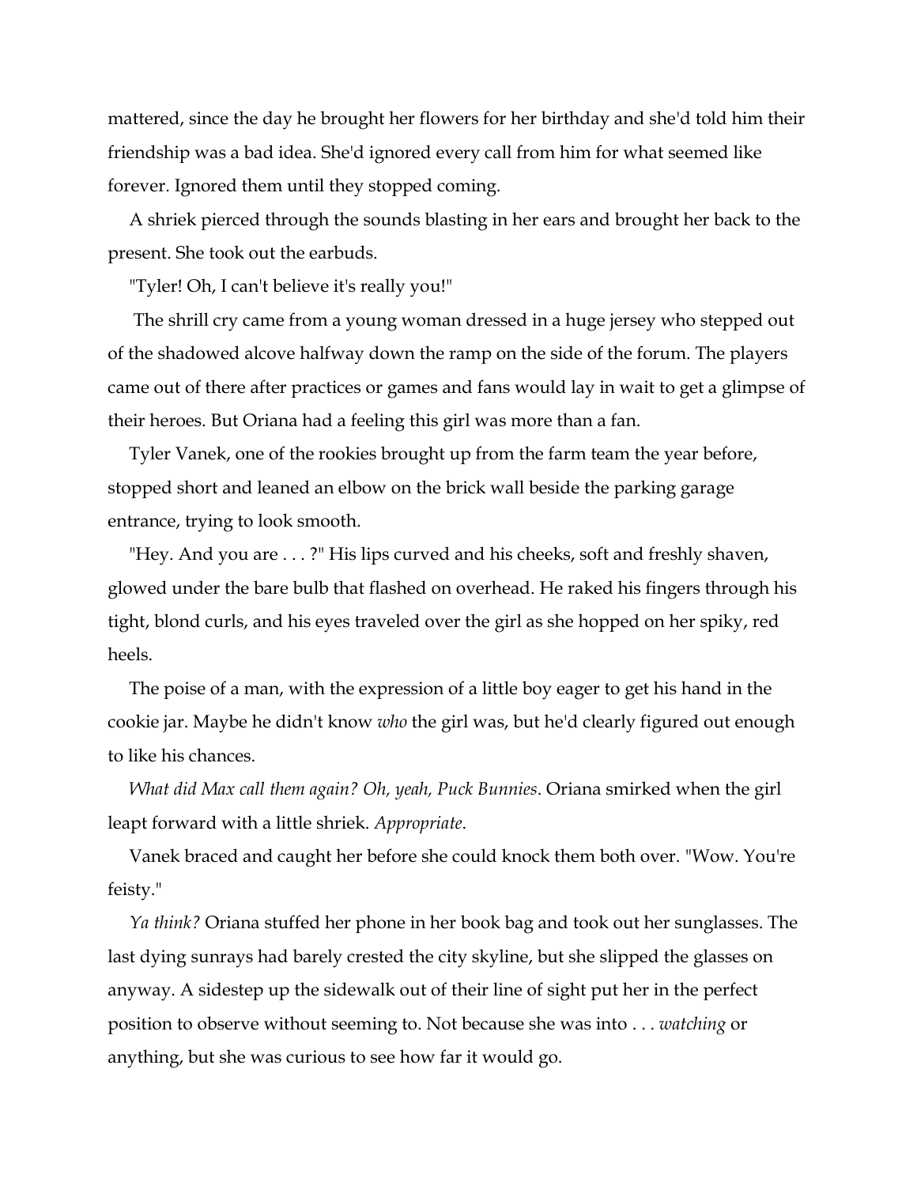mattered, since the day he brought her flowers for her birthday and she'd told him their friendship was a bad idea. She'd ignored every call from him for what seemed like forever. Ignored them until they stopped coming.

A shriek pierced through the sounds blasting in her ears and brought her back to the present. She took out the earbuds.

"Tyler! Oh, I can't believe it's really you!"

The shrill cry came from a young woman dressed in a huge jersey who stepped out of the shadowed alcove halfway down the ramp on the side of the forum. The players came out of there after practices or games and fans would lay in wait to get a glimpse of their heroes. But Oriana had a feeling this girl was more than a fan.

Tyler Vanek, one of the rookies brought up from the farm team the year before, stopped short and leaned an elbow on the brick wall beside the parking garage entrance, trying to look smooth.

"Hey. And you are . . . ?" His lips curved and his cheeks, soft and freshly shaven, glowed under the bare bulb that flashed on overhead. He raked his fingers through his tight, blond curls, and his eyes traveled over the girl as she hopped on her spiky, red heels.

The poise of a man, with the expression of a little boy eager to get his hand in the cookie jar. Maybe he didn't know *who* the girl was, but he'd clearly figured out enough to like his chances.

*What did Max call them again? Oh, yeah, Puck Bunnies*. Oriana smirked when the girl leapt forward with a little shriek. *Appropriate*.

Vanek braced and caught her before she could knock them both over. "Wow. You're feisty."

*Ya think?* Oriana stuffed her phone in her book bag and took out her sunglasses. The last dying sunrays had barely crested the city skyline, but she slipped the glasses on anyway. A sidestep up the sidewalk out of their line of sight put her in the perfect position to observe without seeming to. Not because she was into . . . *watching* or anything, but she was curious to see how far it would go.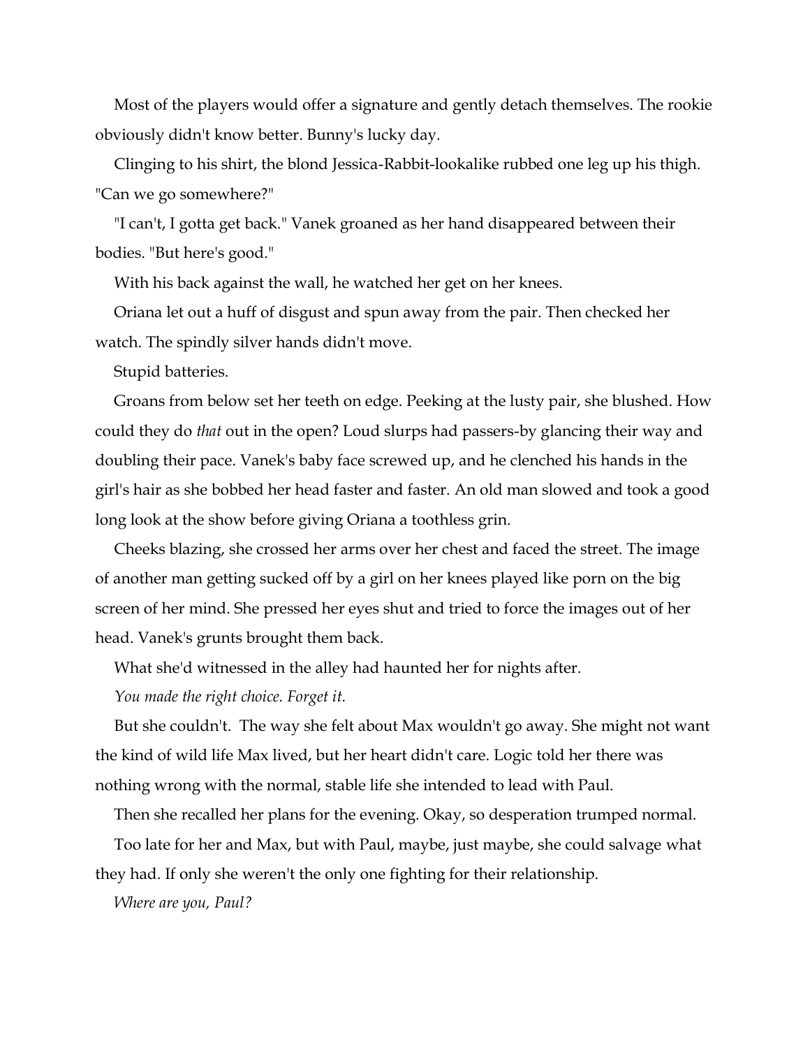Most of the players would offer a signature and gently detach themselves. The rookie obviously didn't know better. Bunny's lucky day.

Clinging to his shirt, the blond Jessica-Rabbit-lookalike rubbed one leg up his thigh. "Can we go somewhere?"

"I can't, I gotta get back." Vanek groaned as her hand disappeared between their bodies. "But here's good."

With his back against the wall, he watched her get on her knees.

Oriana let out a huff of disgust and spun away from the pair. Then checked her watch. The spindly silver hands didn't move.

Stupid batteries.

Groans from below set her teeth on edge. Peeking at the lusty pair, she blushed. How could they do *that* out in the open? Loud slurps had passers-by glancing their way and doubling their pace. Vanek's baby face screwed up, and he clenched his hands in the girl's hair as she bobbed her head faster and faster. An old man slowed and took a good long look at the show before giving Oriana a toothless grin.

Cheeks blazing, she crossed her arms over her chest and faced the street. The image of another man getting sucked off by a girl on her knees played like porn on the big screen of her mind. She pressed her eyes shut and tried to force the images out of her head. Vanek's grunts brought them back.

What she'd witnessed in the alley had haunted her for nights after.

*You made the right choice. Forget it.*

But she couldn't. The way she felt about Max wouldn't go away. She might not want the kind of wild life Max lived, but her heart didn't care. Logic told her there was nothing wrong with the normal, stable life she intended to lead with Paul.

Then she recalled her plans for the evening. Okay, so desperation trumped normal.

Too late for her and Max, but with Paul, maybe, just maybe, she could salvage what they had. If only she weren't the only one fighting for their relationship.

*Where are you, Paul?*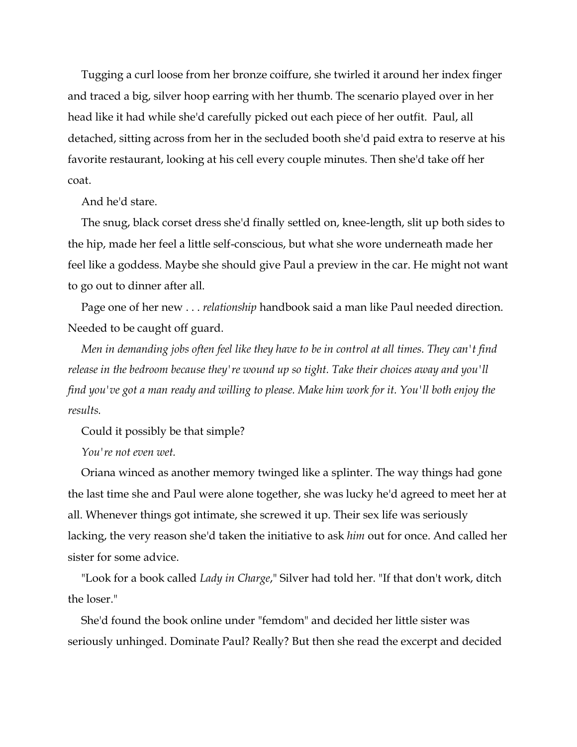Tugging a curl loose from her bronze coiffure, she twirled it around her index finger and traced a big, silver hoop earring with her thumb. The scenario played over in her head like it had while she'd carefully picked out each piece of her outfit. Paul, all detached, sitting across from her in the secluded booth she'd paid extra to reserve at his favorite restaurant, looking at his cell every couple minutes. Then she'd take off her coat.

And he'd stare.

The snug, black corset dress she'd finally settled on, knee-length, slit up both sides to the hip, made her feel a little self-conscious, but what she wore underneath made her feel like a goddess. Maybe she should give Paul a preview in the car. He might not want to go out to dinner after all.

Page one of her new . . . *relationship* handbook said a man like Paul needed direction. Needed to be caught off guard.

*Men in demanding jobs often feel like they have to be in control at all times. They can't find release in the bedroom because they're wound up so tight. Take their choices away and you'll find you've got a man ready and willing to please. Make him work for it. You'll both enjoy the results.*

Could it possibly be that simple?

*You're not even wet.*

Oriana winced as another memory twinged like a splinter. The way things had gone the last time she and Paul were alone together, she was lucky he'd agreed to meet her at all. Whenever things got intimate, she screwed it up. Their sex life was seriously lacking, the very reason she'd taken the initiative to ask *him* out for once. And called her sister for some advice.

"Look for a book called *Lady in Charge*," Silver had told her. "If that don't work, ditch the loser."

She'd found the book online under "femdom" and decided her little sister was seriously unhinged. Dominate Paul? Really? But then she read the excerpt and decided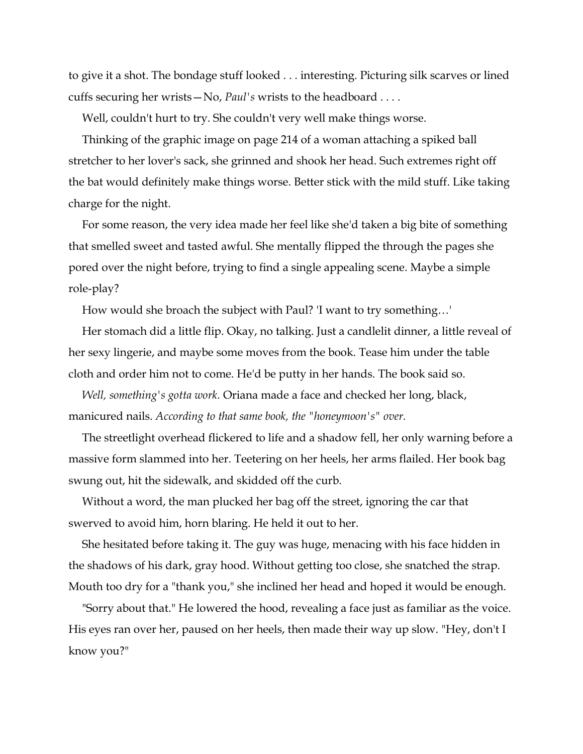to give it a shot. The bondage stuff looked . . . interesting. Picturing silk scarves or lined cuffs securing her wrists—No, *Paul's* wrists to the headboard . . . .

Well, couldn't hurt to try. She couldn't very well make things worse.

Thinking of the graphic image on page 214 of a woman attaching a spiked ball stretcher to her lover's sack, she grinned and shook her head. Such extremes right off the bat would definitely make things worse. Better stick with the mild stuff. Like taking charge for the night.

For some reason, the very idea made her feel like she'd taken a big bite of something that smelled sweet and tasted awful. She mentally flipped the through the pages she pored over the night before, trying to find a single appealing scene. Maybe a simple role-play?

How would she broach the subject with Paul? 'I want to try something…'

Her stomach did a little flip. Okay, no talking. Just a candlelit dinner, a little reveal of her sexy lingerie, and maybe some moves from the book. Tease him under the table cloth and order him not to come. He'd be putty in her hands. The book said so.

*Well, something's gotta work.* Oriana made a face and checked her long, black, manicured nails. *According to that same book, the "honeymoon's" over.*

The streetlight overhead flickered to life and a shadow fell, her only warning before a massive form slammed into her. Teetering on her heels, her arms flailed. Her book bag swung out, hit the sidewalk, and skidded off the curb.

Without a word, the man plucked her bag off the street, ignoring the car that swerved to avoid him, horn blaring. He held it out to her.

She hesitated before taking it. The guy was huge, menacing with his face hidden in the shadows of his dark, gray hood. Without getting too close, she snatched the strap. Mouth too dry for a "thank you," she inclined her head and hoped it would be enough.

"Sorry about that." He lowered the hood, revealing a face just as familiar as the voice. His eyes ran over her, paused on her heels, then made their way up slow. "Hey, don't I know you?"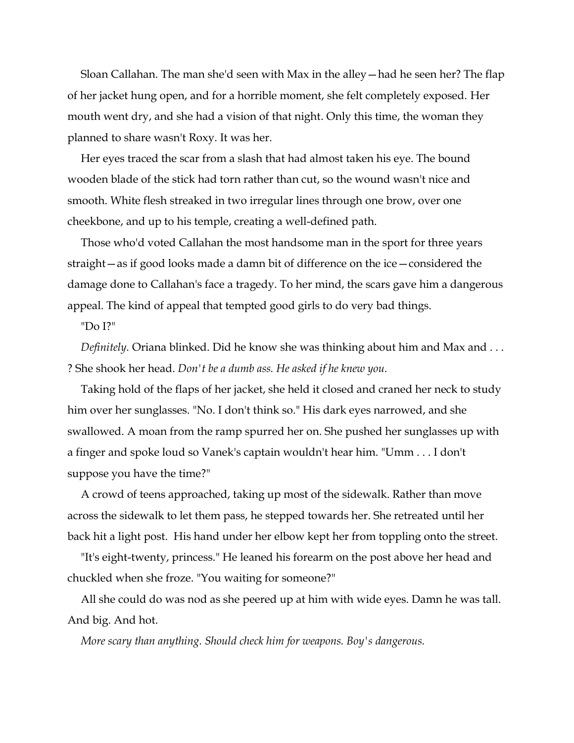Sloan Callahan. The man she'd seen with Max in the alley—had he seen her? The flap of her jacket hung open, and for a horrible moment, she felt completely exposed. Her mouth went dry, and she had a vision of that night. Only this time, the woman they planned to share wasn't Roxy. It was her.

Her eyes traced the scar from a slash that had almost taken his eye. The bound wooden blade of the stick had torn rather than cut, so the wound wasn't nice and smooth. White flesh streaked in two irregular lines through one brow, over one cheekbone, and up to his temple, creating a well-defined path.

Those who'd voted Callahan the most handsome man in the sport for three years straight—as if good looks made a damn bit of difference on the ice—considered the damage done to Callahan's face a tragedy. To her mind, the scars gave him a dangerous appeal. The kind of appeal that tempted good girls to do very bad things.

"Do I?"

*Definitely.* Oriana blinked. Did he know she was thinking about him and Max and . . . ? She shook her head. *Don't be a dumb ass. He asked if he knew you.*

Taking hold of the flaps of her jacket, she held it closed and craned her neck to study him over her sunglasses. "No. I don't think so." His dark eyes narrowed, and she swallowed. A moan from the ramp spurred her on. She pushed her sunglasses up with a finger and spoke loud so Vanek's captain wouldn't hear him. "Umm . . . I don't suppose you have the time?"

A crowd of teens approached, taking up most of the sidewalk. Rather than move across the sidewalk to let them pass, he stepped towards her. She retreated until her back hit a light post. His hand under her elbow kept her from toppling onto the street.

"It's eight-twenty, princess." He leaned his forearm on the post above her head and chuckled when she froze. "You waiting for someone?"

All she could do was nod as she peered up at him with wide eyes. Damn he was tall. And big. And hot.

*More scary than anything. Should check him for weapons. Boy's dangerous.*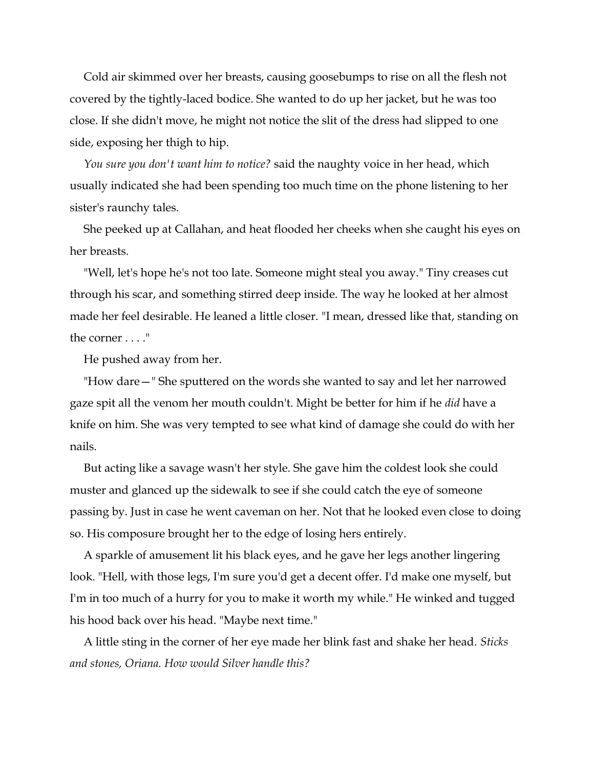Cold air skimmed over her breasts, causing goosebumps to rise on all the flesh not covered by the tightly-laced bodice. She wanted to do up her jacket, but he was too close. If she didn't move, he might not notice the slit of the dress had slipped to one side, exposing her thigh to hip.

*You sure you don't want him to notice?* said the naughty voice in her head, which usually indicated she had been spending too much time on the phone listening to her sister's raunchy tales.

She peeked up at Callahan, and heat flooded her cheeks when she caught his eyes on her breasts.

"Well, let's hope he's not too late. Someone might steal you away." Tiny creases cut through his scar, and something stirred deep inside. The way he looked at her almost made her feel desirable. He leaned a little closer. "I mean, dressed like that, standing on the corner . . . ."

He pushed away from her.

"How dare— " She sputtered on the words she wanted to say and let her narrowed gaze spit all the venom her mouth couldn't. Might be better for him if he *did* have a knife on him. She was very tempted to see what kind of damage she could do with her nails.

But acting like a savage wasn't her style. She gave him the coldest look she could muster and glanced up the sidewalk to see if she could catch the eye of someone passing by. Just in case he went caveman on her. Not that he looked even close to doing so. His composure brought her to the edge of losing hers entirely.

A sparkle of amusement lit his black eyes, and he gave her legs another lingering look. "Hell, with those legs, I'm sure you'd get a decent offer. I'd make one myself, but I'm in too much of a hurry for you to make it worth my while." He winked and tugged his hood back over his head. "Maybe next time."

A little sting in the corner of her eye made her blink fast and shake her head. *Sticks and stones, Oriana. How would Silver handle this?*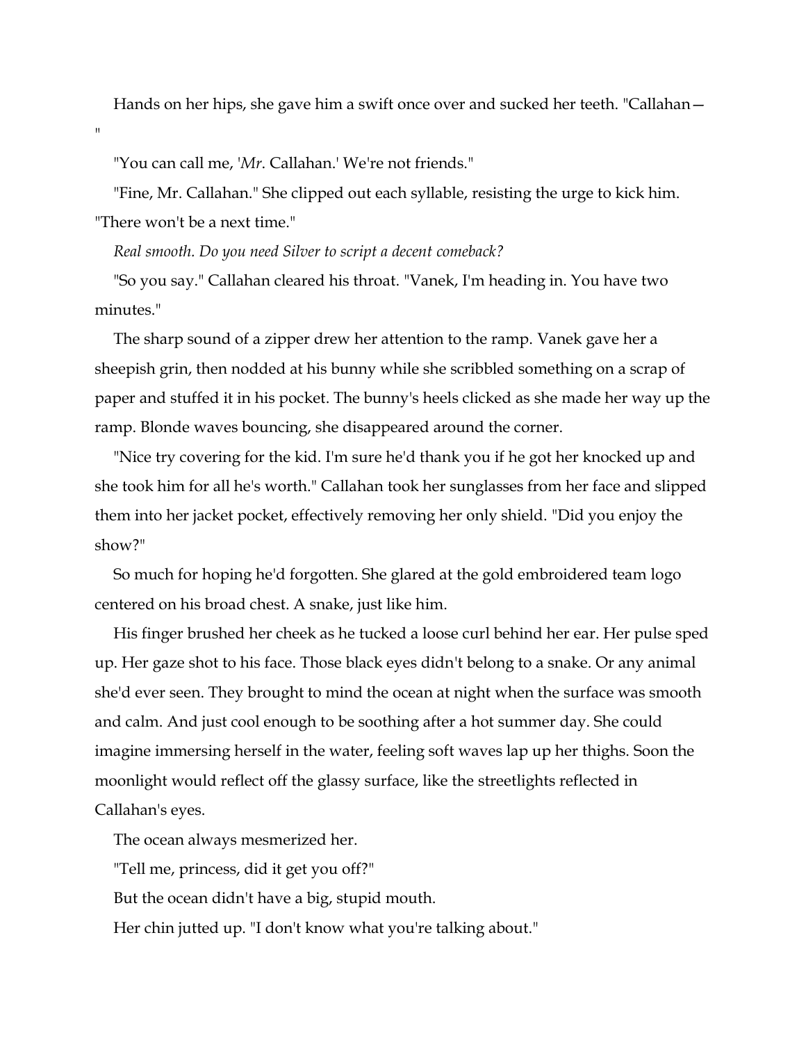Hands on her hips, she gave him a swift once over and sucked her teeth. "Callahan—"

"You can call me, '*Mr*. Callahan.' We're not friends."

"Fine, Mr. Callahan." She clipped out each syllable, resisting the urge to kick him. "There won't be a next time."

*Real smooth. Do you need Silver to script a decent comeback?*

"So you say." Callahan cleared his throat. "Vanek, I'm heading in. You have two minutes."

The sharp sound of a zipper drew her attention to the ramp. Vanek gave her a sheepish grin, then nodded at his bunny while she scribbled something on a scrap of paper and stuffed it in his pocket. The bunny's heels clicked as she made her way up the ramp. Blonde waves bouncing, she disappeared around the corner.

"Nice try covering for the kid. I'm sure he'd thank you if he got her knocked up and she took him for all he's worth." Callahan took her sunglasses from her face and slipped them into her jacket pocket, effectively removing her only shield. "Did you enjoy the show?"

So much for hoping he'd forgotten. She glared at the gold embroidered team logo centered on his broad chest. A snake, just like him.

His finger brushed her cheek as he tucked a loose curl behind her ear. Her pulse sped up. Her gaze shot to his face. Those black eyes didn't belong to a snake. Or any animal she'd ever seen. They brought to mind the ocean at night when the surface was smooth and calm. And just cool enough to be soothing after a hot summer day. She could imagine immersing herself in the water, feeling soft waves lap up her thighs. Soon the moonlight would reflect off the glassy surface, like the streetlights reflected in Callahan's eyes.

The ocean always mesmerized her.

"Tell me, princess, did it get you off?"

But the ocean didn't have a big, stupid mouth.

Her chin jutted up. "I don't know what you're talking about."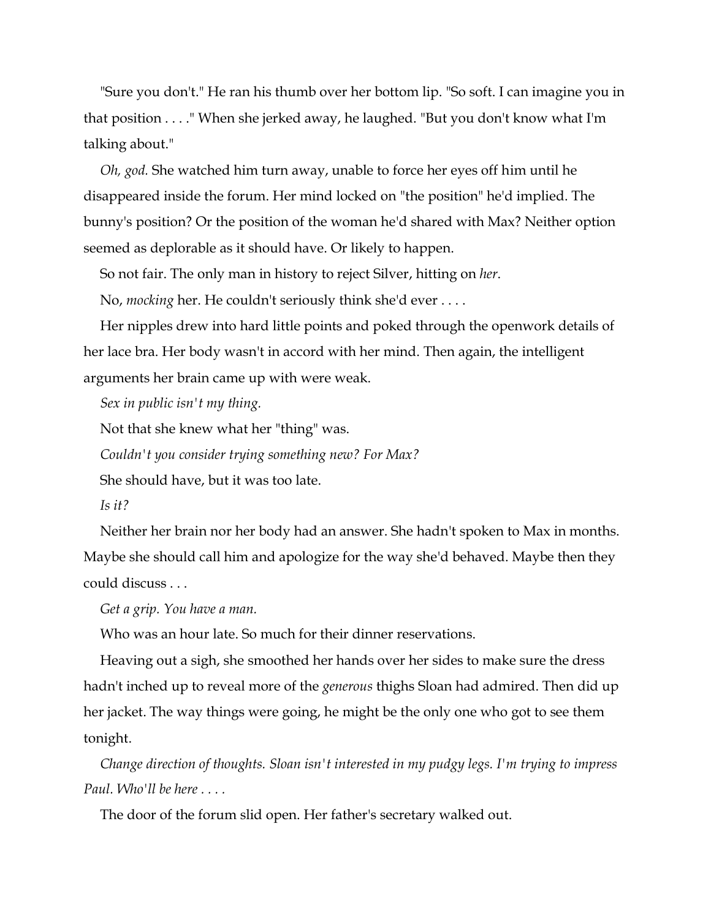"Sure you don't." He ran his thumb over her bottom lip. "So soft. I can imagine you in that position . . . ." When she jerked away, he laughed. "But you don't know what I'm talking about."

*Oh, god.* She watched him turn away, unable to force her eyes off him until he disappeared inside the forum. Her mind locked on "the position" he'd implied. The bunny's position? Or the position of the woman he'd shared with Max? Neither option seemed as deplorable as it should have. Or likely to happen.

So not fair. The only man in history to reject Silver, hitting on *her*.

No, *mocking* her. He couldn't seriously think she'd ever . . . .

Her nipples drew into hard little points and poked through the openwork details of her lace bra. Her body wasn't in accord with her mind. Then again, the intelligent arguments her brain came up with were weak.

*Sex in public isn't my thing.*

Not that she knew what her "thing" was.

*Couldn't you consider trying something new? For Max?*

She should have, but it was too late.

*Is it?*

Neither her brain nor her body had an answer. She hadn't spoken to Max in months. Maybe she should call him and apologize for the way she'd behaved. Maybe then they could discuss . . .

*Get a grip. You have a man.*

Who was an hour late. So much for their dinner reservations.

Heaving out a sigh, she smoothed her hands over her sides to make sure the dress hadn't inched up to reveal more of the *generous* thighs Sloan had admired. Then did up her jacket. The way things were going, he might be the only one who got to see them tonight.

*Change direction of thoughts. Sloan isn't interested in my pudgy legs. I'm trying to impress Paul. Who'll be here . . . .*

The door of the forum slid open. Her father's secretary walked out.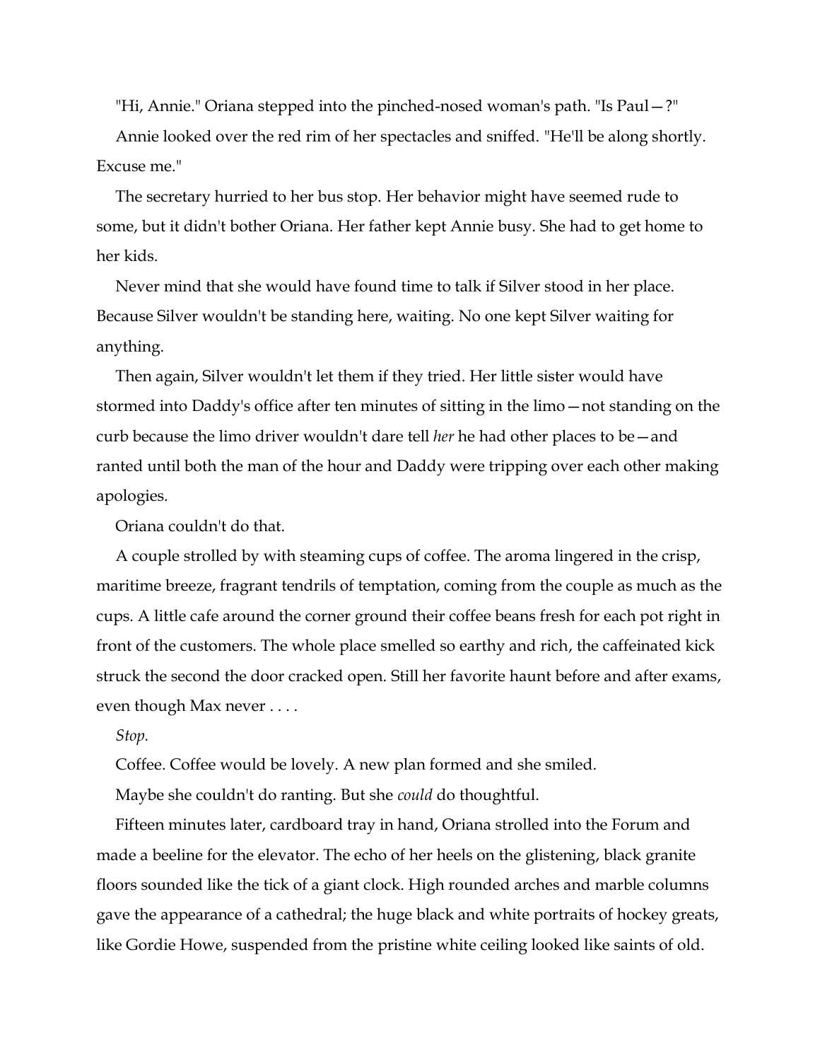"Hi, Annie." Oriana stepped into the pinched-nosed woman's path. "Is Paul—?"

Annie looked over the red rim of her spectacles and sniffed. "He'll be along shortly. Excuse me."

The secretary hurried to her bus stop. Her behavior might have seemed rude to some, but it didn't bother Oriana. Her father kept Annie busy. She had to get home to her kids.

Never mind that she would have found time to talk if Silver stood in her place. Because Silver wouldn't be standing here, waiting. No one kept Silver waiting for anything.

Then again, Silver wouldn't let them if they tried. Her little sister would have stormed into Daddy's office after ten minutes of sitting in the limo—not standing on the curb because the limo driver wouldn't dare tell *her* he had other places to be—and ranted until both the man of the hour and Daddy were tripping over each other making apologies.

Oriana couldn't do that.

A couple strolled by with steaming cups of coffee. The aroma lingered in the crisp, maritime breeze, fragrant tendrils of temptation, coming from the couple as much as the cups. A little cafe around the corner ground their coffee beans fresh for each pot right in front of the customers. The whole place smelled so earthy and rich, the caffeinated kick struck the second the door cracked open. Still her favorite haunt before and after exams, even though Max never . . . .

*Stop.*

Coffee. Coffee would be lovely. A new plan formed and she smiled.

Maybe she couldn't do ranting. But she *could* do thoughtful.

Fifteen minutes later, cardboard tray in hand, Oriana strolled into the Forum and made a beeline for the elevator. The echo of her heels on the glistening, black granite floors sounded like the tick of a giant clock. High rounded arches and marble columns gave the appearance of a cathedral; the huge black and white portraits of hockey greats, like Gordie Howe, suspended from the pristine white ceiling looked like saints of old.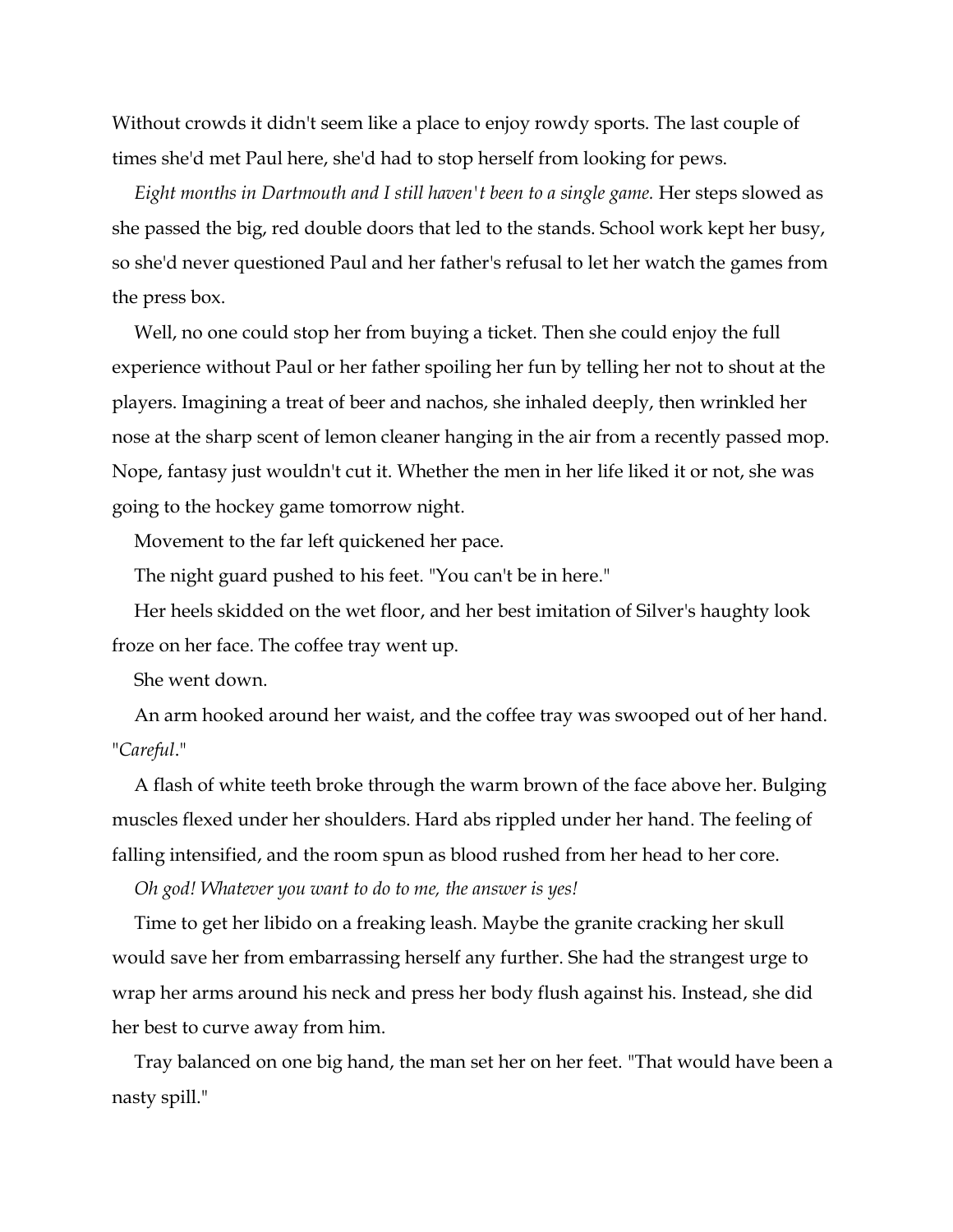Without crowds it didn't seem like a place to enjoy rowdy sports. The last couple of times she'd met Paul here, she'd had to stop herself from looking for pews.

*Eight months in Dartmouth and I still haven't been to a single game.* Her steps slowed as she passed the big, red double doors that led to the stands. School work kept her busy, so she'd never questioned Paul and her father's refusal to let her watch the games from the press box.

Well, no one could stop her from buying a ticket. Then she could enjoy the full experience without Paul or her father spoiling her fun by telling her not to shout at the players. Imagining a treat of beer and nachos, she inhaled deeply, then wrinkled her nose at the sharp scent of lemon cleaner hanging in the air from a recently passed mop. Nope, fantasy just wouldn't cut it. Whether the men in her life liked it or not, she was going to the hockey game tomorrow night.

Movement to the far left quickened her pace.

The night guard pushed to his feet. "You can't be in here."

Her heels skidded on the wet floor, and her best imitation of Silver's haughty look froze on her face. The coffee tray went up.

She went down.

An arm hooked around her waist, and the coffee tray was swooped out of her hand. "*Careful*."

A flash of white teeth broke through the warm brown of the face above her. Bulging muscles flexed under her shoulders. Hard abs rippled under her hand. The feeling of falling intensified, and the room spun as blood rushed from her head to her core.

*Oh god! Whatever you want to do to me, the answer is yes!*

Time to get her libido on a freaking leash. Maybe the granite cracking her skull would save her from embarrassing herself any further. She had the strangest urge to wrap her arms around his neck and press her body flush against his. Instead, she did her best to curve away from him.

Tray balanced on one big hand, the man set her on her feet. "That would have been a nasty spill."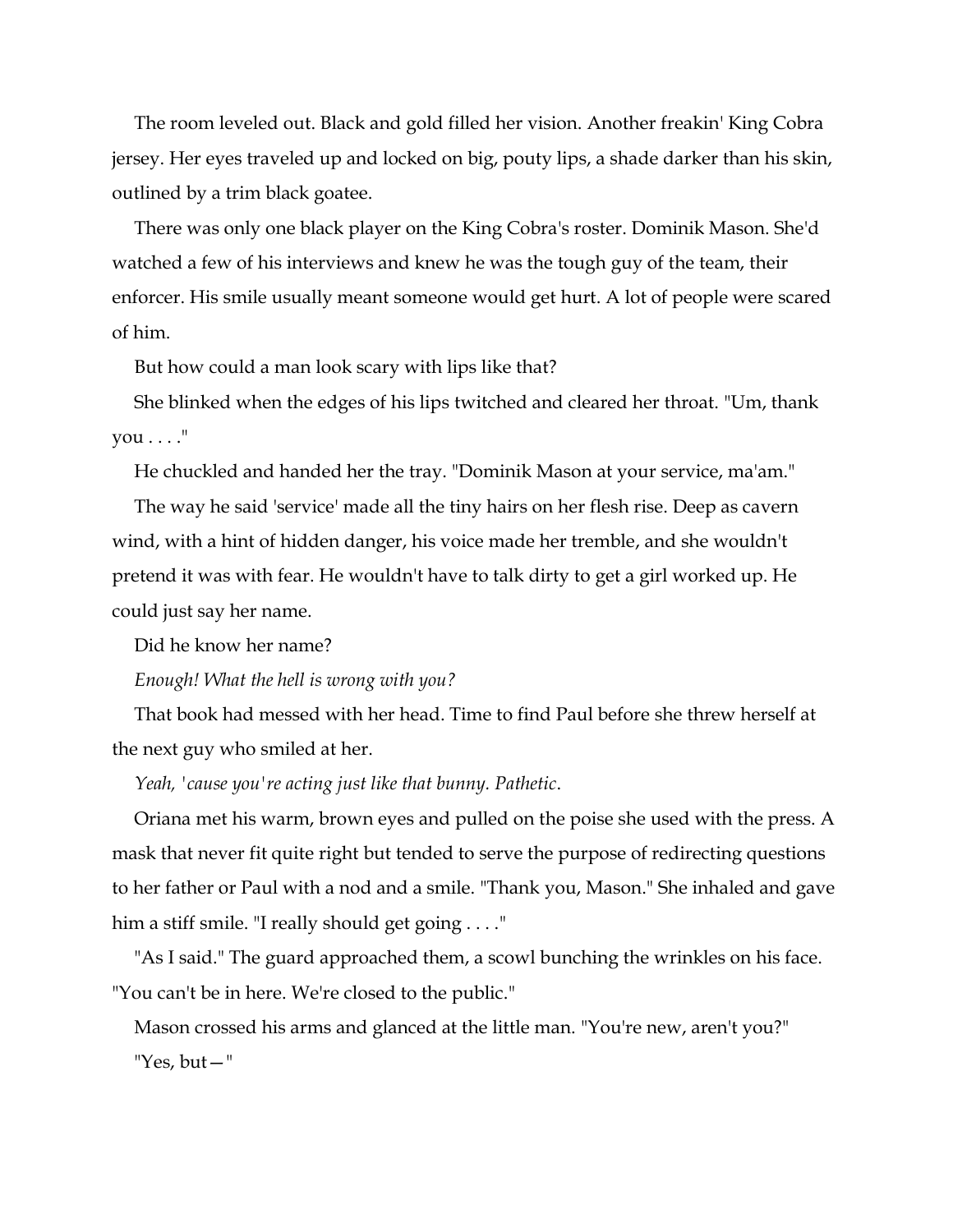The room leveled out. Black and gold filled her vision. Another freakin' King Cobra jersey. Her eyes traveled up and locked on big, pouty lips, a shade darker than his skin, outlined by a trim black goatee.

There was only one black player on the King Cobra's roster. Dominik Mason. She'd watched a few of his interviews and knew he was the tough guy of the team, their enforcer. His smile usually meant someone would get hurt. A lot of people were scared of him.

But how could a man look scary with lips like that?

She blinked when the edges of his lips twitched and cleared her throat. "Um, thank you . . . ."

He chuckled and handed her the tray. "Dominik Mason at your service, ma'am."

The way he said 'service' made all the tiny hairs on her flesh rise. Deep as cavern wind, with a hint of hidden danger, his voice made her tremble, and she wouldn't pretend it was with fear. He wouldn't have to talk dirty to get a girl worked up. He could just say her name.

Did he know her name?

*Enough! What the hell is wrong with you?*

That book had messed with her head. Time to find Paul before she threw herself at the next guy who smiled at her.

*Yeah, 'cause you're acting just like that bunny. Pathetic.*

Oriana met his warm, brown eyes and pulled on the poise she used with the press. A mask that never fit quite right but tended to serve the purpose of redirecting questions to her father or Paul with a nod and a smile. "Thank you, Mason." She inhaled and gave him a stiff smile. "I really should get going . . . ."

"As I said." The guard approached them, a scowl bunching the wrinkles on his face. "You can't be in here. We're closed to the public."

Mason crossed his arms and glanced at the little man. "You're new, aren't you?"

"Yes, but—"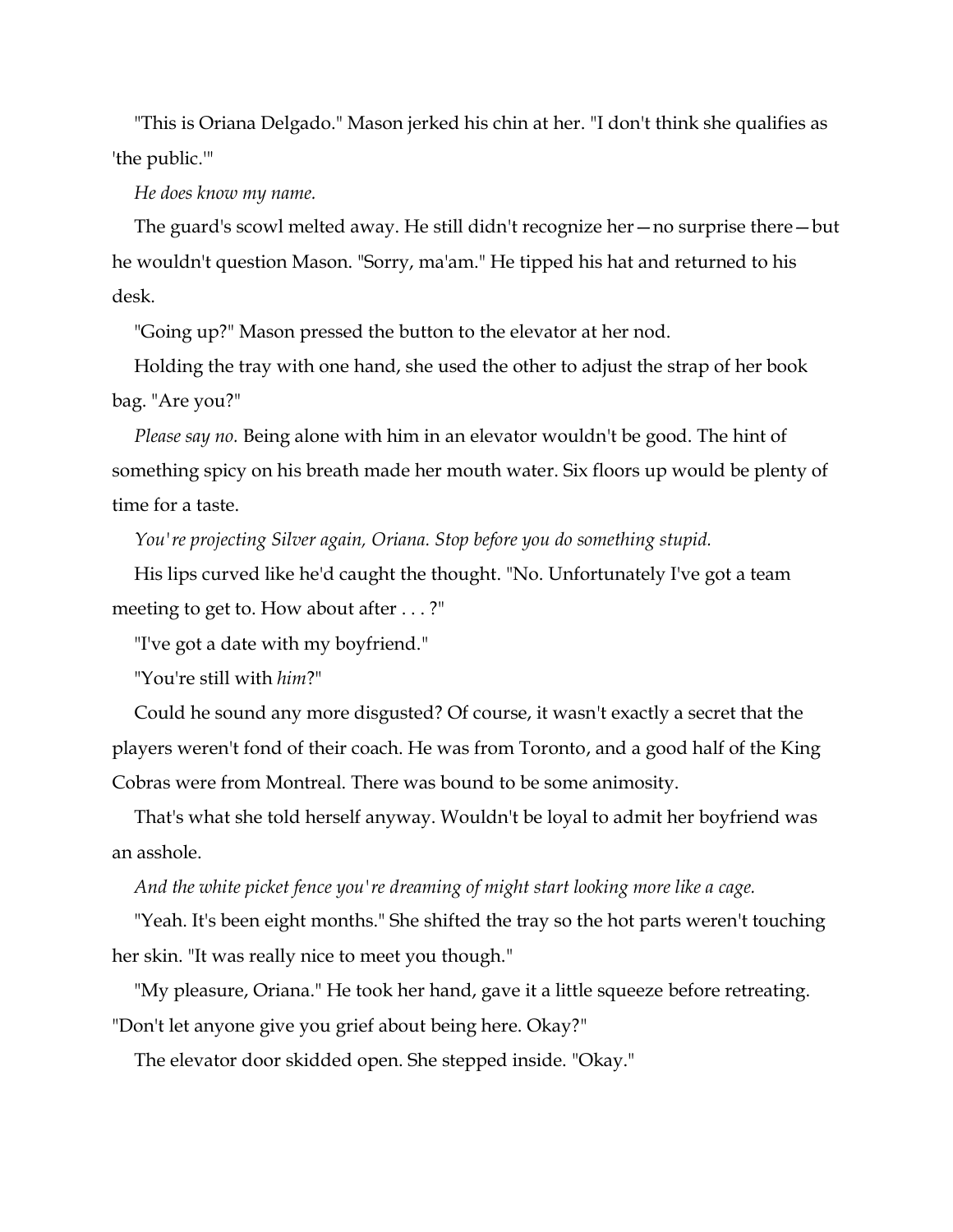"This is Oriana Delgado." Mason jerked his chin at her. "I don't think she qualifies as 'the public.'"

*He does know my name.*

The guard's scowl melted away. He still didn't recognize her—no surprise there—but he wouldn't question Mason. "Sorry, ma'am." He tipped his hat and returned to his desk.

"Going up?" Mason pressed the button to the elevator at her nod.

Holding the tray with one hand, she used the other to adjust the strap of her book bag. "Are you?"

*Please say no.* Being alone with him in an elevator wouldn't be good. The hint of something spicy on his breath made her mouth water. Six floors up would be plenty of time for a taste.

*You're projecting Silver again, Oriana. Stop before you do something stupid.*

His lips curved like he'd caught the thought. "No. Unfortunately I've got a team meeting to get to. How about after . . . ?"

"I've got a date with my boyfriend."

"You're still with *him*?"

Could he sound any more disgusted? Of course, it wasn't exactly a secret that the players weren't fond of their coach. He was from Toronto, and a good half of the King Cobras were from Montreal. There was bound to be some animosity.

That's what she told herself anyway. Wouldn't be loyal to admit her boyfriend was an asshole.

*And the white picket fence you're dreaming of might start looking more like a cage.*

"Yeah. It's been eight months." She shifted the tray so the hot parts weren't touching her skin. "It was really nice to meet you though."

"My pleasure, Oriana." He took her hand, gave it a little squeeze before retreating. "Don't let anyone give you grief about being here. Okay?"

The elevator door skidded open. She stepped inside. "Okay."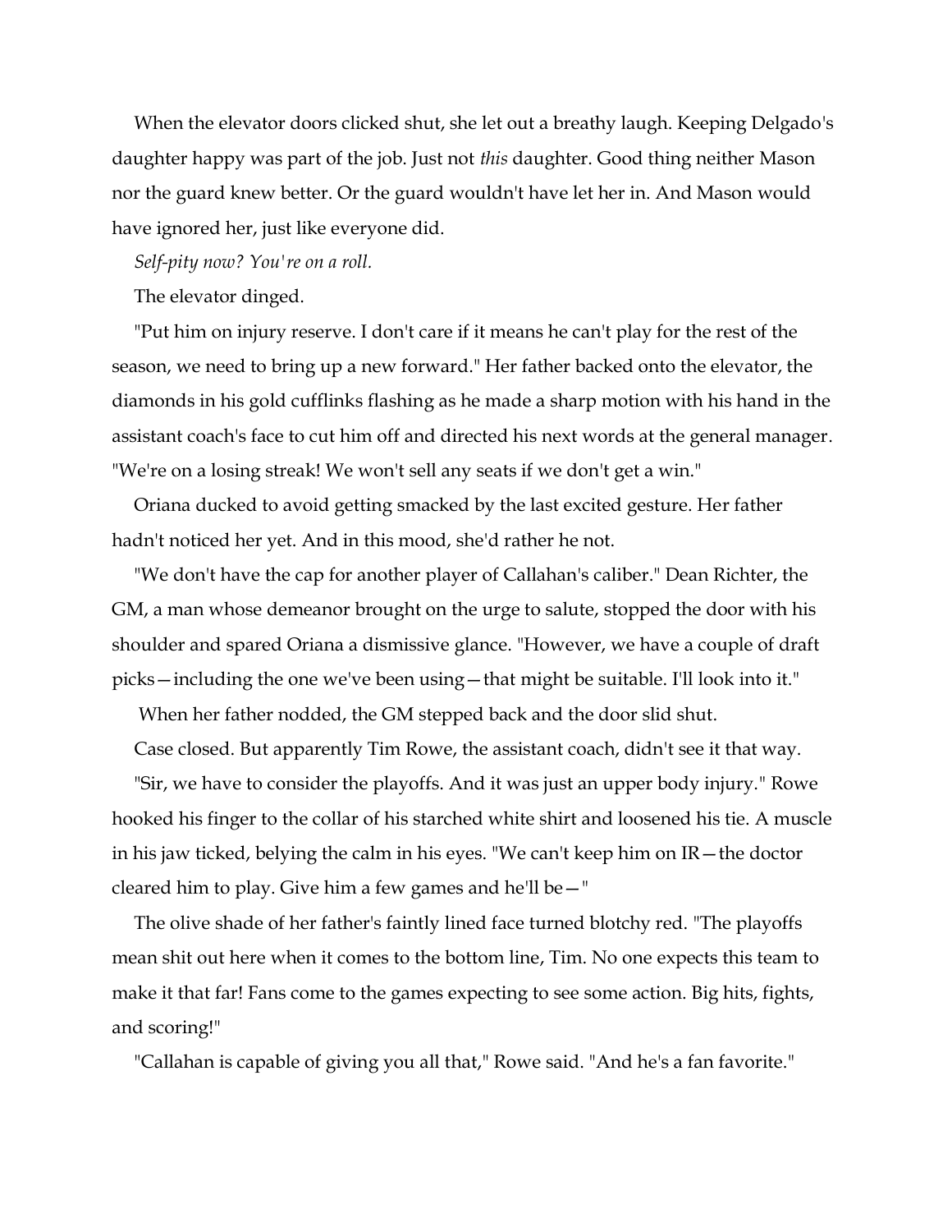When the elevator doors clicked shut, she let out a breathy laugh. Keeping Delgado's daughter happy was part of the job. Just not *this* daughter. Good thing neither Mason nor the guard knew better. Or the guard wouldn't have let her in. And Mason would have ignored her, just like everyone did.

*Self-pity now? You're on a roll.*

The elevator dinged.

"Put him on injury reserve. I don't care if it means he can't play for the rest of the season, we need to bring up a new forward." Her father backed onto the elevator, the diamonds in his gold cufflinks flashing as he made a sharp motion with his hand in the assistant coach's face to cut him off and directed his next words at the general manager. "We're on a losing streak! We won't sell any seats if we don't get a win."

Oriana ducked to avoid getting smacked by the last excited gesture. Her father hadn't noticed her yet. And in this mood, she'd rather he not.

"We don't have the cap for another player of Callahan's caliber." Dean Richter, the GM, a man whose demeanor brought on the urge to salute, stopped the door with his shoulder and spared Oriana a dismissive glance. "However, we have a couple of draft picks—including the one we've been using—that might be suitable. I'll look into it."

When her father nodded, the GM stepped back and the door slid shut.

Case closed. But apparently Tim Rowe, the assistant coach, didn't see it that way.

"Sir, we have to consider the playoffs. And it was just an upper body injury." Rowe hooked his finger to the collar of his starched white shirt and loosened his tie. A muscle in his jaw ticked, belying the calm in his eyes. "We can't keep him on IR—the doctor cleared him to play. Give him a few games and he'll be—"

The olive shade of her father's faintly lined face turned blotchy red. "The playoffs mean shit out here when it comes to the bottom line, Tim. No one expects this team to make it that far! Fans come to the games expecting to see some action. Big hits, fights, and scoring!"

"Callahan is capable of giving you all that," Rowe said. "And he's a fan favorite."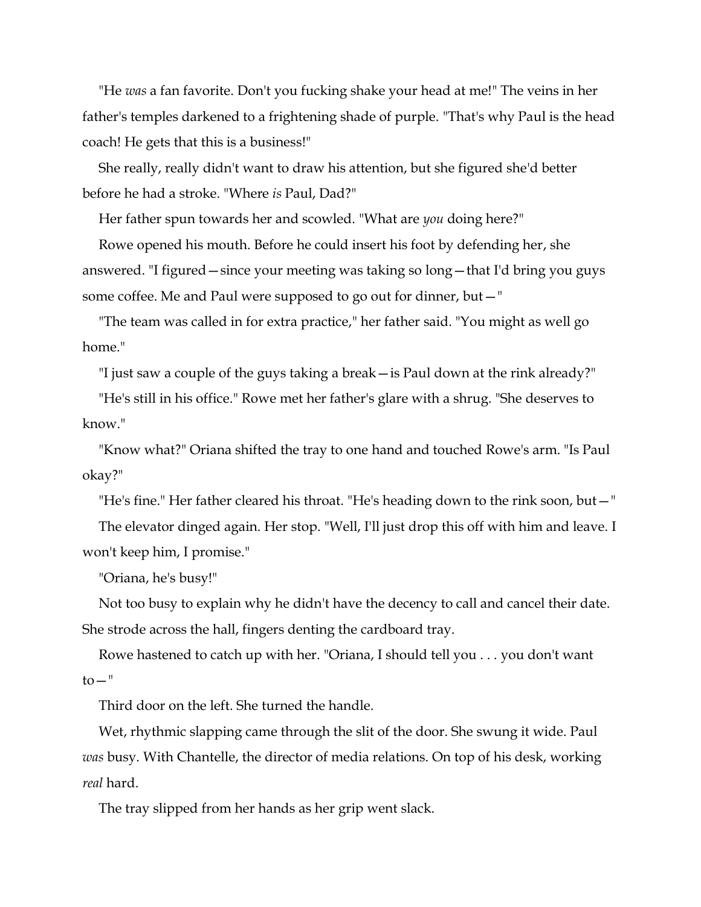"He *was* a fan favorite. Don't you fucking shake your head at me!" The veins in her father's temples darkened to a frightening shade of purple. "That's why Paul is the head coach! He gets that this is a business!"

She really, really didn't want to draw his attention, but she figured she'd better before he had a stroke. "Where *is* Paul, Dad?"

Her father spun towards her and scowled. "What are *you* doing here?"

Rowe opened his mouth. Before he could insert his foot by defending her, she answered. "I figured—since your meeting was taking so long—that I'd bring you guys some coffee. Me and Paul were supposed to go out for dinner, but—"

"The team was called in for extra practice," her father said. "You might as well go home."

"I just saw a couple of the guys taking a break—is Paul down at the rink already?"

"He's still in his office." Rowe met her father's glare with a shrug. "She deserves to know."

"Know what?" Oriana shifted the tray to one hand and touched Rowe's arm. "Is Paul okay?"

"He's fine." Her father cleared his throat. "He's heading down to the rink soon, but—"

The elevator dinged again. Her stop. "Well, I'll just drop this off with him and leave. I won't keep him, I promise."

"Oriana, he's busy!"

Not too busy to explain why he didn't have the decency to call and cancel their date. She strode across the hall, fingers denting the cardboard tray.

Rowe hastened to catch up with her. "Oriana, I should tell you . . . you don't want to—"

Third door on the left. She turned the handle.

Wet, rhythmic slapping came through the slit of the door. She swung it wide. Paul *was* busy. With Chantelle, the director of media relations. On top of his desk, working *real* hard.

The tray slipped from her hands as her grip went slack.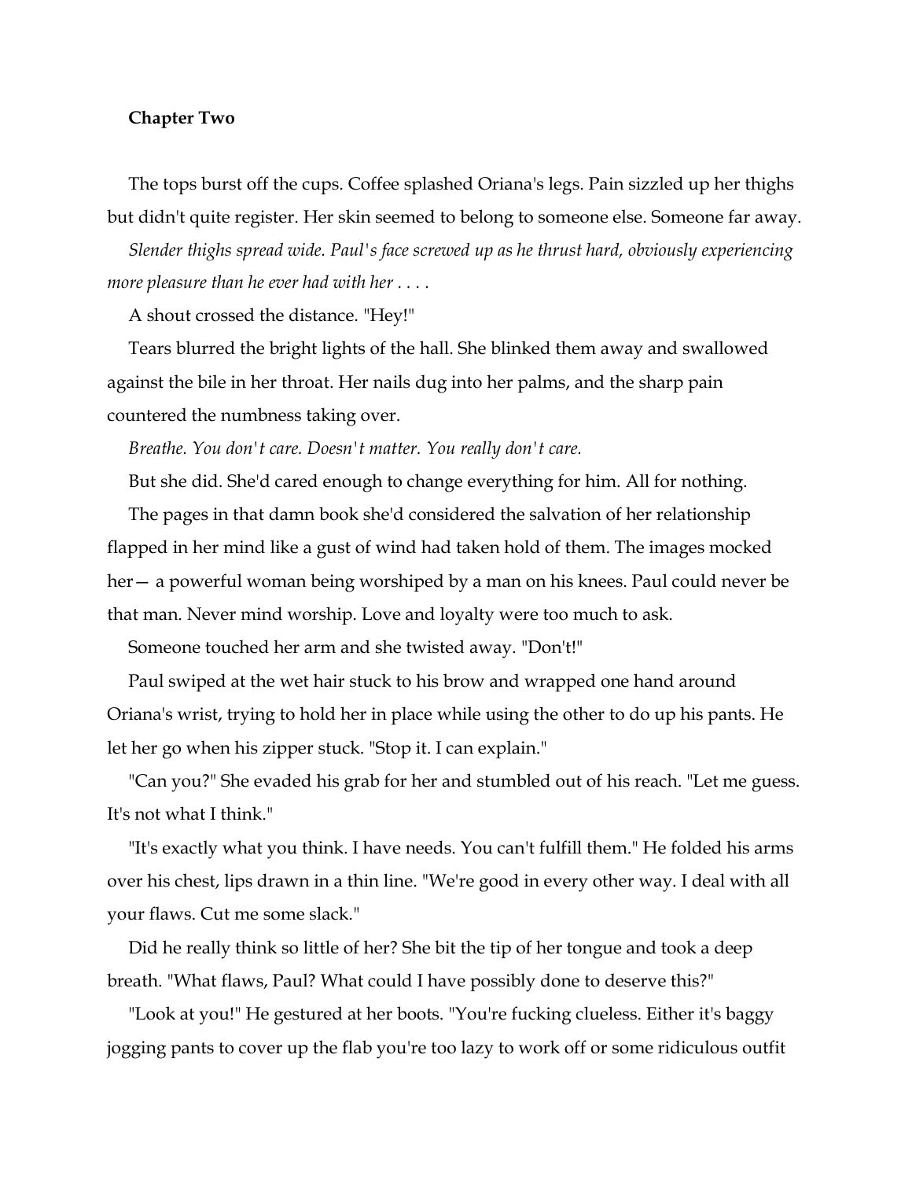**Chapter Two**

The tops burst off the cups. Coffee splashed Oriana's legs. Pain sizzled up her thighs but didn't quite register. Her skin seemed to belong to someone else. Someone far away.

*Slender thighs spread wide. Paul's face screwed up as he thrust hard, obviously experiencing more pleasure than he ever had with her . . . .*

A shout crossed the distance. "Hey!"

Tears blurred the bright lights of the hall. She blinked them away and swallowed against the bile in her throat. Her nails dug into her palms, and the sharp pain countered the numbness taking over.

*Breathe. You don't care. Doesn't matter. You really don't care.*

But she did. She'd cared enough to change everything for him. All for nothing.

The pages in that damn book she'd considered the salvation of her relationship flapped in her mind like a gust of wind had taken hold of them. The images mocked her— a powerful woman being worshiped by a man on his knees. Paul could never be that man. Never mind worship. Love and loyalty were too much to ask.

Someone touched her arm and she twisted away. "Don't!"

Paul swiped at the wet hair stuck to his brow and wrapped one hand around Oriana's wrist, trying to hold her in place while using the other to do up his pants. He let her go when his zipper stuck. "Stop it. I can explain."

"Can you?" She evaded his grab for her and stumbled out of his reach. "Let me guess. It's not what I think."

"It's exactly what you think. I have needs. You can't fulfill them." He folded his arms over his chest, lips drawn in a thin line. "We're good in every other way. I deal with all your flaws. Cut me some slack."

Did he really think so little of her? She bit the tip of her tongue and took a deep breath. "What flaws, Paul? What could I have possibly done to deserve this?"

"Look at you!" He gestured at her boots. "You're fucking clueless. Either it's baggy jogging pants to cover up the flab you're too lazy to work off or some ridiculous outfit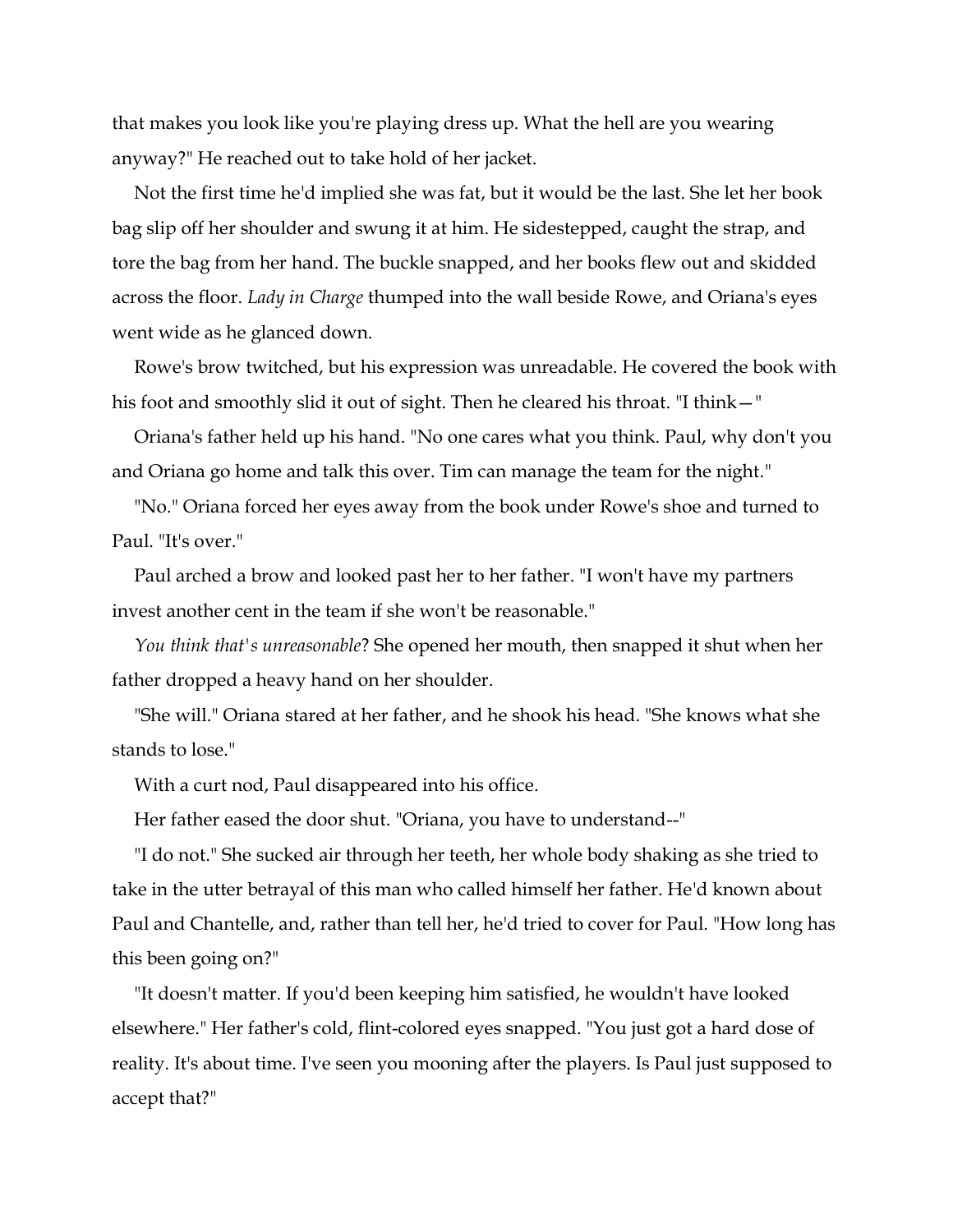that makes you look like you're playing dress up. What the hell are you wearing anyway?" He reached out to take hold of her jacket.

Not the first time he'd implied she was fat, but it would be the last. She let her book bag slip off her shoulder and swung it at him. He sidestepped, caught the strap, and tore the bag from her hand. The buckle snapped, and her books flew out and skidded across the floor. *Lady in Charge* thumped into the wall beside Rowe, and Oriana's eyes went wide as he glanced down.

Rowe's brow twitched, but his expression was unreadable. He covered the book with his foot and smoothly slid it out of sight. Then he cleared his throat. "I think— "

Oriana's father held up his hand. "No one cares what you think. Paul, why don't you and Oriana go home and talk this over. Tim can manage the team for the night."

"No." Oriana forced her eyes away from the book under Rowe's shoe and turned to Paul. "It's over."

Paul arched a brow and looked past her to her father. "I won't have my partners invest another cent in the team if she won't be reasonable."

*You think that's unreasonable*? She opened her mouth, then snapped it shut when her father dropped a heavy hand on her shoulder.

"She will." Oriana stared at her father, and he shook his head. "She knows what she stands to lose."

With a curt nod, Paul disappeared into his office.

Her father eased the door shut. "Oriana, you have to understand--"

"I do not." She sucked air through her teeth, her whole body shaking as she tried to take in the utter betrayal of this man who called himself her father. He'd known about Paul and Chantelle, and, rather than tell her, he'd tried to cover for Paul. "How long has this been going on?"

"It doesn't matter. If you'd been keeping him satisfied, he wouldn't have looked elsewhere." Her father's cold, flint-colored eyes snapped. "You just got a hard dose of reality. It's about time. I've seen you mooning after the players. Is Paul just supposed to accept that?"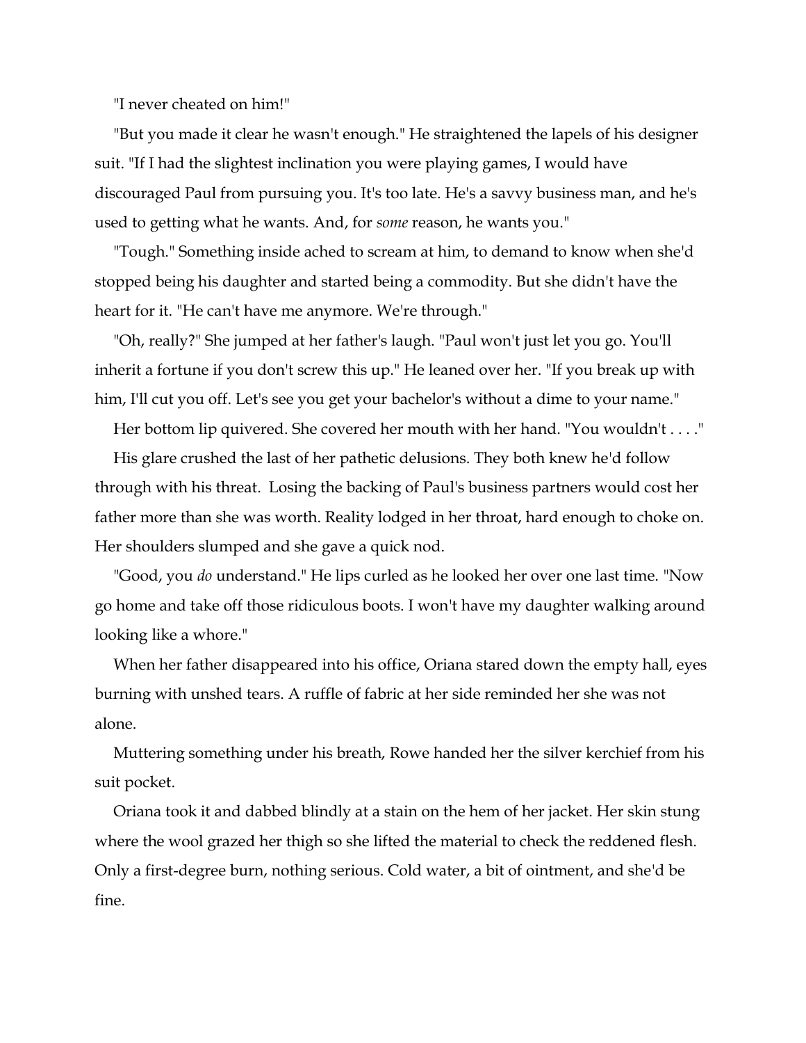"I never cheated on him!"

"But you made it clear he wasn't enough." He straightened the lapels of his designer suit. "If I had the slightest inclination you were playing games, I would have discouraged Paul from pursuing you. It's too late. He's a savvy business man, and he's used to getting what he wants. And, for *some* reason, he wants you."

"Tough." Something inside ached to scream at him, to demand to know when she'd stopped being his daughter and started being a commodity. But she didn't have the heart for it. "He can't have me anymore. We're through."

"Oh, really?" She jumped at her father's laugh. "Paul won't just let you go. You'll inherit a fortune if you don't screw this up." He leaned over her. "If you break up with him, I'll cut you off. Let's see you get your bachelor's without a dime to your name."

Her bottom lip quivered. She covered her mouth with her hand. "You wouldn't . . . ."

His glare crushed the last of her pathetic delusions. They both knew he'd follow through with his threat. Losing the backing of Paul's business partners would cost her father more than she was worth. Reality lodged in her throat, hard enough to choke on. Her shoulders slumped and she gave a quick nod.

"Good, you *do* understand." He lips curled as he looked her over one last time. "Now go home and take off those ridiculous boots. I won't have my daughter walking around looking like a whore."

When her father disappeared into his office, Oriana stared down the empty hall, eyes burning with unshed tears. A ruffle of fabric at her side reminded her she was not alone.

Muttering something under his breath, Rowe handed her the silver kerchief from his suit pocket.

Oriana took it and dabbed blindly at a stain on the hem of her jacket. Her skin stung where the wool grazed her thigh so she lifted the material to check the reddened flesh. Only a first-degree burn, nothing serious. Cold water, a bit of ointment, and she'd be fine.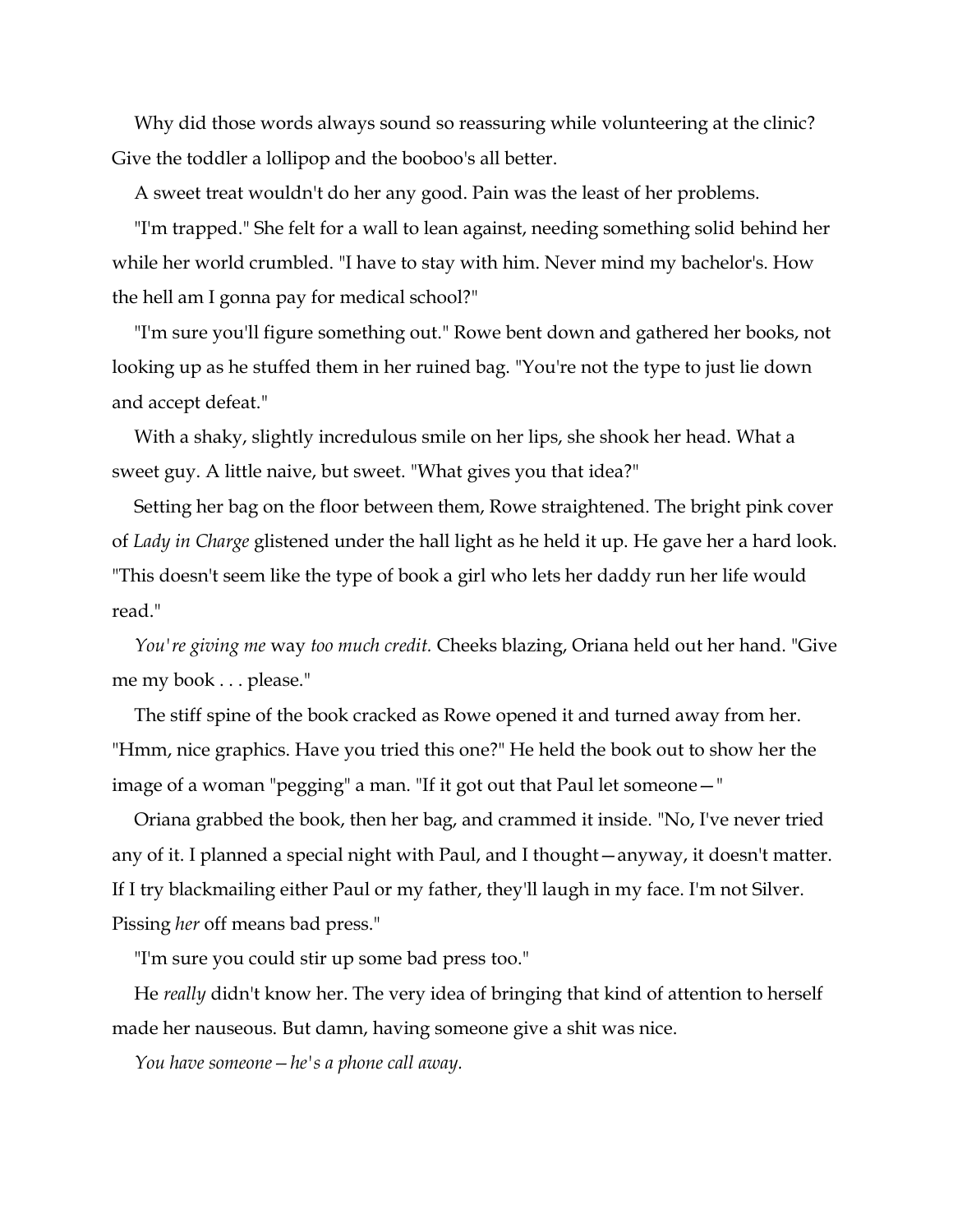Why did those words always sound so reassuring while volunteering at the clinic? Give the toddler a lollipop and the booboo's all better.

A sweet treat wouldn't do her any good. Pain was the least of her problems.

"I'm trapped." She felt for a wall to lean against, needing something solid behind her while her world crumbled. "I have to stay with him. Never mind my bachelor's. How the hell am I gonna pay for medical school?"

"I'm sure you'll figure something out." Rowe bent down and gathered her books, not looking up as he stuffed them in her ruined bag. "You're not the type to just lie down and accept defeat."

With a shaky, slightly incredulous smile on her lips, she shook her head. What a sweet guy. A little naive, but sweet. "What gives you that idea?"

Setting her bag on the floor between them, Rowe straightened. The bright pink cover of *Lady in Charge* glistened under the hall light as he held it up. He gave her a hard look. "This doesn't seem like the type of book a girl who lets her daddy run her life would read."

*You're giving me* way *too much credit.* Cheeks blazing, Oriana held out her hand. "Give me my book . . . please."

The stiff spine of the book cracked as Rowe opened it and turned away from her. "Hmm, nice graphics. Have you tried this one?" He held the book out to show her the image of a woman "pegging" a man. "If it got out that Paul let someone—"

Oriana grabbed the book, then her bag, and crammed it inside. "No, I've never tried any of it. I planned a special night with Paul, and I thought—anyway, it doesn't matter. If I try blackmailing either Paul or my father, they'll laugh in my face. I'm not Silver. Pissing *her* off means bad press."

"I'm sure you could stir up some bad press too."

He *really* didn't know her. The very idea of bringing that kind of attention to herself made her nauseous. But damn, having someone give a shit was nice.

*You have someone—he's a phone call away.*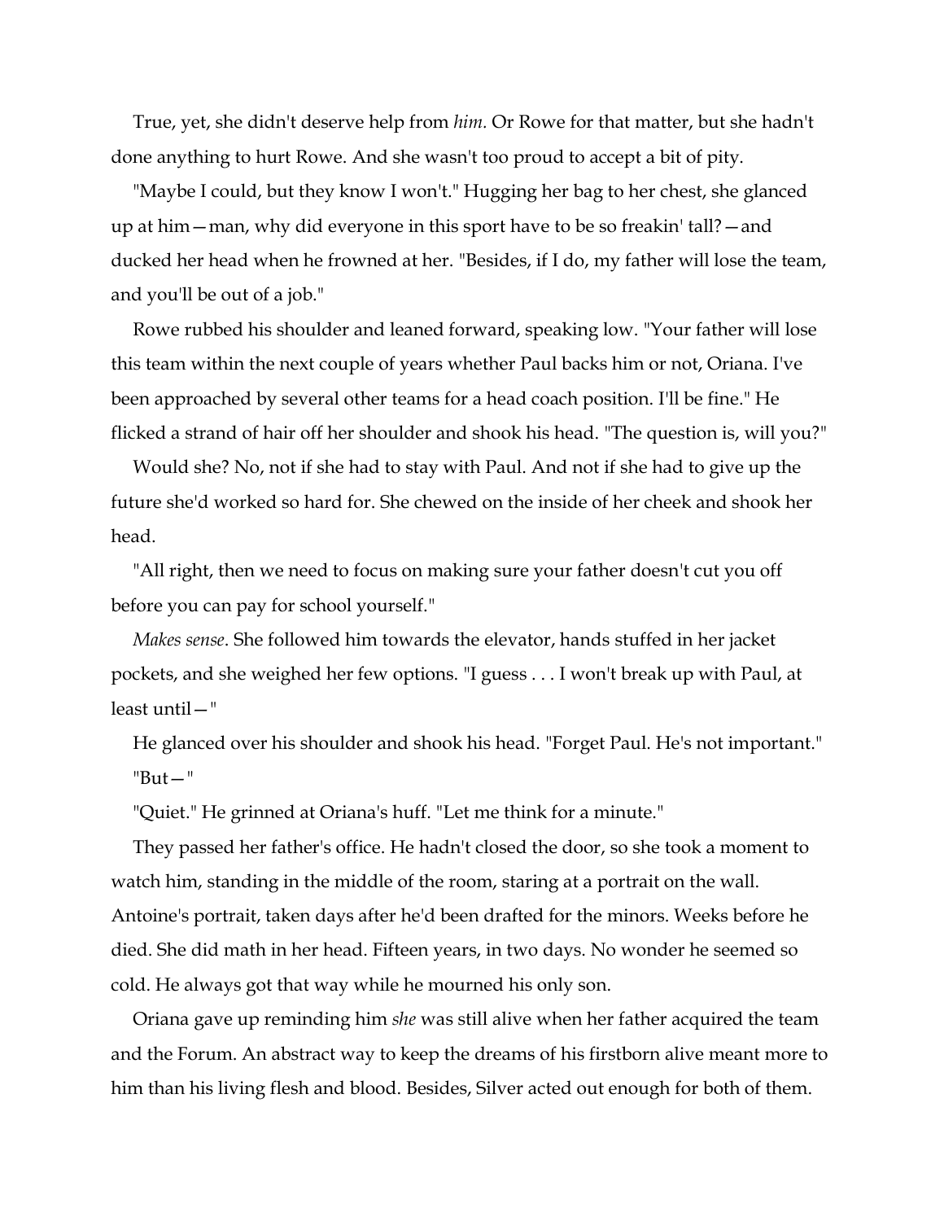True, yet, she didn't deserve help from *him.* Or Rowe for that matter, but she hadn't done anything to hurt Rowe. And she wasn't too proud to accept a bit of pity.

"Maybe I could, but they know I won't." Hugging her bag to her chest, she glanced up at him—man, why did everyone in this sport have to be so freakin' tall?—and ducked her head when he frowned at her. "Besides, if I do, my father will lose the team, and you'll be out of a job."

Rowe rubbed his shoulder and leaned forward, speaking low. "Your father will lose this team within the next couple of years whether Paul backs him or not, Oriana. I've been approached by several other teams for a head coach position. I'll be fine." He flicked a strand of hair off her shoulder and shook his head. "The question is, will you?"

Would she? No, not if she had to stay with Paul. And not if she had to give up the future she'd worked so hard for. She chewed on the inside of her cheek and shook her head.

"All right, then we need to focus on making sure your father doesn't cut you off before you can pay for school yourself."

*Makes sense*. She followed him towards the elevator, hands stuffed in her jacket pockets, and she weighed her few options. "I guess . . . I won't break up with Paul, at least until—"

He glanced over his shoulder and shook his head. "Forget Paul. He's not important."

"But—"

"Quiet." He grinned at Oriana's huff. "Let me think for a minute."

They passed her father's office. He hadn't closed the door, so she took a moment to watch him, standing in the middle of the room, staring at a portrait on the wall. Antoine's portrait, taken days after he'd been drafted for the minors. Weeks before he died. She did math in her head. Fifteen years, in two days. No wonder he seemed so cold. He always got that way while he mourned his only son.

Oriana gave up reminding him *she* was still alive when her father acquired the team and the Forum. An abstract way to keep the dreams of his firstborn alive meant more to him than his living flesh and blood. Besides, Silver acted out enough for both of them.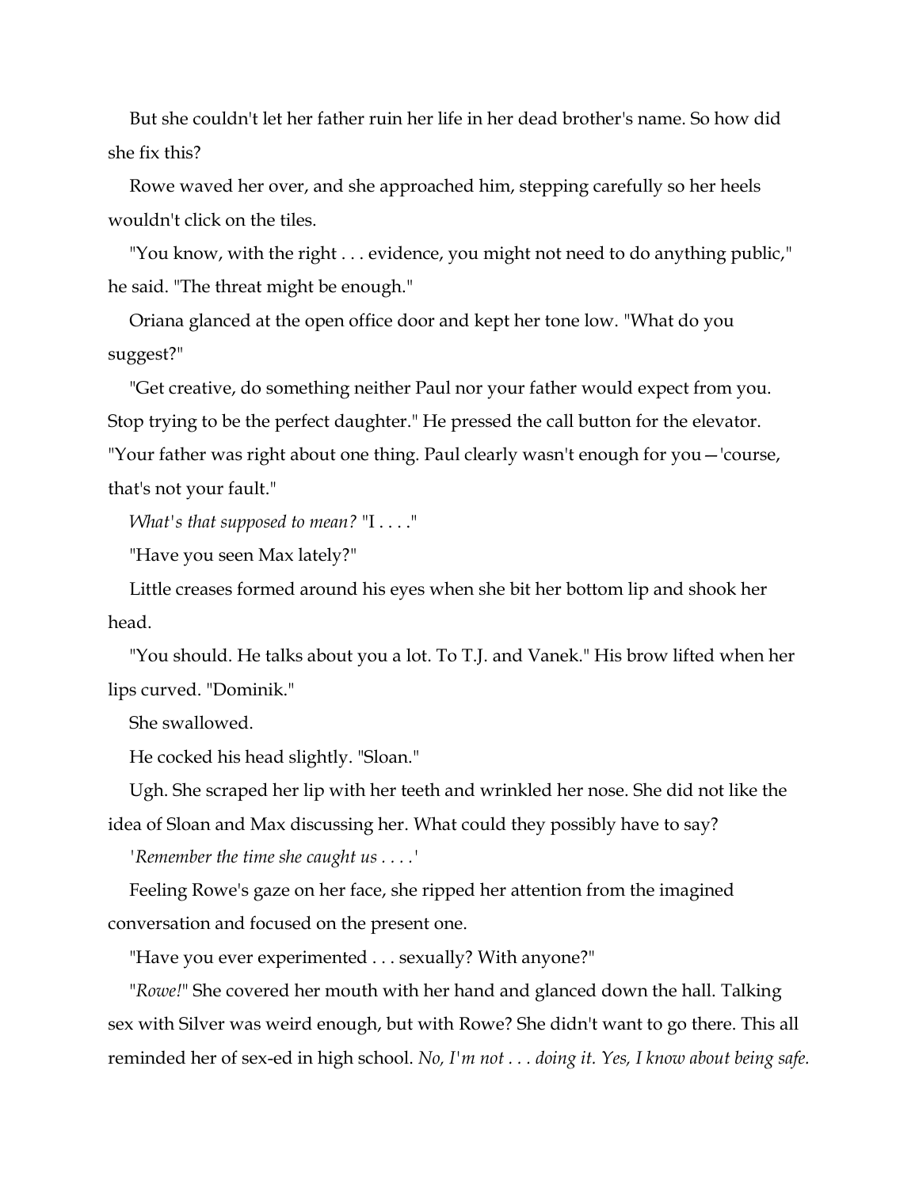But she couldn't let her father ruin her life in her dead brother's name. So how did she fix this?

Rowe waved her over, and she approached him, stepping carefully so her heels wouldn't click on the tiles.

"You know, with the right . . . evidence, you might not need to do anything public," he said. "The threat might be enough."

Oriana glanced at the open office door and kept her tone low. "What do you suggest?"

"Get creative, do something neither Paul nor your father would expect from you. Stop trying to be the perfect daughter." He pressed the call button for the elevator. "Your father was right about one thing. Paul clearly wasn't enough for you—'course, that's not your fault."

*What's that supposed to mean?* "I . . . ."

"Have you seen Max lately?"

Little creases formed around his eyes when she bit her bottom lip and shook her head.

"You should. He talks about you a lot. To T.J. and Vanek." His brow lifted when her lips curved. "Dominik."

She swallowed.

He cocked his head slightly. "Sloan."

Ugh. She scraped her lip with her teeth and wrinkled her nose. She did not like the idea of Sloan and Max discussing her. What could they possibly have to say?

*'Remember the time she caught us . . . .'*

Feeling Rowe's gaze on her face, she ripped her attention from the imagined conversation and focused on the present one.

"Have you ever experimented . . . sexually? With anyone?"

"*Rowe!*" She covered her mouth with her hand and glanced down the hall. Talking sex with Silver was weird enough, but with Rowe? She didn't want to go there. This all reminded her of sex-ed in high school. *No, I'm not . . . doing it. Yes, I know about being safe.*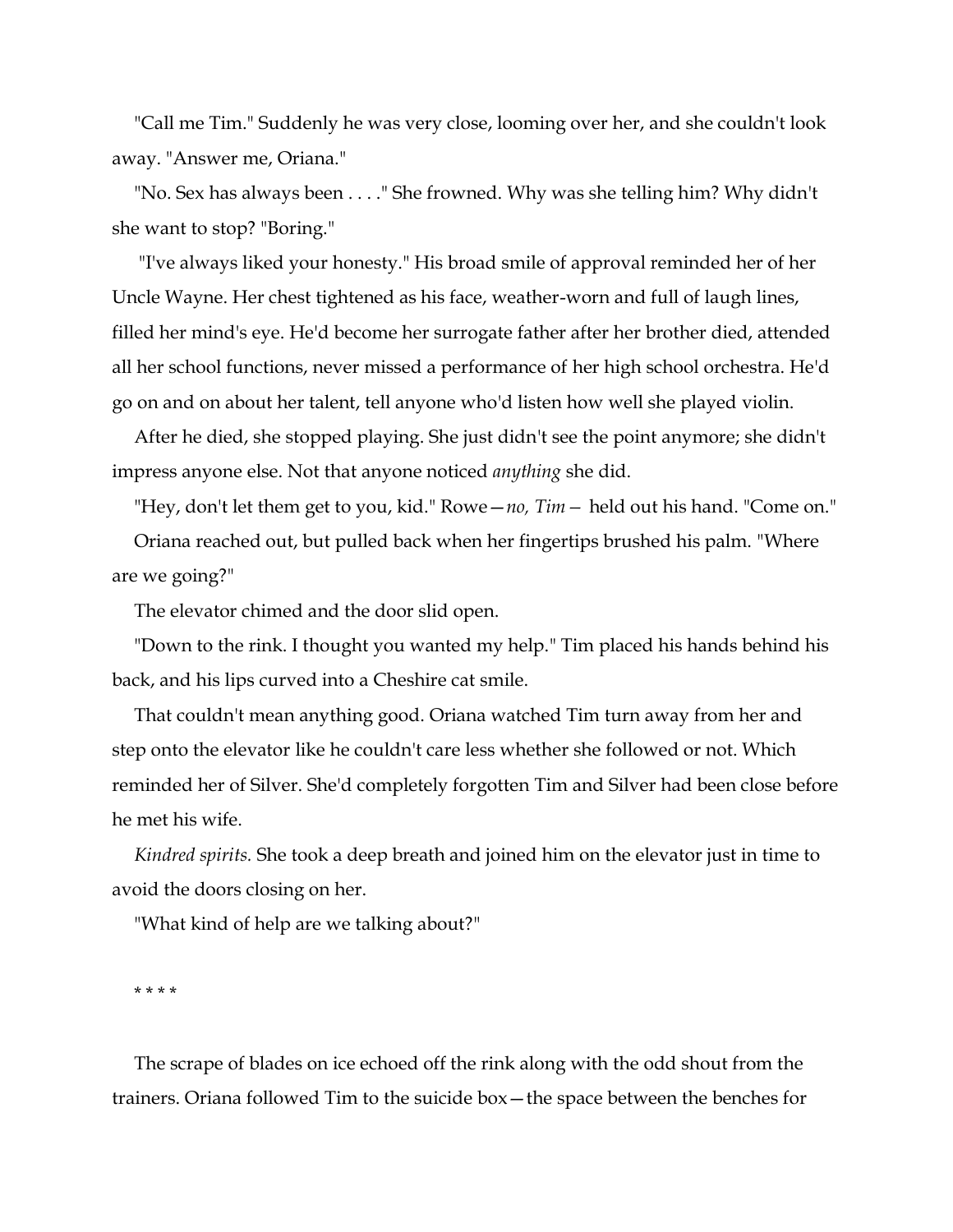"Call me Tim." Suddenly he was very close, looming over her, and she couldn't look away. "Answer me, Oriana."

"No. Sex has always been . . . ." She frowned. Why was she telling him? Why didn't she want to stop? "Boring."

"I've always liked your honesty." His broad smile of approval reminded her of her Uncle Wayne. Her chest tightened as his face, weather-worn and full of laugh lines, filled her mind's eye. He'd become her surrogate father after her brother died, attended all her school functions, never missed a performance of her high school orchestra. He'd go on and on about her talent, tell anyone who'd listen how well she played violin.

After he died, she stopped playing. She just didn't see the point anymore; she didn't impress anyone else. Not that anyone noticed *anything* she did.

"Hey, don't let them get to you, kid." Rowe—*no, Tim*— held out his hand. "Come on."

Oriana reached out, but pulled back when her fingertips brushed his palm. "Where are we going?"

The elevator chimed and the door slid open.

"Down to the rink. I thought you wanted my help." Tim placed his hands behind his back, and his lips curved into a Cheshire cat smile.

That couldn't mean anything good. Oriana watched Tim turn away from her and step onto the elevator like he couldn't care less whether she followed or not. Which reminded her of Silver. She'd completely forgotten Tim and Silver had been close before he met his wife.

*Kindred spirits.* She took a deep breath and joined him on the elevator just in time to avoid the doors closing on her.

"What kind of help are we talking about?"

\* \* \* \*

The scrape of blades on ice echoed off the rink along with the odd shout from the trainers. Oriana followed Tim to the suicide box—the space between the benches for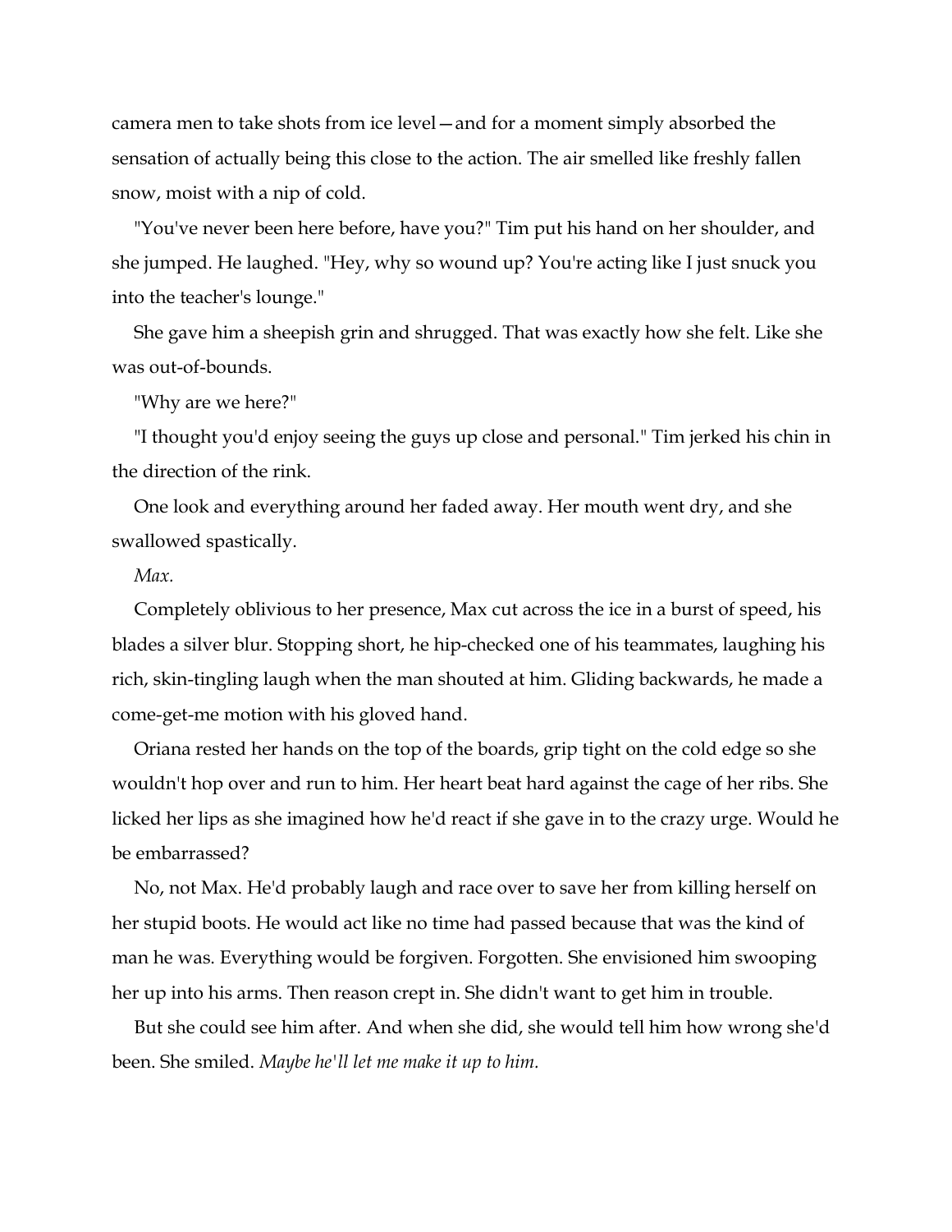camera men to take shots from ice level—and for a moment simply absorbed the sensation of actually being this close to the action. The air smelled like freshly fallen snow, moist with a nip of cold.

"You've never been here before, have you?" Tim put his hand on her shoulder, and she jumped. He laughed. "Hey, why so wound up? You're acting like I just snuck you into the teacher's lounge."

She gave him a sheepish grin and shrugged. That was exactly how she felt. Like she was out-of-bounds.

"Why are we here?"

"I thought you'd enjoy seeing the guys up close and personal." Tim jerked his chin in the direction of the rink.

One look and everything around her faded away. Her mouth went dry, and she swallowed spastically.

*Max.*

Completely oblivious to her presence, Max cut across the ice in a burst of speed, his blades a silver blur. Stopping short, he hip-checked one of his teammates, laughing his rich, skin-tingling laugh when the man shouted at him. Gliding backwards, he made a come-get-me motion with his gloved hand.

Oriana rested her hands on the top of the boards, grip tight on the cold edge so she wouldn't hop over and run to him. Her heart beat hard against the cage of her ribs. She licked her lips as she imagined how he'd react if she gave in to the crazy urge. Would he be embarrassed?

No, not Max. He'd probably laugh and race over to save her from killing herself on her stupid boots. He would act like no time had passed because that was the kind of man he was. Everything would be forgiven. Forgotten. She envisioned him swooping her up into his arms. Then reason crept in. She didn't want to get him in trouble.

But she could see him after. And when she did, she would tell him how wrong she'd been. She smiled. *Maybe he'll let me make it up to him.*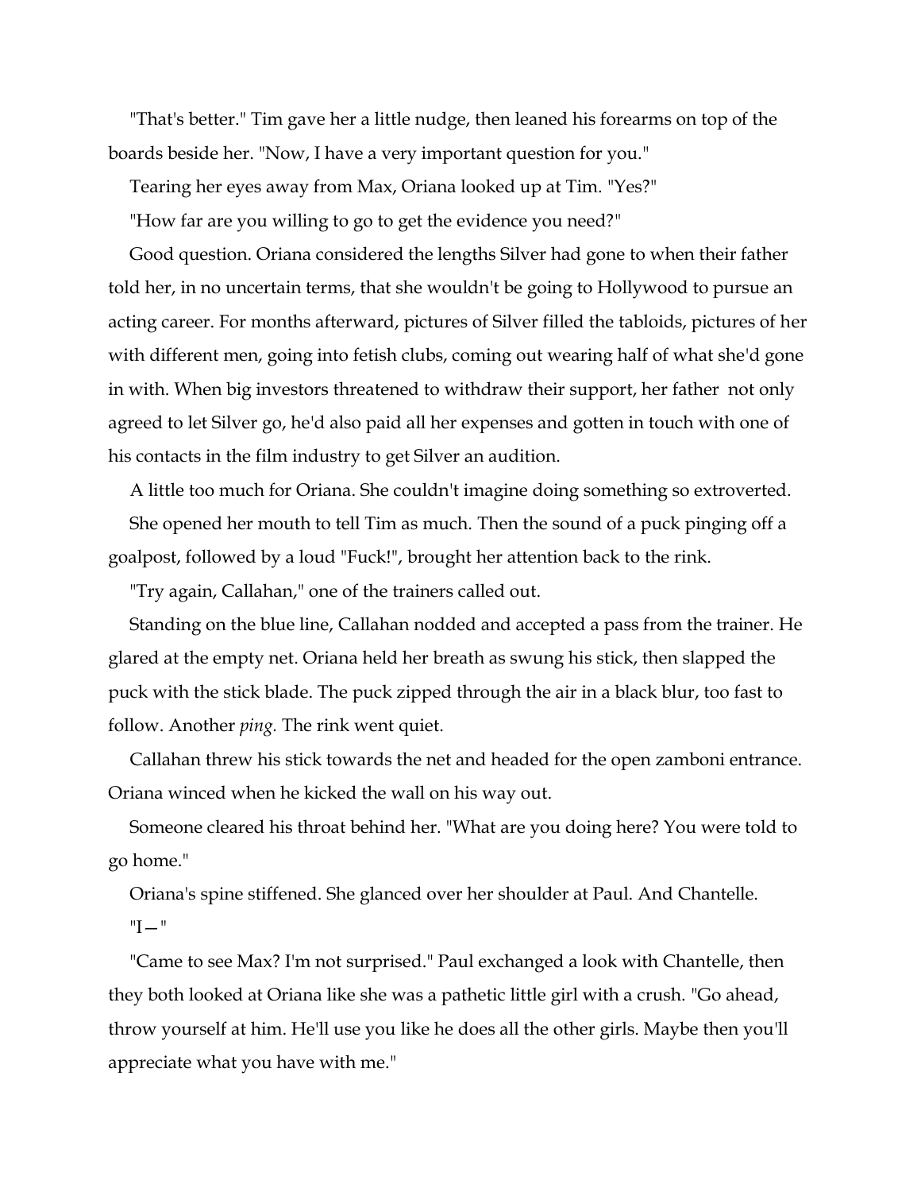"That's better." Tim gave her a little nudge, then leaned his forearms on top of the boards beside her. "Now, I have a very important question for you."

Tearing her eyes away from Max, Oriana looked up at Tim. "Yes?"

"How far are you willing to go to get the evidence you need?"

Good question. Oriana considered the lengths Silver had gone to when their father told her, in no uncertain terms, that she wouldn't be going to Hollywood to pursue an acting career. For months afterward, pictures of Silver filled the tabloids, pictures of her with different men, going into fetish clubs, coming out wearing half of what she'd gone in with. When big investors threatened to withdraw their support, her father not only agreed to let Silver go, he'd also paid all her expenses and gotten in touch with one of his contacts in the film industry to get Silver an audition.

A little too much for Oriana. She couldn't imagine doing something so extroverted.

She opened her mouth to tell Tim as much. Then the sound of a puck pinging off a goalpost, followed by a loud "Fuck!", brought her attention back to the rink.

"Try again, Callahan," one of the trainers called out.

Standing on the blue line, Callahan nodded and accepted a pass from the trainer. He glared at the empty net. Oriana held her breath as swung his stick, then slapped the puck with the stick blade. The puck zipped through the air in a black blur, too fast to follow. Another *ping*. The rink went quiet.

Callahan threw his stick towards the net and headed for the open zamboni entrance. Oriana winced when he kicked the wall on his way out.

Someone cleared his throat behind her. "What are you doing here? You were told to go home."

Oriana's spine stiffened. She glanced over her shoulder at Paul. And Chantelle.

"I—"

"Came to see Max? I'm not surprised." Paul exchanged a look with Chantelle, then they both looked at Oriana like she was a pathetic little girl with a crush. "Go ahead, throw yourself at him. He'll use you like he does all the other girls. Maybe then you'll appreciate what you have with me."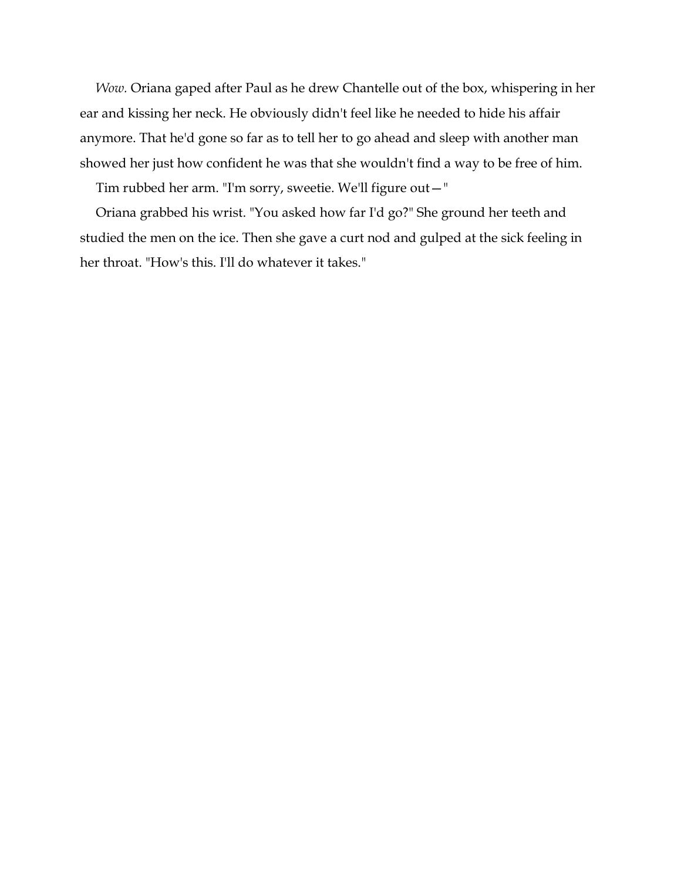*Wow.* Oriana gaped after Paul as he drew Chantelle out of the box, whispering in her ear and kissing her neck. He obviously didn't feel like he needed to hide his affair anymore. That he'd gone so far as to tell her to go ahead and sleep with another man showed her just how confident he was that she wouldn't find a way to be free of him.

Tim rubbed her arm. "I'm sorry, sweetie. We'll figure out— "

Oriana grabbed his wrist. "You asked how far I'd go?" She ground her teeth and studied the men on the ice. Then she gave a curt nod and gulped at the sick feeling in her throat. "How's this. I'll do whatever it takes."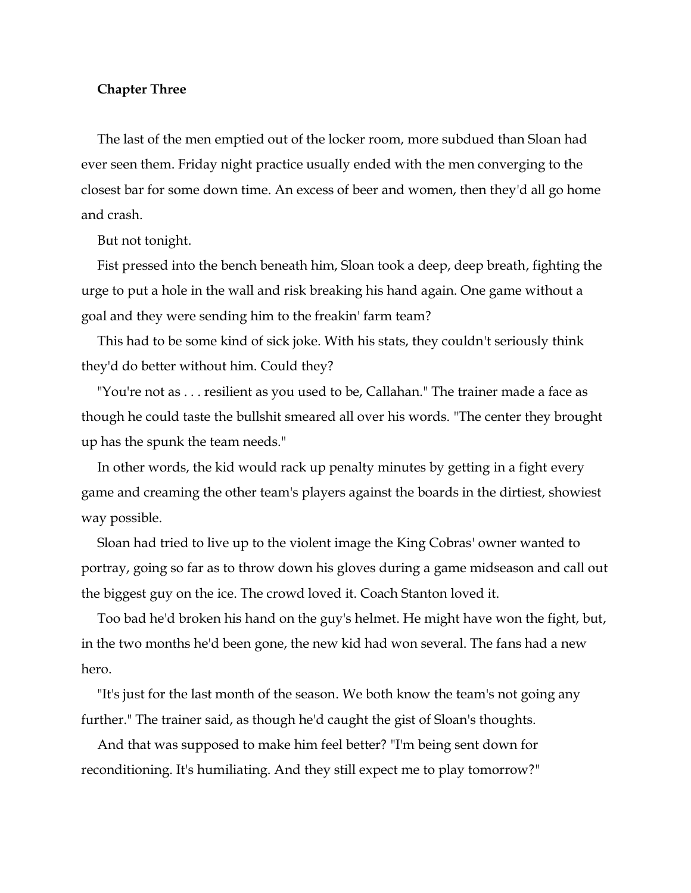**Chapter Three**

The last of the men emptied out of the locker room, more subdued than Sloan had ever seen them. Friday night practice usually ended with the men converging to the closest bar for some down time. An excess of beer and women, then they'd all go home and crash.

But not tonight.

Fist pressed into the bench beneath him, Sloan took a deep, deep breath, fighting the urge to put a hole in the wall and risk breaking his hand again. One game without a goal and they were sending him to the freakin' farm team?

This had to be some kind of sick joke. With his stats, they couldn't seriously think they'd do better without him. Could they?

"You're not as . . . resilient as you used to be, Callahan." The trainer made a face as though he could taste the bullshit smeared all over his words. "The center they brought up has the spunk the team needs."

In other words, the kid would rack up penalty minutes by getting in a fight every game and creaming the other team's players against the boards in the dirtiest, showiest way possible.

Sloan had tried to live up to the violent image the King Cobras' owner wanted to portray, going so far as to throw down his gloves during a game midseason and call out the biggest guy on the ice. The crowd loved it. Coach Stanton loved it.

Too bad he'd broken his hand on the guy's helmet. He might have won the fight, but, in the two months he'd been gone, the new kid had won several. The fans had a new hero.

"It's just for the last month of the season. We both know the team's not going any further." The trainer said, as though he'd caught the gist of Sloan's thoughts.

And that was supposed to make him feel better? "I'm being sent down for reconditioning. It's humiliating. And they still expect me to play tomorrow?"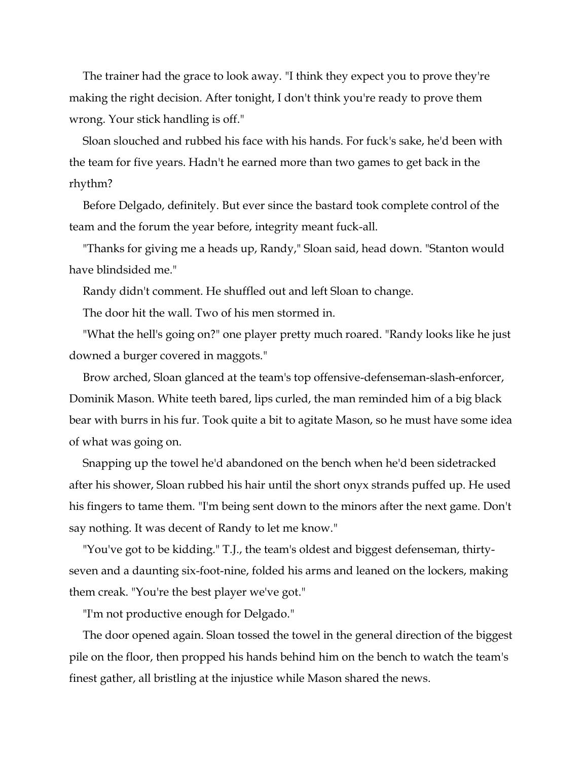The trainer had the grace to look away. "I think they expect you to prove they're making the right decision. After tonight, I don't think you're ready to prove them wrong. Your stick handling is off."

Sloan slouched and rubbed his face with his hands. For fuck's sake, he'd been with the team for five years. Hadn't he earned more than two games to get back in the rhythm?

Before Delgado, definitely. But ever since the bastard took complete control of the team and the forum the year before, integrity meant fuck-all.

"Thanks for giving me a heads up, Randy," Sloan said, head down. "Stanton would have blindsided me."

Randy didn't comment. He shuffled out and left Sloan to change.

The door hit the wall. Two of his men stormed in.

"What the hell's going on?" one player pretty much roared. "Randy looks like he just downed a burger covered in maggots."

Brow arched, Sloan glanced at the team's top offensive-defenseman-slash-enforcer, Dominik Mason. White teeth bared, lips curled, the man reminded him of a big black bear with burrs in his fur. Took quite a bit to agitate Mason, so he must have some idea of what was going on.

Snapping up the towel he'd abandoned on the bench when he'd been sidetracked after his shower, Sloan rubbed his hair until the short onyx strands puffed up. He used his fingers to tame them. "I'm being sent down to the minors after the next game. Don't say nothing. It was decent of Randy to let me know."

"You've got to be kidding." T.J., the team's oldest and biggest defenseman, thirty-seven and a daunting six-foot-nine, folded his arms and leaned on the lockers, making them creak. "You're the best player we've got."

"I'm not productive enough for Delgado."

The door opened again. Sloan tossed the towel in the general direction of the biggest pile on the floor, then propped his hands behind him on the bench to watch the team's finest gather, all bristling at the injustice while Mason shared the news.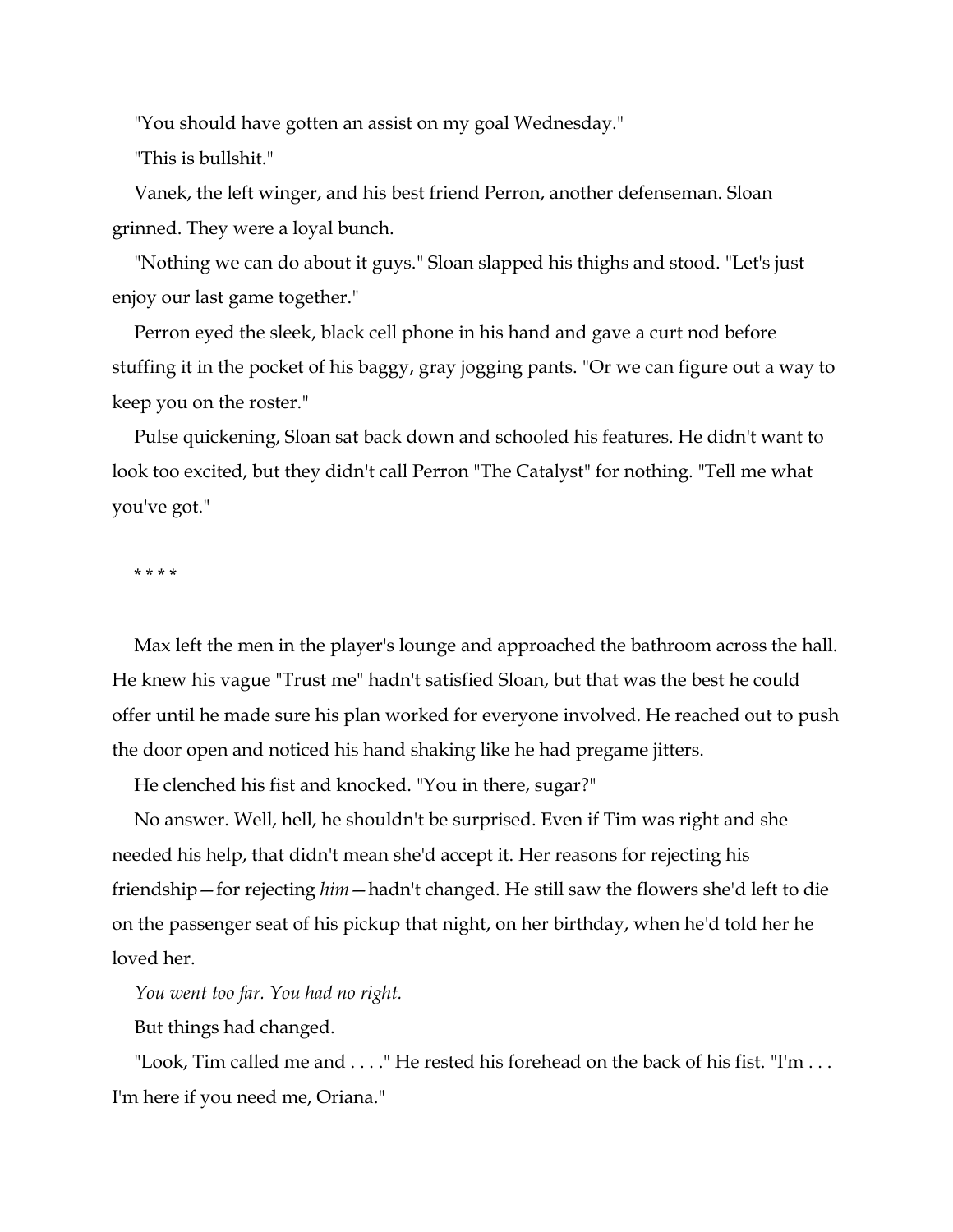"You should have gotten an assist on my goal Wednesday."

"This is bullshit."

Vanek, the left winger, and his best friend Perron, another defenseman. Sloan grinned. They were a loyal bunch.

"Nothing we can do about it guys." Sloan slapped his thighs and stood. "Let's just enjoy our last game together."

Perron eyed the sleek, black cell phone in his hand and gave a curt nod before stuffing it in the pocket of his baggy, gray jogging pants. "Or we can figure out a way to keep you on the roster."

Pulse quickening, Sloan sat back down and schooled his features. He didn't want to look too excited, but they didn't call Perron "The Catalyst" for nothing. "Tell me what you've got."

* * * *

Max left the men in the player's lounge and approached the bathroom across the hall. He knew his vague "Trust me" hadn't satisfied Sloan, but that was the best he could offer until he made sure his plan worked for everyone involved. He reached out to push the door open and noticed his hand shaking like he had pregame jitters.

He clenched his fist and knocked. "You in there, sugar?"

No answer. Well, hell, he shouldn't be surprised. Even if Tim was right and she needed his help, that didn't mean she'd accept it. Her reasons for rejecting his friendship—for rejecting *him*—hadn't changed. He still saw the flowers she'd left to die on the passenger seat of his pickup that night, on her birthday, when he'd told her he loved her.

*You went too far. You had no right.*

But things had changed.

"Look, Tim called me and . . . ." He rested his forehead on the back of his fist. "I'm . . . I'm here if you need me, Oriana."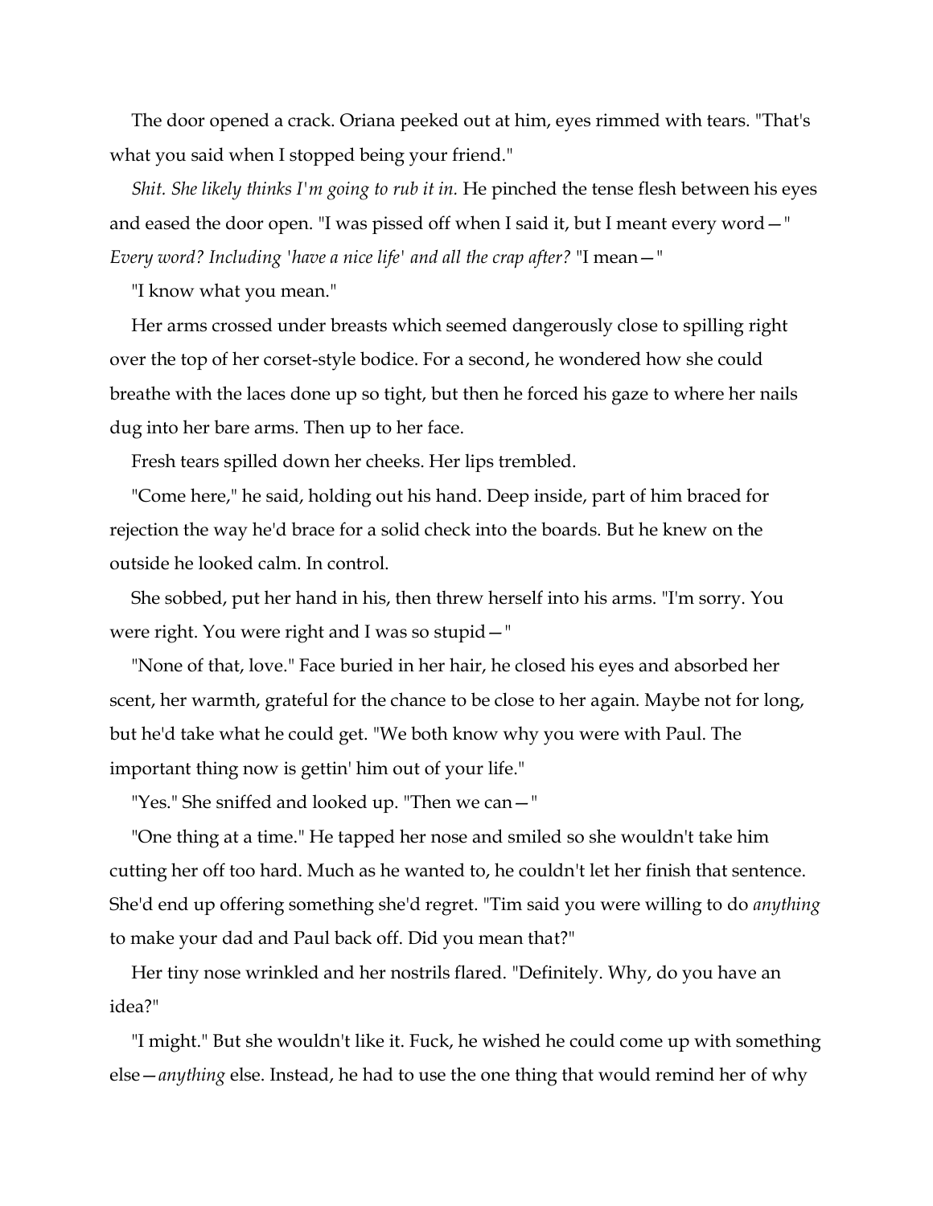The door opened a crack. Oriana peeked out at him, eyes rimmed with tears. "That's what you said when I stopped being your friend."

*Shit. She likely thinks I'm going to rub it in.* He pinched the tense flesh between his eyes and eased the door open. "I was pissed off when I said it, but I meant every word—" *Every word? Including 'have a nice life' and all the crap after?* "I mean—"

"I know what you mean."

Her arms crossed under breasts which seemed dangerously close to spilling right over the top of her corset-style bodice. For a second, he wondered how she could breathe with the laces done up so tight, but then he forced his gaze to where her nails dug into her bare arms. Then up to her face.

Fresh tears spilled down her cheeks. Her lips trembled.

"Come here," he said, holding out his hand. Deep inside, part of him braced for rejection the way he'd brace for a solid check into the boards. But he knew on the outside he looked calm. In control.

She sobbed, put her hand in his, then threw herself into his arms. "I'm sorry. You were right. You were right and I was so stupid—"

"None of that, love." Face buried in her hair, he closed his eyes and absorbed her scent, her warmth, grateful for the chance to be close to her again. Maybe not for long, but he'd take what he could get. "We both know why you were with Paul. The important thing now is gettin' him out of your life."

"Yes." She sniffed and looked up. "Then we can—"

"One thing at a time." He tapped her nose and smiled so she wouldn't take him cutting her off too hard. Much as he wanted to, he couldn't let her finish that sentence. She'd end up offering something she'd regret. "Tim said you were willing to do *anything* to make your dad and Paul back off. Did you mean that?"

Her tiny nose wrinkled and her nostrils flared. "Definitely. Why, do you have an idea?"

"I might." But she wouldn't like it. Fuck, he wished he could come up with something else—*anything* else. Instead, he had to use the one thing that would remind her of why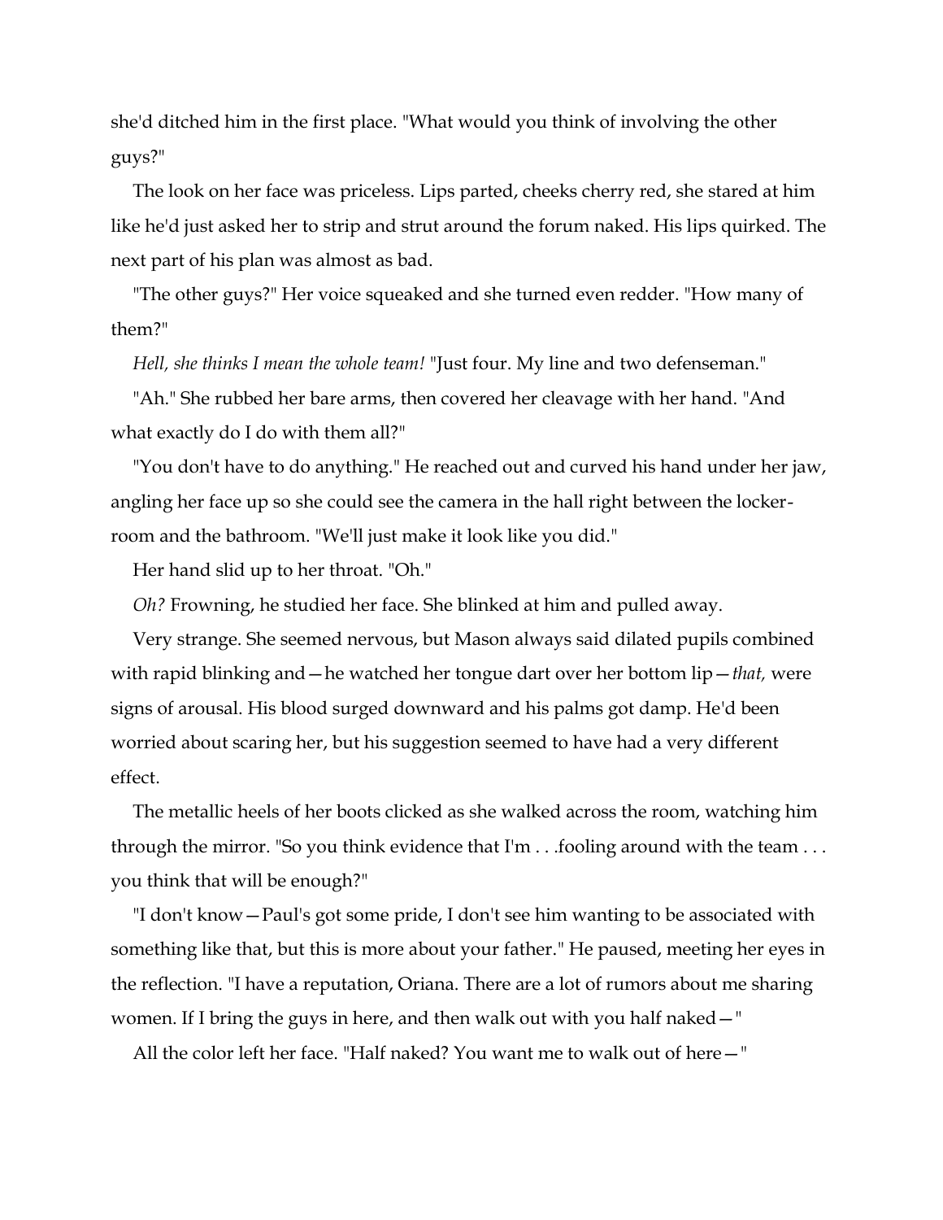she'd ditched him in the first place. "What would you think of involving the other guys?"

The look on her face was priceless. Lips parted, cheeks cherry red, she stared at him like he'd just asked her to strip and strut around the forum naked. His lips quirked. The next part of his plan was almost as bad.

"The other guys?" Her voice squeaked and she turned even redder. "How many of them?"

*Hell, she thinks I mean the whole team!* "Just four. My line and two defenseman."

"Ah." She rubbed her bare arms, then covered her cleavage with her hand. "And what exactly do I do with them all?"

"You don't have to do anything." He reached out and curved his hand under her jaw, angling her face up so she could see the camera in the hall right between the locker-room and the bathroom. "We'll just make it look like you did."

Her hand slid up to her throat. "Oh."

*Oh?* Frowning, he studied her face. She blinked at him and pulled away.

Very strange. She seemed nervous, but Mason always said dilated pupils combined with rapid blinking and—he watched her tongue dart over her bottom lip—*that,* were signs of arousal. His blood surged downward and his palms got damp. He'd been worried about scaring her, but his suggestion seemed to have had a very different effect.

The metallic heels of her boots clicked as she walked across the room, watching him through the mirror. "So you think evidence that I'm . . .fooling around with the team . . . you think that will be enough?"

"I don't know—Paul's got some pride, I don't see him wanting to be associated with something like that, but this is more about your father." He paused, meeting her eyes in the reflection. "I have a reputation, Oriana. There are a lot of rumors about me sharing women. If I bring the guys in here, and then walk out with you half naked—"

All the color left her face. "Half naked? You want me to walk out of here—"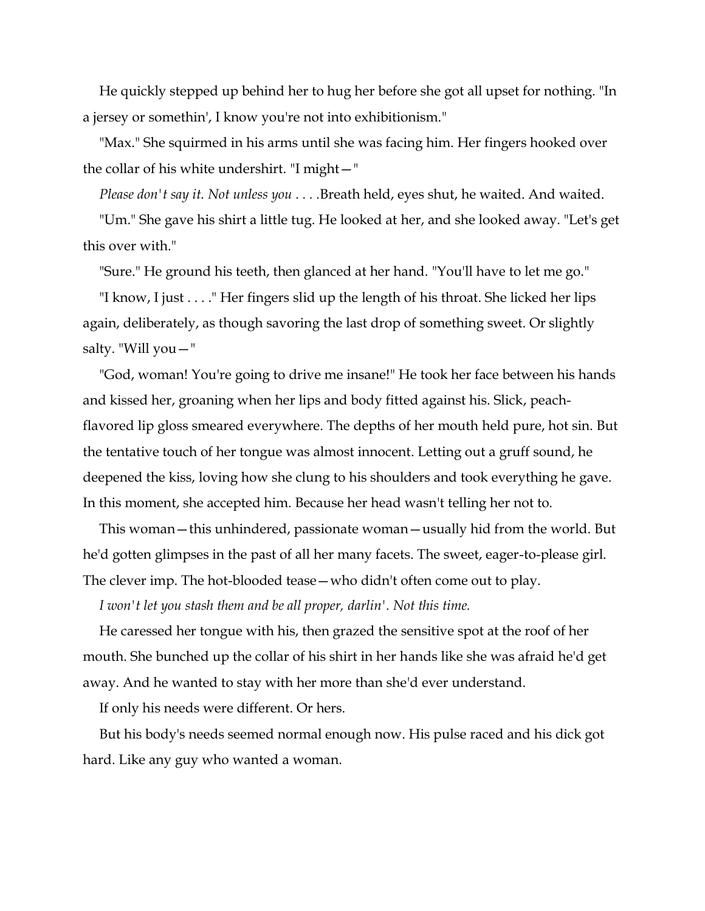He quickly stepped up behind her to hug her before she got all upset for nothing. "In a jersey or somethin', I know you're not into exhibitionism."

"Max." She squirmed in his arms until she was facing him. Her fingers hooked over the collar of his white undershirt. "I might—"

*Please don't say it. Not unless you . . . .*Breath held, eyes shut, he waited. And waited.

"Um." She gave his shirt a little tug. He looked at her, and she looked away. "Let's get this over with."

"Sure." He ground his teeth, then glanced at her hand. "You'll have to let me go."

"I know, I just . . . ." Her fingers slid up the length of his throat. She licked her lips again, deliberately, as though savoring the last drop of something sweet. Or slightly salty. "Will you—"

"God, woman! You're going to drive me insane!" He took her face between his hands and kissed her, groaning when her lips and body fitted against his. Slick, peach-flavored lip gloss smeared everywhere. The depths of her mouth held pure, hot sin. But the tentative touch of her tongue was almost innocent. Letting out a gruff sound, he deepened the kiss, loving how she clung to his shoulders and took everything he gave. In this moment, she accepted him. Because her head wasn't telling her not to.

This woman—this unhindered, passionate woman—usually hid from the world. But he'd gotten glimpses in the past of all her many facets. The sweet, eager-to-please girl. The clever imp. The hot-blooded tease—who didn't often come out to play.

*I won't let you stash them and be all proper, darlin'. Not this time.*

He caressed her tongue with his, then grazed the sensitive spot at the roof of her mouth. She bunched up the collar of his shirt in her hands like she was afraid he'd get away. And he wanted to stay with her more than she'd ever understand.

If only his needs were different. Or hers.

But his body's needs seemed normal enough now. His pulse raced and his dick got hard. Like any guy who wanted a woman.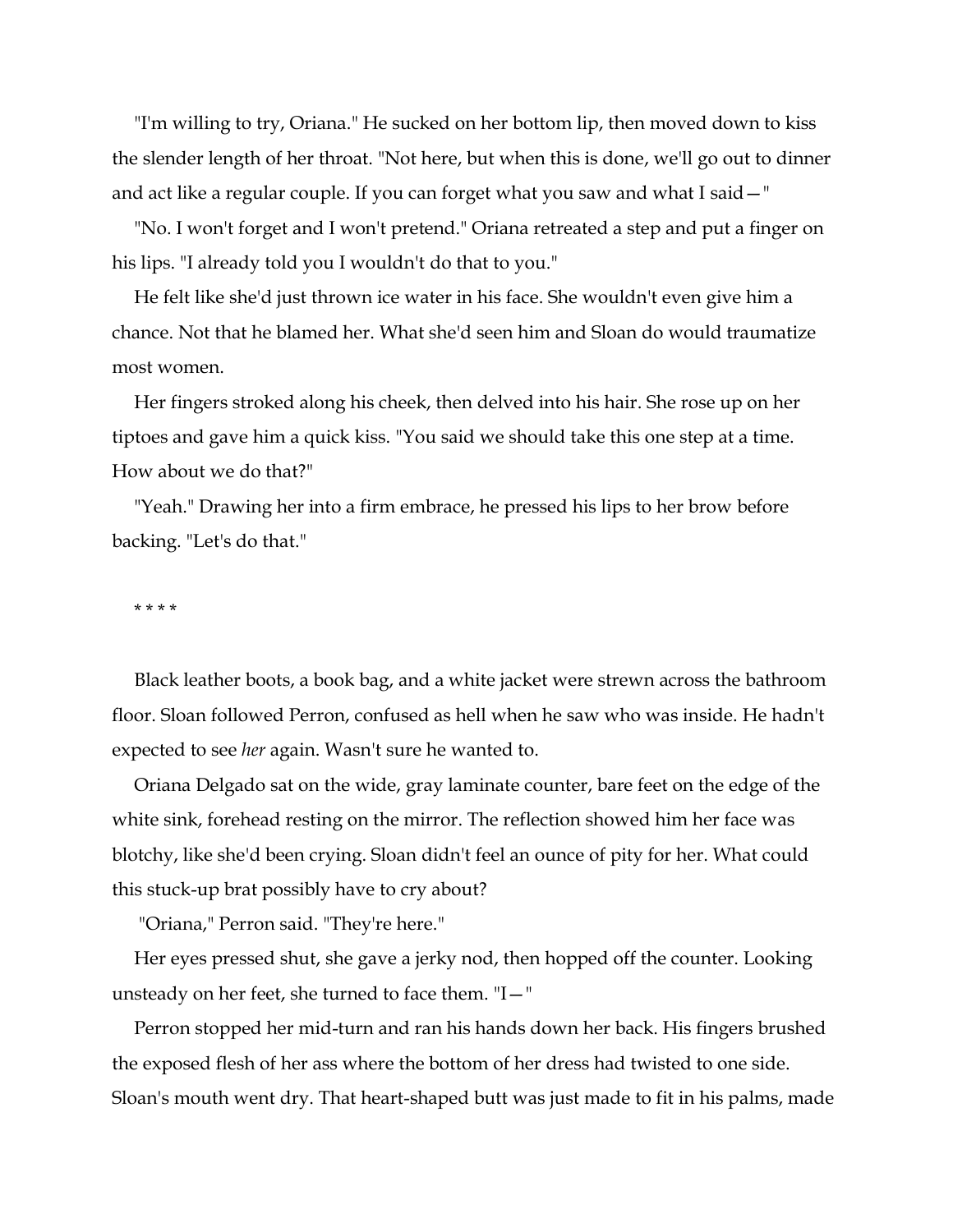"I'm willing to try, Oriana." He sucked on her bottom lip, then moved down to kiss the slender length of her throat. "Not here, but when this is done, we'll go out to dinner and act like a regular couple. If you can forget what you saw and what I said—"

"No. I won't forget and I won't pretend." Oriana retreated a step and put a finger on his lips. "I already told you I wouldn't do that to you."

He felt like she'd just thrown ice water in his face. She wouldn't even give him a chance. Not that he blamed her. What she'd seen him and Sloan do would traumatize most women.

Her fingers stroked along his cheek, then delved into his hair. She rose up on her tiptoes and gave him a quick kiss. "You said we should take this one step at a time. How about we do that?"

"Yeah." Drawing her into a firm embrace, he pressed his lips to her brow before backing. "Let's do that."

* * * *

Black leather boots, a book bag, and a white jacket were strewn across the bathroom floor. Sloan followed Perron, confused as hell when he saw who was inside. He hadn't expected to see *her* again. Wasn't sure he wanted to.

Oriana Delgado sat on the wide, gray laminate counter, bare feet on the edge of the white sink, forehead resting on the mirror. The reflection showed him her face was blotchy, like she'd been crying. Sloan didn't feel an ounce of pity for her. What could this stuck-up brat possibly have to cry about?

"Oriana," Perron said. "They're here."

Her eyes pressed shut, she gave a jerky nod, then hopped off the counter. Looking unsteady on her feet, she turned to face them. "I—"

Perron stopped her mid-turn and ran his hands down her back. His fingers brushed the exposed flesh of her ass where the bottom of her dress had twisted to one side. Sloan's mouth went dry. That heart-shaped butt was just made to fit in his palms, made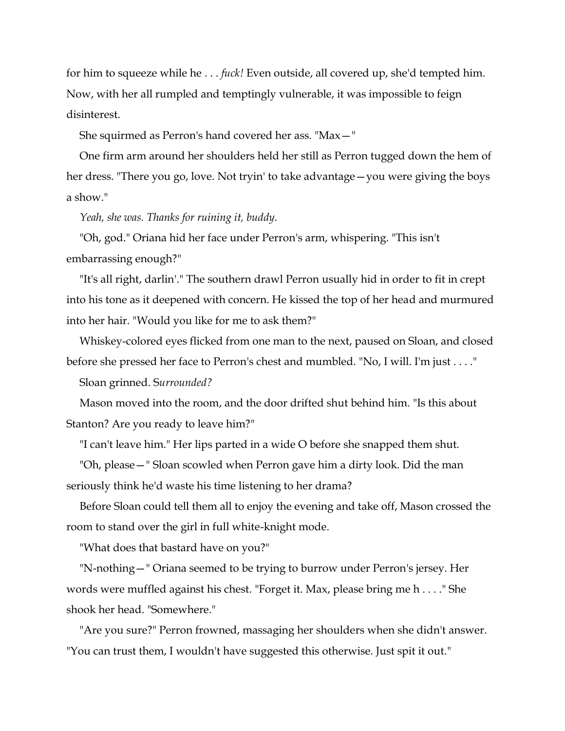for him to squeeze while he . . . *fuck!* Even outside, all covered up, she'd tempted him. Now, with her all rumpled and temptingly vulnerable, it was impossible to feign disinterest.

She squirmed as Perron's hand covered her ass. "Max—"

One firm arm around her shoulders held her still as Perron tugged down the hem of her dress. "There you go, love. Not tryin' to take advantage—you were giving the boys a show."

*Yeah, she was. Thanks for ruining it, buddy.*

"Oh, god." Oriana hid her face under Perron's arm, whispering. "This isn't embarrassing enough?"

"It's all right, darlin'." The southern drawl Perron usually hid in order to fit in crept into his tone as it deepened with concern. He kissed the top of her head and murmured into her hair. "Would you like for me to ask them?"

Whiskey-colored eyes flicked from one man to the next, paused on Sloan, and closed before she pressed her face to Perron's chest and mumbled. "No, I will. I'm just . . . ."

Sloan grinned. S*urrounded?*

Mason moved into the room, and the door drifted shut behind him. "Is this about Stanton? Are you ready to leave him?"

"I can't leave him." Her lips parted in a wide O before she snapped them shut.

"Oh, please—" Sloan scowled when Perron gave him a dirty look. Did the man seriously think he'd waste his time listening to her drama?

Before Sloan could tell them all to enjoy the evening and take off, Mason crossed the room to stand over the girl in full white-knight mode.

"What does that bastard have on you?"

"N-nothing—" Oriana seemed to be trying to burrow under Perron's jersey. Her words were muffled against his chest. "Forget it. Max, please bring me h . . . ." She shook her head. "Somewhere."

"Are you sure?" Perron frowned, massaging her shoulders when she didn't answer. "You can trust them, I wouldn't have suggested this otherwise. Just spit it out."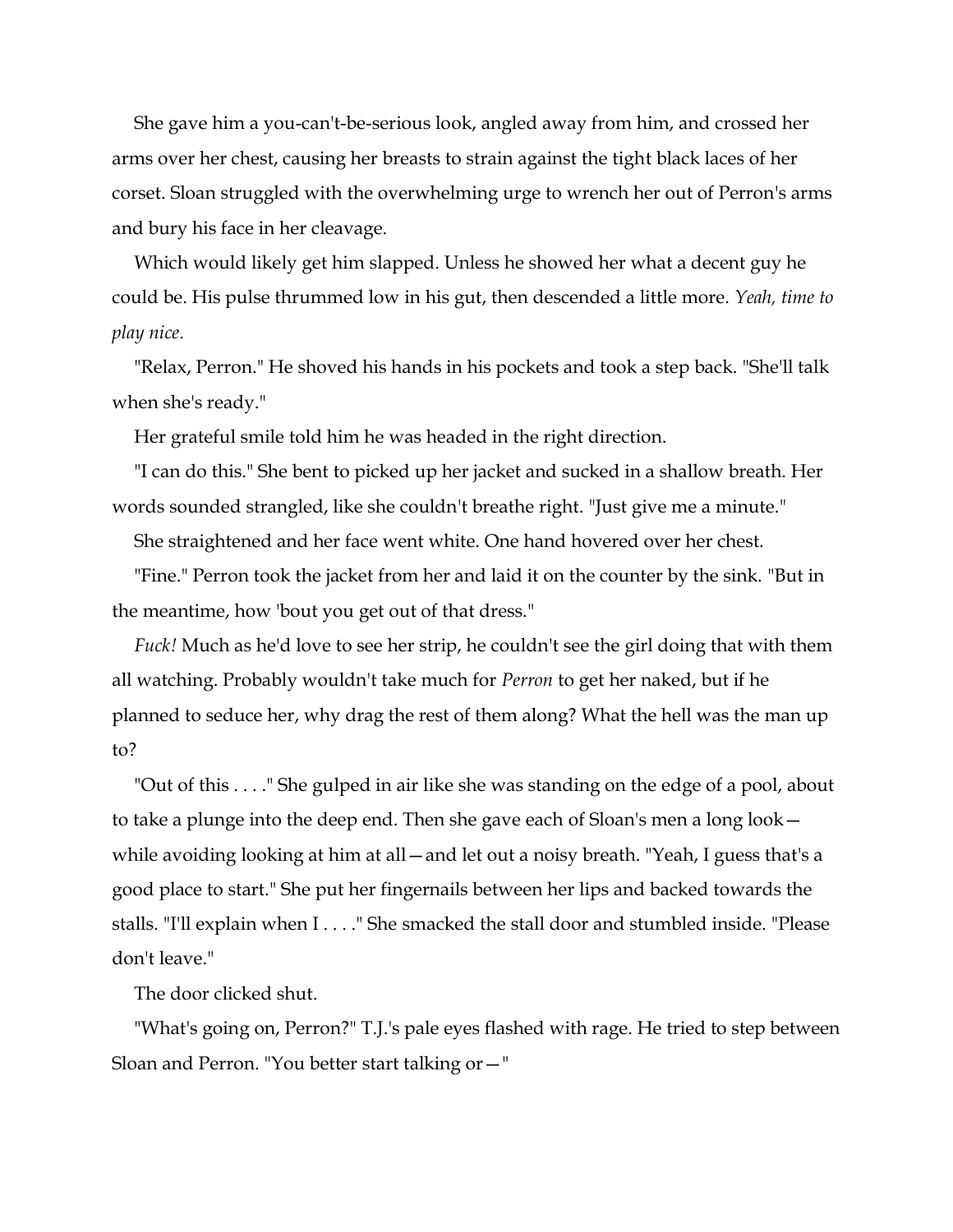She gave him a you-can't-be-serious look, angled away from him, and crossed her arms over her chest, causing her breasts to strain against the tight black laces of her corset. Sloan struggled with the overwhelming urge to wrench her out of Perron's arms and bury his face in her cleavage.

Which would likely get him slapped. Unless he showed her what a decent guy he could be. His pulse thrummed low in his gut, then descended a little more. *Yeah, time to play nice*.

"Relax, Perron." He shoved his hands in his pockets and took a step back. "She'll talk when she's ready."

Her grateful smile told him he was headed in the right direction.

"I can do this." She bent to picked up her jacket and sucked in a shallow breath. Her words sounded strangled, like she couldn't breathe right. "Just give me a minute."

She straightened and her face went white. One hand hovered over her chest.

"Fine." Perron took the jacket from her and laid it on the counter by the sink. "But in the meantime, how 'bout you get out of that dress."

*Fuck!* Much as he'd love to see her strip, he couldn't see the girl doing that with them all watching. Probably wouldn't take much for *Perron* to get her naked, but if he planned to seduce her, why drag the rest of them along? What the hell was the man up to?

"Out of this . . . ." She gulped in air like she was standing on the edge of a pool, about to take a plunge into the deep end. Then she gave each of Sloan's men a long look—while avoiding looking at him at all—and let out a noisy breath. "Yeah, I guess that's a good place to start." She put her fingernails between her lips and backed towards the stalls. "I'll explain when I . . . ." She smacked the stall door and stumbled inside. "Please don't leave."

The door clicked shut.

"What's going on, Perron?" T.J.'s pale eyes flashed with rage. He tried to step between Sloan and Perron. "You better start talking or—"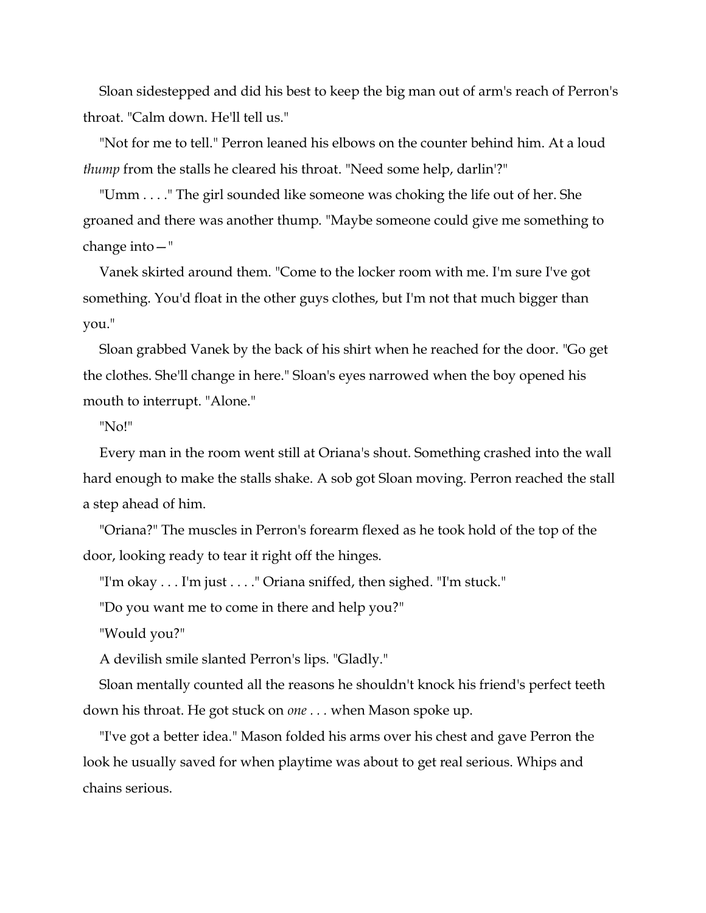Sloan sidestepped and did his best to keep the big man out of arm's reach of Perron's throat. "Calm down. He'll tell us."

"Not for me to tell." Perron leaned his elbows on the counter behind him. At a loud *thump* from the stalls he cleared his throat. "Need some help, darlin'?"

"Umm . . . ." The girl sounded like someone was choking the life out of her. She groaned and there was another thump. "Maybe someone could give me something to change into—"

Vanek skirted around them. "Come to the locker room with me. I'm sure I've got something. You'd float in the other guys clothes, but I'm not that much bigger than you."

Sloan grabbed Vanek by the back of his shirt when he reached for the door. "Go get the clothes. She'll change in here." Sloan's eyes narrowed when the boy opened his mouth to interrupt. "Alone."

"No!"

Every man in the room went still at Oriana's shout. Something crashed into the wall hard enough to make the stalls shake. A sob got Sloan moving. Perron reached the stall a step ahead of him.

"Oriana?" The muscles in Perron's forearm flexed as he took hold of the top of the door, looking ready to tear it right off the hinges.

"I'm okay . . . I'm just . . . ." Oriana sniffed, then sighed. "I'm stuck."

"Do you want me to come in there and help you?"

"Would you?"

A devilish smile slanted Perron's lips. "Gladly."

Sloan mentally counted all the reasons he shouldn't knock his friend's perfect teeth down his throat. He got stuck on *one* . . . when Mason spoke up.

"I've got a better idea." Mason folded his arms over his chest and gave Perron the look he usually saved for when playtime was about to get real serious. Whips and chains serious.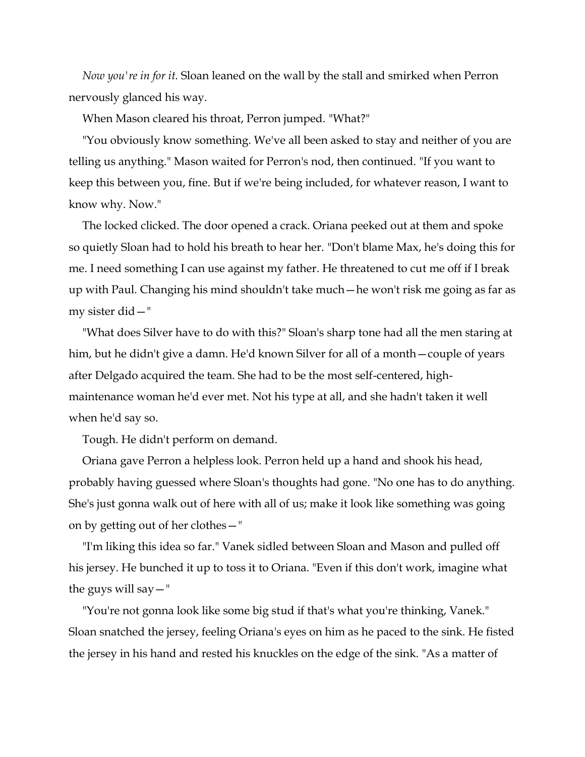*Now you're in for it.* Sloan leaned on the wall by the stall and smirked when Perron nervously glanced his way.

When Mason cleared his throat, Perron jumped. "What?"

"You obviously know something. We've all been asked to stay and neither of you are telling us anything." Mason waited for Perron's nod, then continued. "If you want to keep this between you, fine. But if we're being included, for whatever reason, I want to know why. Now."

The locked clicked. The door opened a crack. Oriana peeked out at them and spoke so quietly Sloan had to hold his breath to hear her. "Don't blame Max, he's doing this for me. I need something I can use against my father. He threatened to cut me off if I break up with Paul. Changing his mind shouldn't take much—he won't risk me going as far as my sister did—"

"What does Silver have to do with this?" Sloan's sharp tone had all the men staring at him, but he didn't give a damn. He'd known Silver for all of a month—couple of years after Delgado acquired the team. She had to be the most self-centered, high-maintenance woman he'd ever met. Not his type at all, and she hadn't taken it well when he'd say so.

Tough. He didn't perform on demand.

Oriana gave Perron a helpless look. Perron held up a hand and shook his head, probably having guessed where Sloan's thoughts had gone. "No one has to do anything. She's just gonna walk out of here with all of us; make it look like something was going on by getting out of her clothes—"

"I'm liking this idea so far." Vanek sidled between Sloan and Mason and pulled off his jersey. He bunched it up to toss it to Oriana. "Even if this don't work, imagine what the guys will say—"

"You're not gonna look like some big stud if that's what you're thinking, Vanek." Sloan snatched the jersey, feeling Oriana's eyes on him as he paced to the sink. He fisted the jersey in his hand and rested his knuckles on the edge of the sink. "As a matter of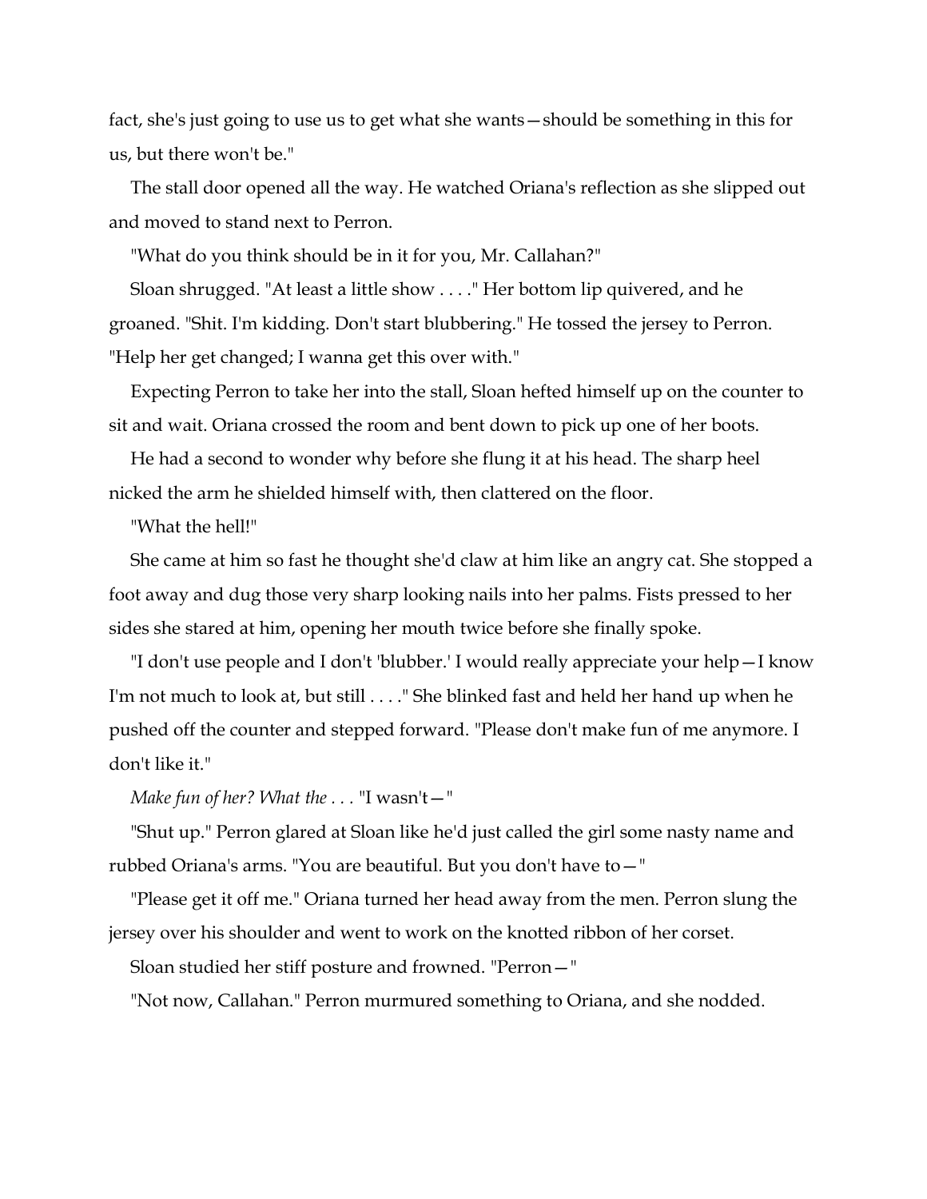fact, she's just going to use us to get what she wants—should be something in this for us, but there won't be."

The stall door opened all the way. He watched Oriana's reflection as she slipped out and moved to stand next to Perron.

"What do you think should be in it for you, Mr. Callahan?"

Sloan shrugged. "At least a little show . . . ." Her bottom lip quivered, and he groaned. "Shit. I'm kidding. Don't start blubbering." He tossed the jersey to Perron. "Help her get changed; I wanna get this over with."

Expecting Perron to take her into the stall, Sloan hefted himself up on the counter to sit and wait. Oriana crossed the room and bent down to pick up one of her boots.

He had a second to wonder why before she flung it at his head. The sharp heel nicked the arm he shielded himself with, then clattered on the floor.

"What the hell!"

She came at him so fast he thought she'd claw at him like an angry cat. She stopped a foot away and dug those very sharp looking nails into her palms. Fists pressed to her sides she stared at him, opening her mouth twice before she finally spoke.

"I don't use people and I don't 'blubber.' I would really appreciate your help—I know I'm not much to look at, but still . . . ." She blinked fast and held her hand up when he pushed off the counter and stepped forward. "Please don't make fun of me anymore. I don't like it."

*Make fun of her? What the . . .* "I wasn't—"

"Shut up." Perron glared at Sloan like he'd just called the girl some nasty name and rubbed Oriana's arms. "You are beautiful. But you don't have to—"

"Please get it off me." Oriana turned her head away from the men. Perron slung the jersey over his shoulder and went to work on the knotted ribbon of her corset.

Sloan studied her stiff posture and frowned. "Perron—"

"Not now, Callahan." Perron murmured something to Oriana, and she nodded.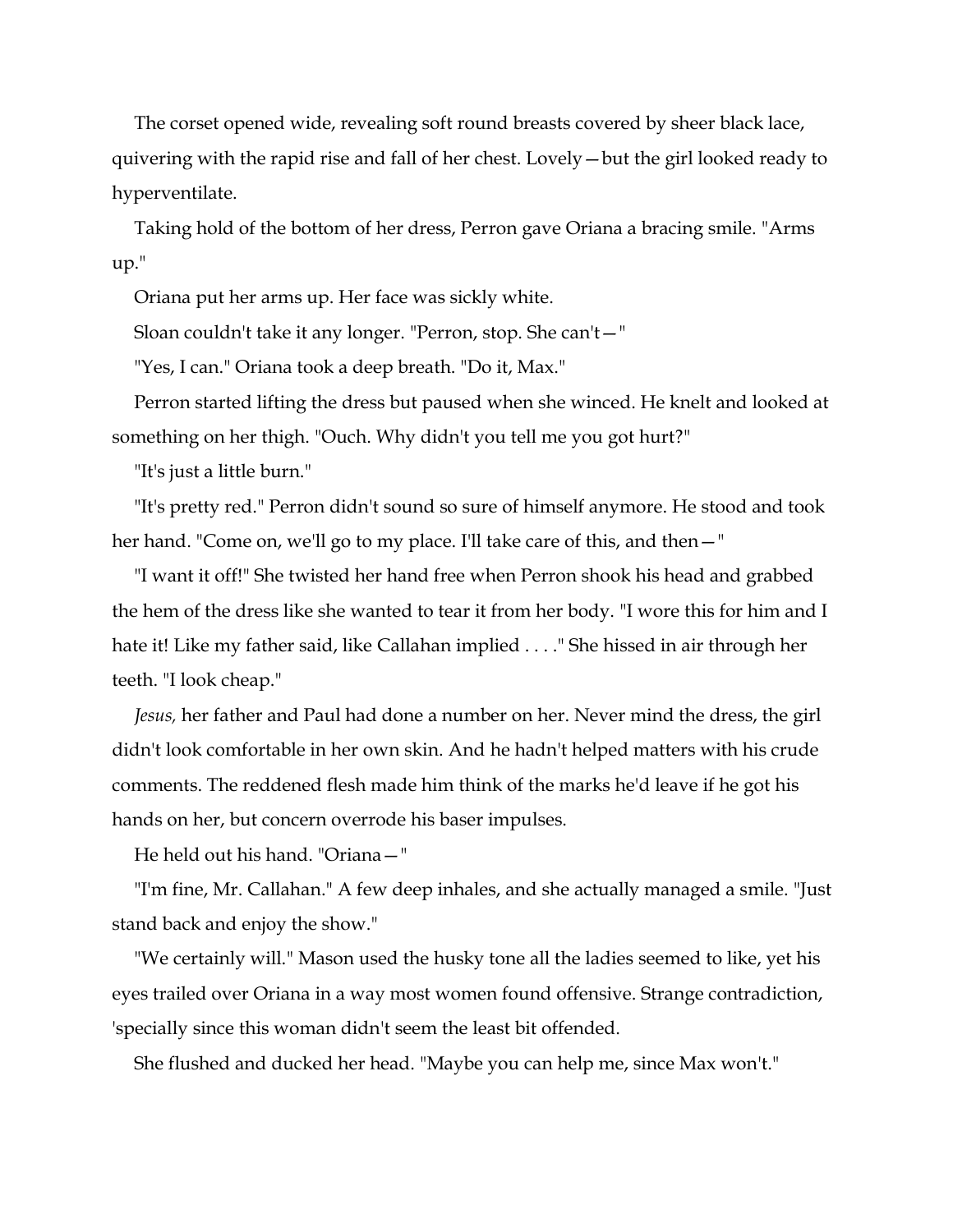The corset opened wide, revealing soft round breasts covered by sheer black lace, quivering with the rapid rise and fall of her chest. Lovely—but the girl looked ready to hyperventilate.

Taking hold of the bottom of her dress, Perron gave Oriana a bracing smile. "Arms up."

Oriana put her arms up. Her face was sickly white.

Sloan couldn't take it any longer. "Perron, stop. She can't—"

"Yes, I can." Oriana took a deep breath. "Do it, Max."

Perron started lifting the dress but paused when she winced. He knelt and looked at something on her thigh. "Ouch. Why didn't you tell me you got hurt?"

"It's just a little burn."

"It's pretty red." Perron didn't sound so sure of himself anymore. He stood and took her hand. "Come on, we'll go to my place. I'll take care of this, and then—"

"I want it off!" She twisted her hand free when Perron shook his head and grabbed the hem of the dress like she wanted to tear it from her body. "I wore this for him and I hate it! Like my father said, like Callahan implied . . . ." She hissed in air through her teeth. "I look cheap."

*Jesus,* her father and Paul had done a number on her. Never mind the dress, the girl didn't look comfortable in her own skin. And he hadn't helped matters with his crude comments. The reddened flesh made him think of the marks he'd leave if he got his hands on her, but concern overrode his baser impulses.

He held out his hand. "Oriana—"

"I'm fine, Mr. Callahan." A few deep inhales, and she actually managed a smile. "Just stand back and enjoy the show."

"We certainly will." Mason used the husky tone all the ladies seemed to like, yet his eyes trailed over Oriana in a way most women found offensive. Strange contradiction, 'specially since this woman didn't seem the least bit offended.

She flushed and ducked her head. "Maybe you can help me, since Max won't."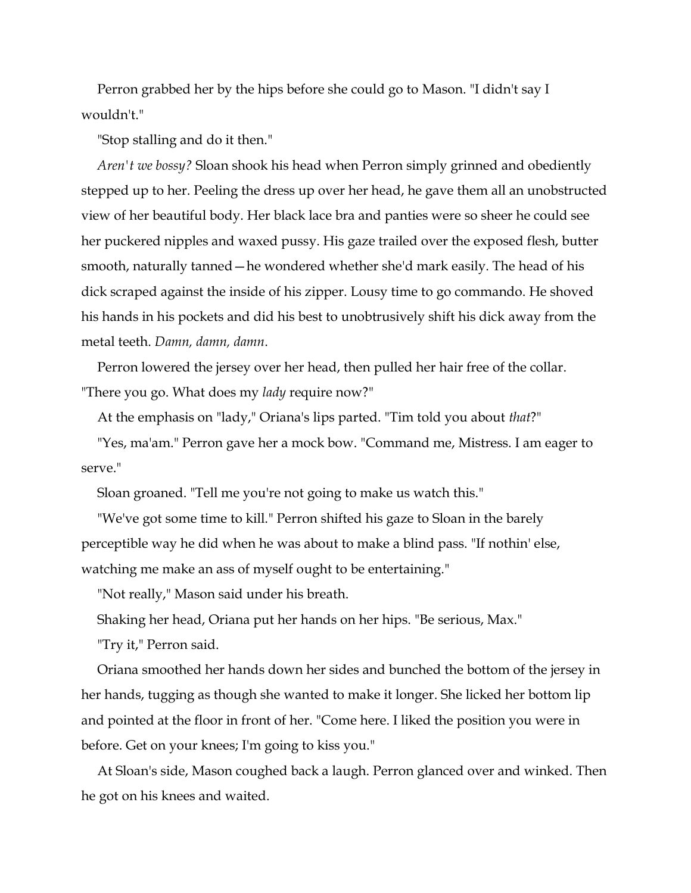Perron grabbed her by the hips before she could go to Mason. "I didn't say I wouldn't."

"Stop stalling and do it then."

*Aren't we bossy?* Sloan shook his head when Perron simply grinned and obediently stepped up to her. Peeling the dress up over her head, he gave them all an unobstructed view of her beautiful body. Her black lace bra and panties were so sheer he could see her puckered nipples and waxed pussy. His gaze trailed over the exposed flesh, butter smooth, naturally tanned—he wondered whether she'd mark easily. The head of his dick scraped against the inside of his zipper. Lousy time to go commando. He shoved his hands in his pockets and did his best to unobtrusively shift his dick away from the metal teeth. *Damn, damn, damn*.

Perron lowered the jersey over her head, then pulled her hair free of the collar. "There you go. What does my *lady* require now?"

At the emphasis on "lady," Oriana's lips parted. "Tim told you about *that*?"

"Yes, ma'am." Perron gave her a mock bow. "Command me, Mistress. I am eager to serve."

Sloan groaned. "Tell me you're not going to make us watch this."

"We've got some time to kill." Perron shifted his gaze to Sloan in the barely perceptible way he did when he was about to make a blind pass. "If nothin' else, watching me make an ass of myself ought to be entertaining."

"Not really," Mason said under his breath.

Shaking her head, Oriana put her hands on her hips. "Be serious, Max."

"Try it," Perron said.

Oriana smoothed her hands down her sides and bunched the bottom of the jersey in her hands, tugging as though she wanted to make it longer. She licked her bottom lip and pointed at the floor in front of her. "Come here. I liked the position you were in before. Get on your knees; I'm going to kiss you."

At Sloan's side, Mason coughed back a laugh. Perron glanced over and winked. Then he got on his knees and waited.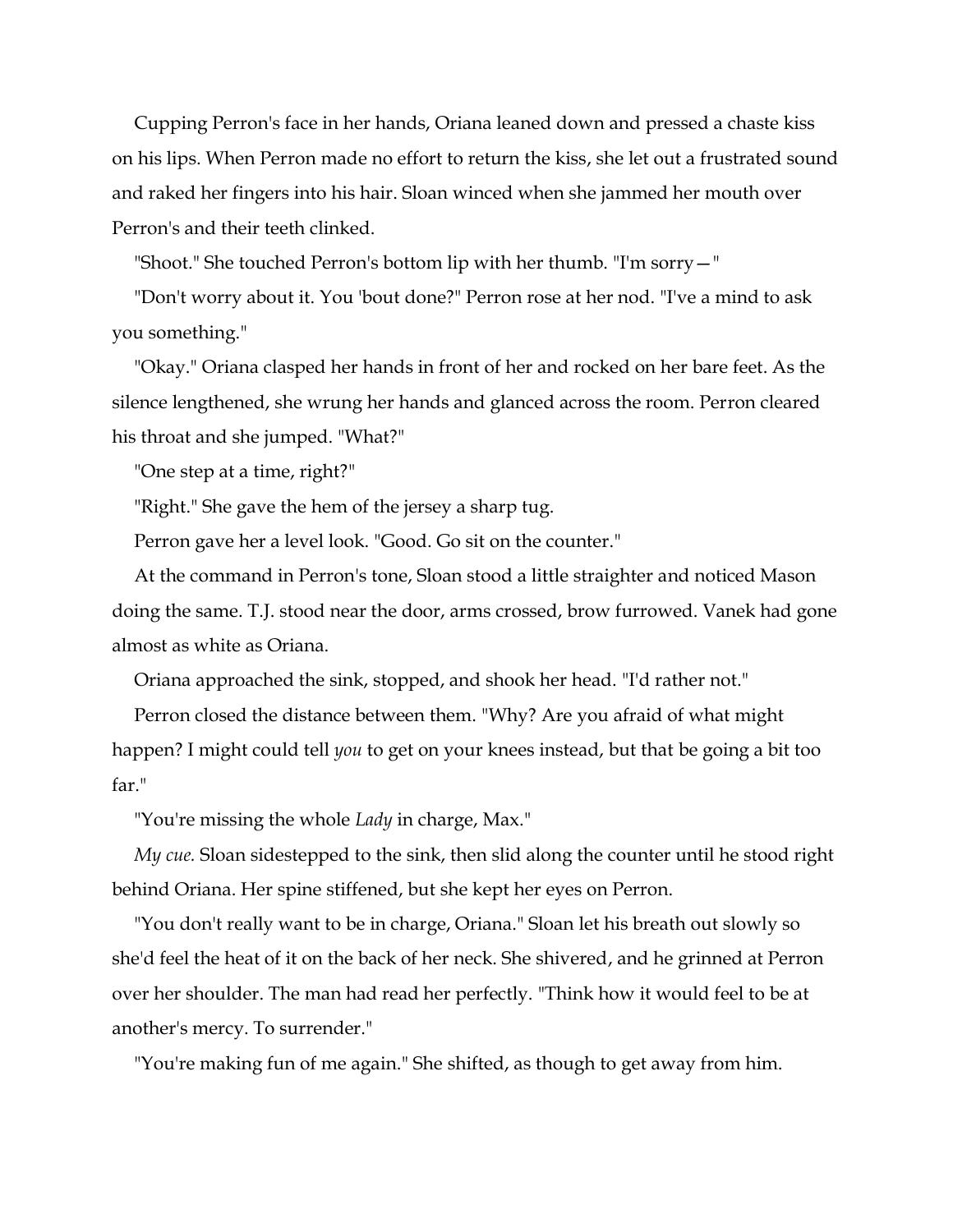Cupping Perron's face in her hands, Oriana leaned down and pressed a chaste kiss on his lips. When Perron made no effort to return the kiss, she let out a frustrated sound and raked her fingers into his hair. Sloan winced when she jammed her mouth over Perron's and their teeth clinked.

"Shoot." She touched Perron's bottom lip with her thumb. "I'm sorry—"

"Don't worry about it. You 'bout done?" Perron rose at her nod. "I've a mind to ask you something."

"Okay." Oriana clasped her hands in front of her and rocked on her bare feet. As the silence lengthened, she wrung her hands and glanced across the room. Perron cleared his throat and she jumped. "What?"

"One step at a time, right?"

"Right." She gave the hem of the jersey a sharp tug.

Perron gave her a level look. "Good. Go sit on the counter."

At the command in Perron's tone, Sloan stood a little straighter and noticed Mason doing the same. T.J. stood near the door, arms crossed, brow furrowed. Vanek had gone almost as white as Oriana.

Oriana approached the sink, stopped, and shook her head. "I'd rather not."

Perron closed the distance between them. "Why? Are you afraid of what might happen? I might could tell *you* to get on your knees instead, but that be going a bit too far."

"You're missing the whole *Lady* in charge, Max."

*My cue.* Sloan sidestepped to the sink, then slid along the counter until he stood right behind Oriana. Her spine stiffened, but she kept her eyes on Perron.

"You don't really want to be in charge, Oriana." Sloan let his breath out slowly so she'd feel the heat of it on the back of her neck. She shivered, and he grinned at Perron over her shoulder. The man had read her perfectly. "Think how it would feel to be at another's mercy. To surrender."

"You're making fun of me again." She shifted, as though to get away from him.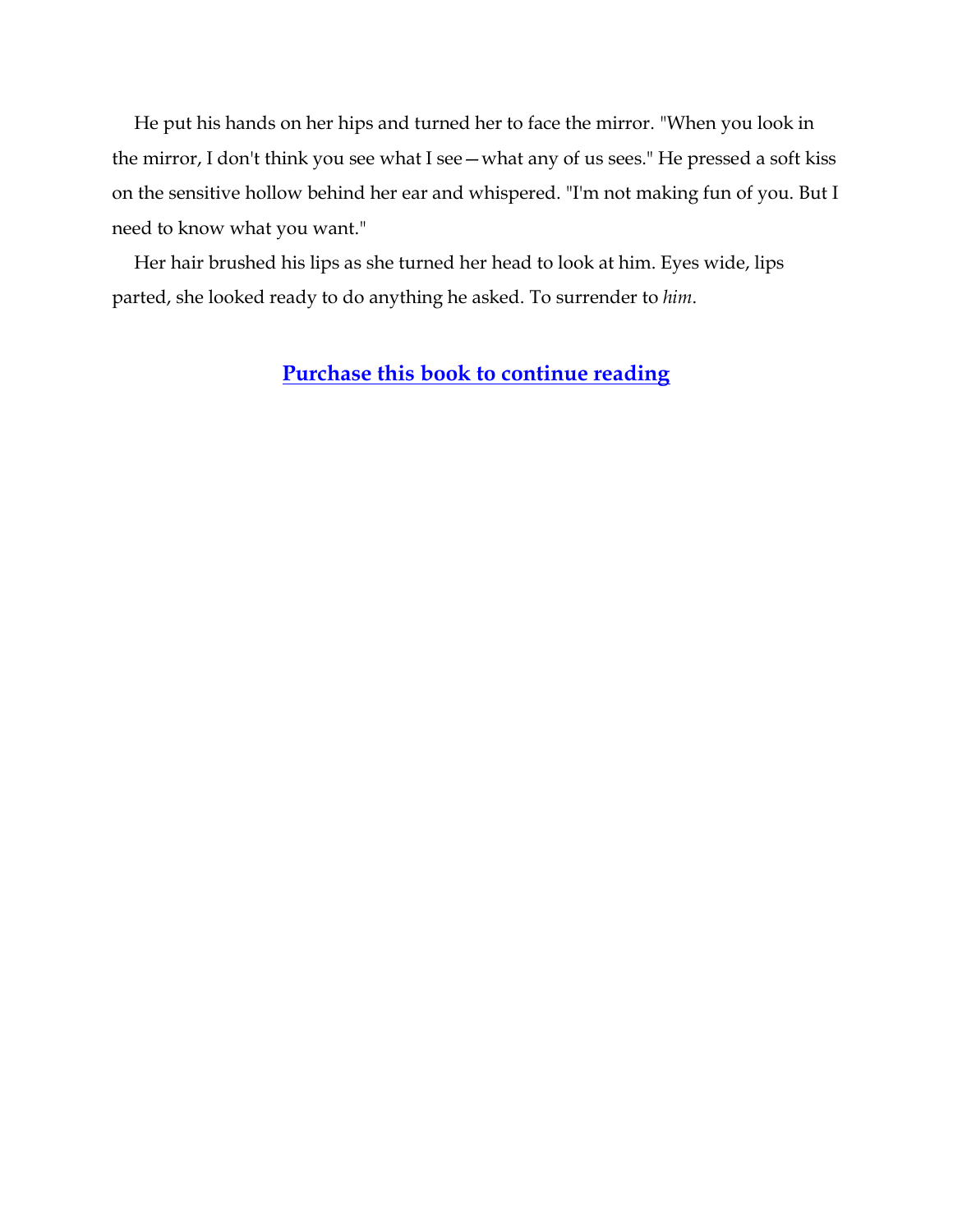He put his hands on her hips and turned her to face the mirror. "When you look in the mirror, I don't think you see what I see—what any of us sees." He pressed a soft kiss on the sensitive hollow behind her ear and whispered. "I'm not making fun of you. But I need to know what you want."

Her hair brushed his lips as she turned her head to look at him. Eyes wide, lips parted, she looked ready to do anything he asked. To surrender to *him*.

**Purchase this book to continue reading**